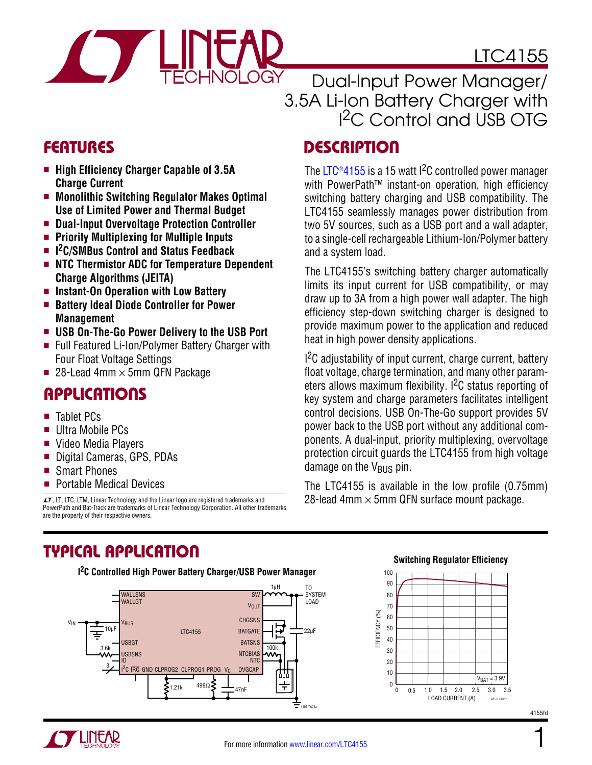# LTC4155

## Dual-Input Power Manager/ 3.5A Li-Ion Battery Charger with I²C Control and USB OTG

## FEATURES

- **High Efficiency Charger Capable of 3.5A Charge Current**
- **Monolithic Switching Regulator Makes Optimal Use of Limited Power and Thermal Budget**
- **Dual-Input Overvoltage Protection Controller**
- **Priority Multiplexing for Multiple Inputs**
- **I²C/SMBus Control and Status Feedback**
- **NTC Thermistor ADC for Temperature Dependent Charge Algorithms (JEITA)**
- **Instant-On Operation with Low Battery**
- **Battery Ideal Diode Controller for Power Management**
- **USB On-The-Go Power Delivery to the USB Port**
- Full Featured Li-Ion/Polymer Battery Charger with Four Float Voltage Settings
- 28-Lead 4mm × 5mm QFN Package

## APPLICATIONS

- Tablet PCs
- Ultra Mobile PCs
- Video Media Players
- Digital Cameras, GPS, PDAs
- Smart Phones
- Portable Medical Devices

LT, LTC, LTM, Linear Technology and the Linear logo are registered trademarks and PowerPath and Bat-Track are trademarks of Linear Technology Corporation. All other trademarks are the property of their respective owners.

## DESCRIPTION

The LTC®4155 is a 15 watt I²C controlled power manager with PowerPath™ instant-on operation, high efficiency switching battery charging and USB compatibility. The LTC4155 seamlessly manages power distribution from two 5V sources, such as a USB port and a wall adapter, to a single-cell rechargeable Lithium-Ion/Polymer battery and a system load.

The LTC4155's switching battery charger automatically limits its input current for USB compatibility, or may draw up to 3A from a high power wall adapter. The high efficiency step-down switching charger is designed to provide maximum power to the application and reduced heat in high power density applications.

I²C adjustability of input current, charge current, battery float voltage, charge termination, and many other parameters allows maximum flexibility. I²C status reporting of key system and charge parameters facilitates intelligent control decisions. USB On-The-Go support provides 5V power back to the USB port without any additional components. A dual-input, priority multiplexing, overvoltage protection circuit guards the LTC4155 from high voltage damage on the $V_{BUS}$ pin.

The LTC4155 is available in the low profile (0.75mm) 28-lead 4mm × 5mm QFN surface mount package.

## TYPICAL APPLICATION

**I²C Controlled High Power Battery Charger/USB Power Manager**

**Switching Regulator Efficiency**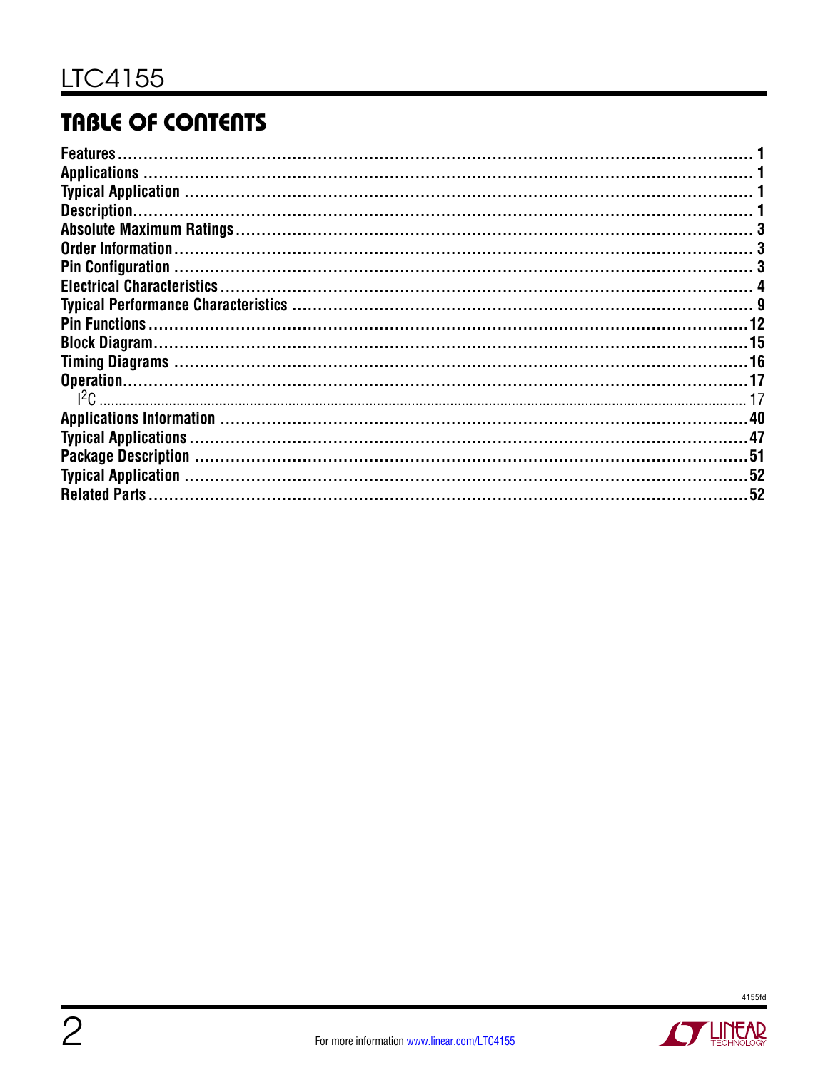# TABLE OF CONTENTS

| | |
|---|---|
| **Features** | **1** |
| **Applications** | **1** |
| **Typical Application** | **1** |
| **Description** | **1** |
| **Absolute Maximum Ratings** | **3** |
| **Order Information** | **3** |
| **Pin Configuration** | **3** |
| **Electrical Characteristics** | **4** |
| **Typical Performance Characteristics** | **9** |
| **Pin Functions** | **12** |
| **Block Diagram** | **15** |
| **Timing Diagrams** | **16** |
| **Operation** | **17** |
| $I^2C$ | 17 |
| **Applications Information** | **40** |
| **Typical Applications** | **47** |
| **Package Description** | **51** |
| **Typical Application** | **52** |
| **Related Parts** | **52** |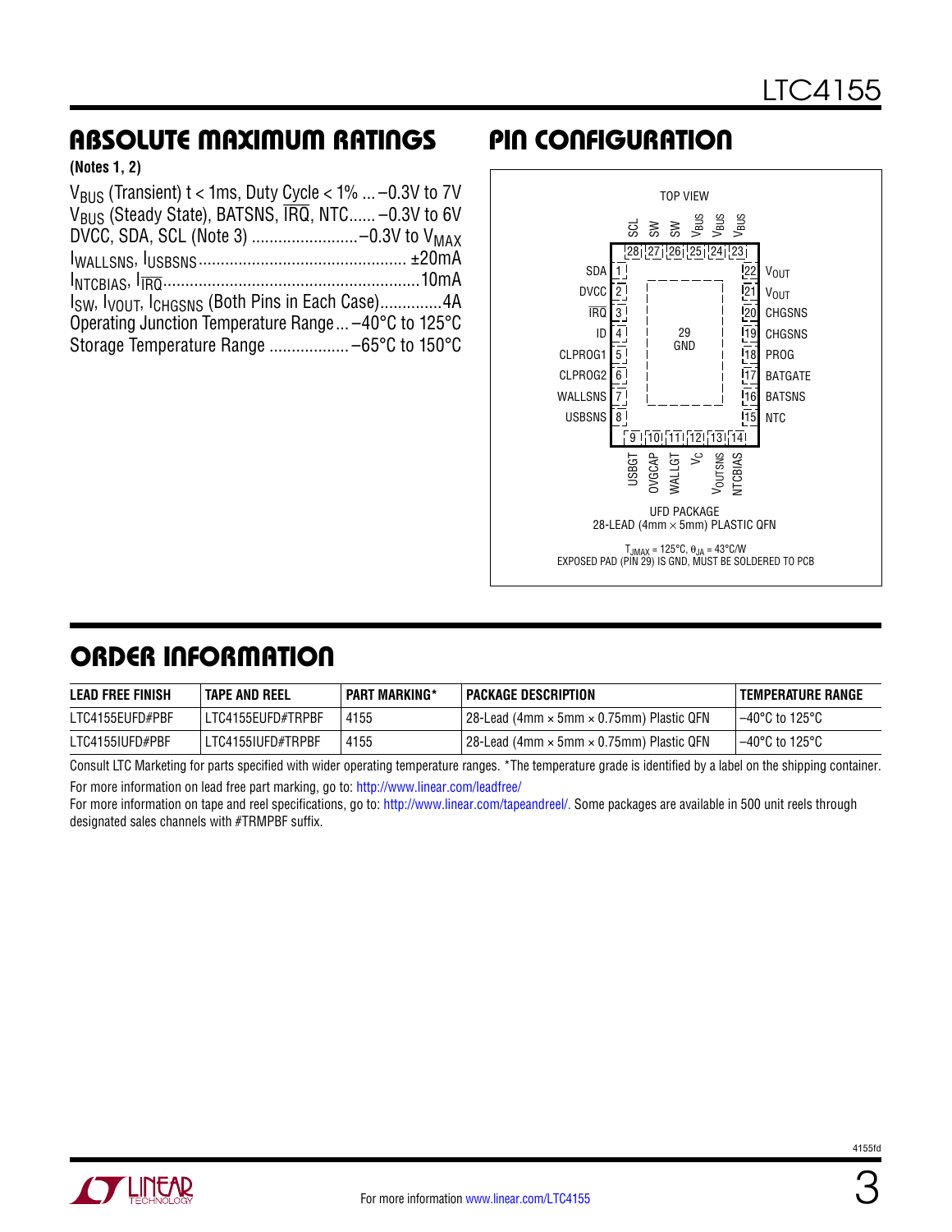## ABSOLUTE MAXIMUM RATINGS

**(Notes 1, 2)**

$V_{BUS}$ (Transient) t < 1ms, Duty Cycle < 1% ... –0.3V to 7V
$V_{BUS}$ (Steady State), BATSNS, $\overline{IRQ}$, NTC...... –0.3V to 6V
DVCC, SDA, SCL (Note 3) ........................ –0.3V to $V_{MAX}$
$I_{WALLSNS}$, $I_{USBSNS}$ ............................................... ±20mA
$I_{NTCBIAS}$, $I_{\overline{IRQ}}$ ........................................................... 10mA
$I_{SW}$, $I_{VOUT}$, $I_{CHGSNS}$ (Both Pins in Each Case).............. 4A
Operating Junction Temperature Range ... –40°C to 125°C
Storage Temperature Range .................. –65°C to 150°C

## PIN CONFIGURATION

TOP VIEW

| Pin | Name | Pin | Name |
|---|---|---|---|
| 1 | SDA | 22 | $V_{OUT}$ |
| 2 | DVCC | 21 | $V_{OUT}$ |
| 3 | $\overline{IRQ}$ | 20 | CHGSNS |
| 4 | ID | 19 | CHGSNS |
| 5 | CLPROG1 | 18 | PROG |
| 6 | CLPROG2 | 17 | BATGATE |
| 7 | WALLSNS | 16 | BATSNS |
| 8 | USBSNS | 15 | NTC |
| 9 | USBGT | 28 | SCL |
| 10 | OVGCAP | 27 | SW |
| 11 | WALLGT | 26 | SW |
| 12 | $V_C$ | 25 | $V_{BUS}$ |
| 13 | $V_{OUTSNS}$ | 24 | $V_{BUS}$ |
| 14 | NTCBIAS | 23 | $V_{BUS}$ |
| 29 | GND | | |

UFD PACKAGE
28-LEAD (4mm × 5mm) PLASTIC QFN

$T_{JMAX}$ = 125°C, $\theta_{JA}$ = 43°C/W
EXPOSED PAD (PIN 29) IS GND, MUST BE SOLDERED TO PCB

## ORDER INFORMATION

| LEAD FREE FINISH | TAPE AND REEL | PART MARKING* | PACKAGE DESCRIPTION | TEMPERATURE RANGE |
|---|---|---|---|---|
| LTC4155EUFD#PBF | LTC4155EUFD#TRPBF | 4155 | 28-Lead (4mm × 5mm × 0.75mm) Plastic QFN | –40°C to 125°C |
| LTC4155IUFD#PBF | LTC4155IUFD#TRPBF | 4155 | 28-Lead (4mm × 5mm × 0.75mm) Plastic QFN | –40°C to 125°C |

Consult LTC Marketing for parts specified with wider operating temperature ranges. *The temperature grade is identified by a label on the shipping container.

For more information on lead free part marking, go to: http://www.linear.com/leadfree/

For more information on tape and reel specifications, go to: http://www.linear.com/tapeandreel/. Some packages are available in 500 unit reels through designated sales channels with #TRMPBF suffix.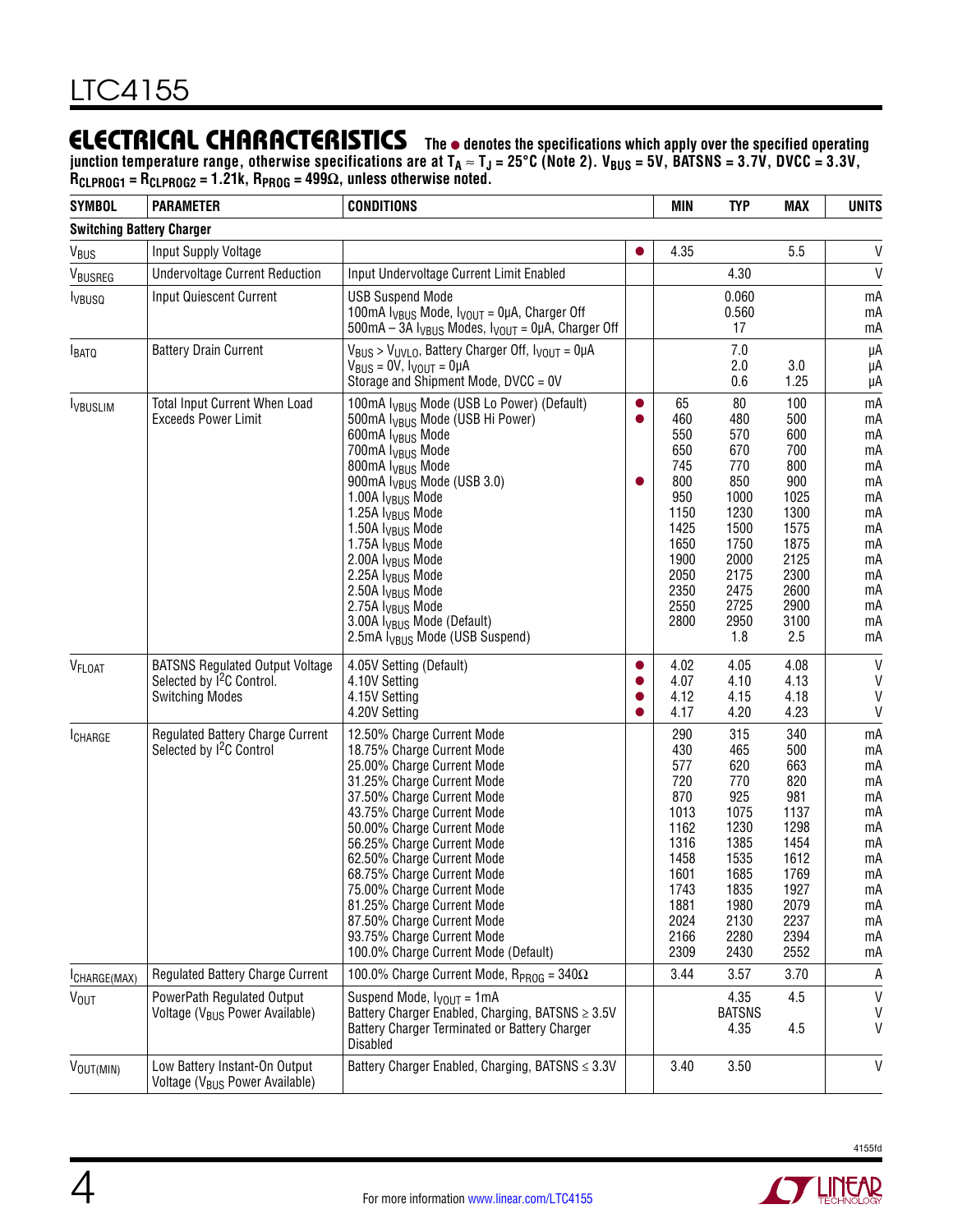## ELECTRICAL CHARACTERISTICS

**The ● denotes the specifications which apply over the specified operating junction temperature range, otherwise specifications are at $T_A \approx T_J = 25°C$ (Note 2). $V_{BUS} = 5V$, BATSNS = 3.7V, DVCC = 3.3V, $R_{CLPROG1} = R_{CLPROG2} = 1.21k$, $R_{PROG} = 499\Omega$, unless otherwise noted.**

| SYMBOL | PARAMETER | CONDITIONS | | MIN | TYP | MAX | UNITS |
|---|---|---|---|---|---|---|---|
| **Switching Battery Charger** | | | | | | | |
| $V_{BUS}$ | Input Supply Voltage | | ● | 4.35 | | 5.5 | V |
| $V_{BUSREG}$ | Undervoltage Current Reduction | Input Undervoltage Current Limit Enabled | | | 4.30 | | V |
| $I_{VBUSQ}$ | Input Quiescent Current | USB Suspend Mode<br>100mA $I_{VBUS}$ Mode, $I_{VOUT} = 0\mu A$, Charger Off<br>500mA – 3A $I_{VBUS}$ Modes, $I_{VOUT} = 0\mu A$, Charger Off | | | 0.060<br>0.560<br>17 | | mA<br>mA<br>mA |
| $I_{BATQ}$ | Battery Drain Current | $V_{BUS} > V_{UVLO}$, Battery Charger Off, $I_{VOUT} = 0\mu A$<br>$V_{BUS} = 0V$, $I_{VOUT} = 0\mu A$<br>Storage and Shipment Mode, DVCC = 0V | | | 7.0<br>2.0<br>0.6 | <br>3.0<br>1.25 | µA<br>µA<br>µA |
| $I_{VBUSLIM}$ | Total Input Current When Load Exceeds Power Limit | 100mA $I_{VBUS}$ Mode (USB Lo Power) (Default)<br>500mA $I_{VBUS}$ Mode (USB Hi Power)<br>600mA $I_{VBUS}$ Mode<br>700mA $I_{VBUS}$ Mode<br>800mA $I_{VBUS}$ Mode<br>900mA $I_{VBUS}$ Mode (USB 3.0)<br>1.00A $I_{VBUS}$ Mode<br>1.25A $I_{VBUS}$ Mode<br>1.50A $I_{VBUS}$ Mode<br>1.75A $I_{VBUS}$ Mode<br>2.00A $I_{VBUS}$ Mode<br>2.25A $I_{VBUS}$ Mode<br>2.50A $I_{VBUS}$ Mode<br>2.75A $I_{VBUS}$ Mode<br>3.00A $I_{VBUS}$ Mode (Default)<br>2.5mA $I_{VBUS}$ Mode (USB Suspend) | ●<br>●<br><br><br><br>● | 65<br>460<br>550<br>650<br>745<br>800<br>950<br>1150<br>1425<br>1650<br>1900<br>2050<br>2350<br>2550<br>2800 | 80<br>480<br>570<br>670<br>770<br>850<br>1000<br>1230<br>1500<br>1750<br>2000<br>2175<br>2475<br>2725<br>2950<br>1.8 | 100<br>500<br>600<br>700<br>800<br>900<br>1025<br>1300<br>1575<br>1875<br>2125<br>2300<br>2600<br>2900<br>3100<br>2.5 | mA<br>mA<br>mA<br>mA<br>mA<br>mA<br>mA<br>mA<br>mA<br>mA<br>mA<br>mA<br>mA<br>mA<br>mA<br>mA |
| $V_{FLOAT}$ | BATSNS Regulated Output Voltage Selected by I²C Control. Switching Modes | 4.05V Setting (Default)<br>4.10V Setting<br>4.15V Setting<br>4.20V Setting | ●<br>●<br>●<br>● | 4.02<br>4.07<br>4.12<br>4.17 | 4.05<br>4.10<br>4.15<br>4.20 | 4.08<br>4.13<br>4.18<br>4.23 | V<br>V<br>V<br>V |
| $I_{CHARGE}$ | Regulated Battery Charge Current Selected by I²C Control | 12.50% Charge Current Mode<br>18.75% Charge Current Mode<br>25.00% Charge Current Mode<br>31.25% Charge Current Mode<br>37.50% Charge Current Mode<br>43.75% Charge Current Mode<br>50.00% Charge Current Mode<br>56.25% Charge Current Mode<br>62.50% Charge Current Mode<br>68.75% Charge Current Mode<br>75.00% Charge Current Mode<br>81.25% Charge Current Mode<br>87.50% Charge Current Mode<br>93.75% Charge Current Mode<br>100.0% Charge Current Mode (Default) | | 290<br>430<br>577<br>720<br>870<br>1013<br>1162<br>1316<br>1458<br>1601<br>1743<br>1881<br>2024<br>2166<br>2309 | 315<br>465<br>620<br>770<br>925<br>1075<br>1230<br>1385<br>1535<br>1685<br>1835<br>1980<br>2130<br>2280<br>2430 | 340<br>500<br>663<br>820<br>981<br>1137<br>1298<br>1454<br>1612<br>1769<br>1927<br>2079<br>2237<br>2394<br>2552 | mA<br>mA<br>mA<br>mA<br>mA<br>mA<br>mA<br>mA<br>mA<br>mA<br>mA<br>mA<br>mA<br>mA<br>mA |
| $I_{CHARGE(MAX)}$ | Regulated Battery Charge Current | 100.0% Charge Current Mode, $R_{PROG} = 340\Omega$ | | 3.44 | 3.57 | 3.70 | A |
| $V_{OUT}$ | PowerPath Regulated Output Voltage ($V_{BUS}$ Power Available) | Suspend Mode, $I_{VOUT} = 1mA$<br>Battery Charger Enabled, Charging, BATSNS ≥ 3.5V<br>Battery Charger Terminated or Battery Charger Disabled | | | 4.35<br>BATSNS<br>4.35 | 4.5<br><br>4.5 | V<br>V<br>V |
| $V_{OUT(MIN)}$ | Low Battery Instant-On Output Voltage ($V_{BUS}$ Power Available) | Battery Charger Enabled, Charging, BATSNS ≤ 3.3V | | 3.40 | 3.50 | | V |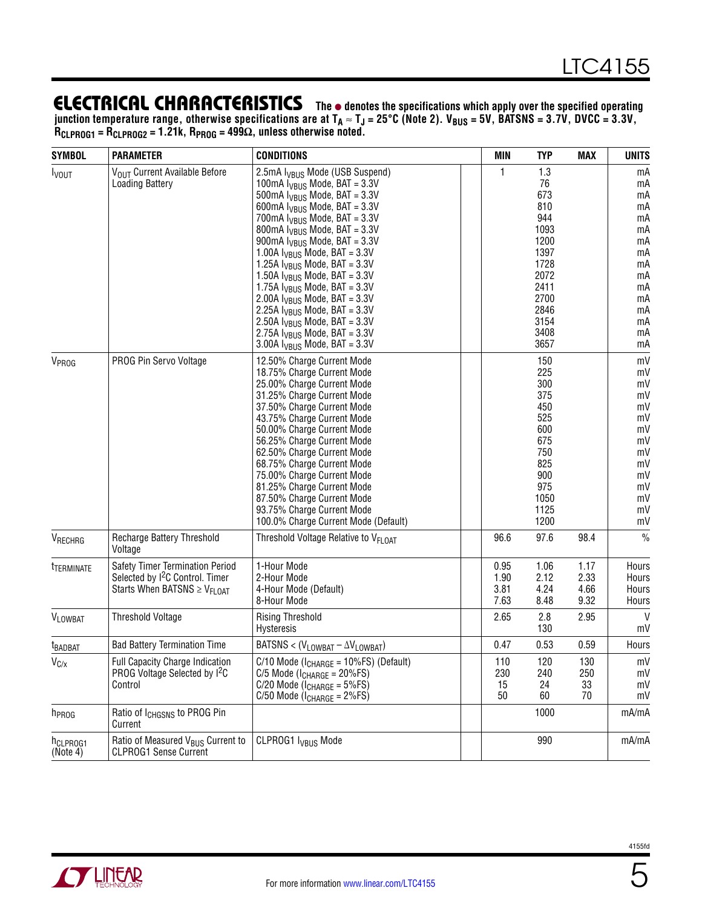## ELECTRICAL CHARACTERISTICS

**The ● denotes the specifications which apply over the specified operating junction temperature range, otherwise specifications are at $T_A \approx T_J = 25°C$ (Note 2). $V_{BUS} = 5V$, BATSNS = 3.7V, DVCC = 3.3V, $R_{CLPROG1} = R_{CLPROG2} = 1.21k$, $R_{PROG} = 499\Omega$, unless otherwise noted.**

| SYMBOL | PARAMETER | CONDITIONS | | MIN | TYP | MAX | UNITS |
|---|---|---|---|---|---|---|---|
| $I_{VOUT}$ | $V_{OUT}$ Current Available Before Loading Battery | 2.5mA $I_{VBUS}$ Mode (USB Suspend) | | 1 | 1.3 | | mA |
| | | 100mA $I_{VBUS}$ Mode, BAT = 3.3V | | | 76 | | mA |
| | | 500mA $I_{VBUS}$ Mode, BAT = 3.3V | | | 673 | | mA |
| | | 600mA $I_{VBUS}$ Mode, BAT = 3.3V | | | 810 | | mA |
| | | 700mA $I_{VBUS}$ Mode, BAT = 3.3V | | | 944 | | mA |
| | | 800mA $I_{VBUS}$ Mode, BAT = 3.3V | | | 1093 | | mA |
| | | 900mA $I_{VBUS}$ Mode, BAT = 3.3V | | | 1200 | | mA |
| | | 1.00A $I_{VBUS}$ Mode, BAT = 3.3V | | | 1397 | | mA |
| | | 1.25A $I_{VBUS}$ Mode, BAT = 3.3V | | | 1728 | | mA |
| | | 1.50A $I_{VBUS}$ Mode, BAT = 3.3V | | | 2072 | | mA |
| | | 1.75A $I_{VBUS}$ Mode, BAT = 3.3V | | | 2411 | | mA |
| | | 2.00A $I_{VBUS}$ Mode, BAT = 3.3V | | | 2700 | | mA |
| | | 2.25A $I_{VBUS}$ Mode, BAT = 3.3V | | | 2846 | | mA |
| | | 2.50A $I_{VBUS}$ Mode, BAT = 3.3V | | | 3154 | | mA |
| | | 2.75A $I_{VBUS}$ Mode, BAT = 3.3V | | | 3408 | | mA |
| | | 3.00A $I_{VBUS}$ Mode, BAT = 3.3V | | | 3657 | | mA |
| $V_{PROG}$ | PROG Pin Servo Voltage | 12.50% Charge Current Mode | | | 150 | | mV |
| | | 18.75% Charge Current Mode | | | 225 | | mV |
| | | 25.00% Charge Current Mode | | | 300 | | mV |
| | | 31.25% Charge Current Mode | | | 375 | | mV |
| | | 37.50% Charge Current Mode | | | 450 | | mV |
| | | 43.75% Charge Current Mode | | | 525 | | mV |
| | | 50.00% Charge Current Mode | | | 600 | | mV |
| | | 56.25% Charge Current Mode | | | 675 | | mV |
| | | 62.50% Charge Current Mode | | | 750 | | mV |
| | | 68.75% Charge Current Mode | | | 825 | | mV |
| | | 75.00% Charge Current Mode | | | 900 | | mV |
| | | 81.25% Charge Current Mode | | | 975 | | mV |
| | | 87.50% Charge Current Mode | | | 1050 | | mV |
| | | 93.75% Charge Current Mode | | | 1125 | | mV |
| | | 100.0% Charge Current Mode (Default) | | | 1200 | | mV |
| $V_{RECHRG}$ | Recharge Battery Threshold Voltage | Threshold Voltage Relative to $V_{FLOAT}$ | | 96.6 | 97.6 | 98.4 | % |
| $t_{TERMINATE}$ | Safety Timer Termination Period Selected by I²C Control. Timer Starts When BATSNS ≥ $V_{FLOAT}$ | 1-Hour Mode | | 0.95 | 1.06 | 1.17 | Hours |
| | | 2-Hour Mode | | 1.90 | 2.12 | 2.33 | Hours |
| | | 4-Hour Mode (Default) | | 3.81 | 4.24 | 4.66 | Hours |
| | | 8-Hour Mode | | 7.63 | 8.48 | 9.32 | Hours |
| $V_{LOWBAT}$ | Threshold Voltage | Rising Threshold | | 2.65 | 2.8 | 2.95 | V |
| | | Hysteresis | | | 130 | | mV |
| $t_{BADBAT}$ | Bad Battery Termination Time | BATSNS < ($V_{LOWBAT}$ – $\Delta V_{LOWBAT}$) | | 0.47 | 0.53 | 0.59 | Hours |
| $V_{C/x}$ | Full Capacity Charge Indication PROG Voltage Selected by I²C Control | C/10 Mode ($I_{CHARGE}$ = 10%FS) (Default) | | 110 | 120 | 130 | mV |
| | | C/5 Mode ($I_{CHARGE}$ = 20%FS) | | 230 | 240 | 250 | mV |
| | | C/20 Mode ($I_{CHARGE}$ = 5%FS) | | 15 | 24 | 33 | mV |
| | | C/50 Mode ($I_{CHARGE}$ = 2%FS) | | 50 | 60 | 70 | mV |
| $h_{PROG}$ | Ratio of $I_{CHGSNS}$ to PROG Pin Current | | | | 1000 | | mA/mA |
| $h_{CLPROG1}$ (Note 4) | Ratio of Measured $V_{BUS}$ Current to CLPROG1 Sense Current | CLPROG1 $I_{VBUS}$ Mode | | | 990 | | mA/mA |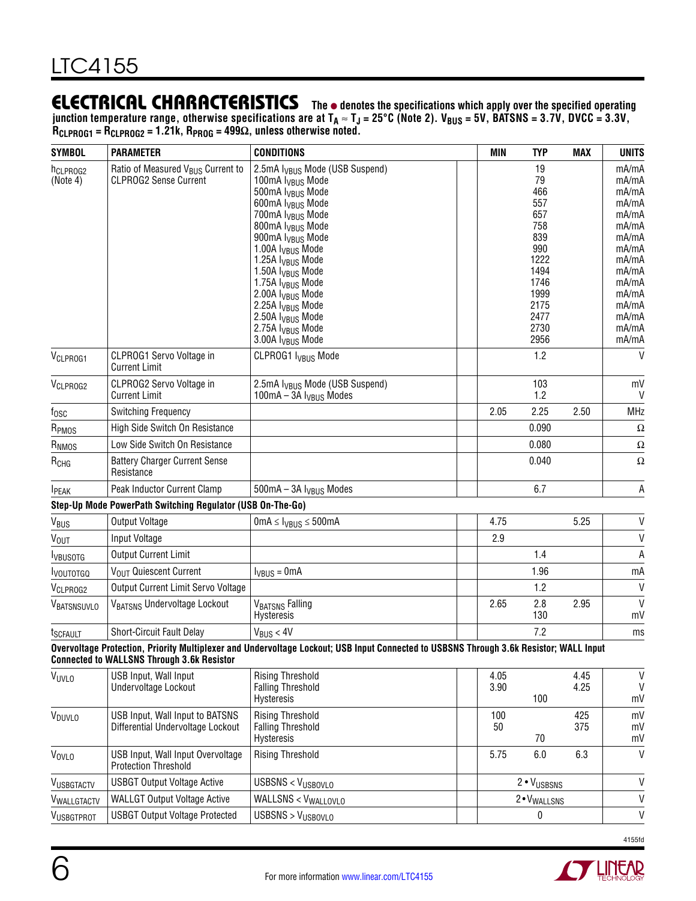## ELECTRICAL CHARACTERISTICS

**The ● denotes the specifications which apply over the specified operating junction temperature range, otherwise specifications are at $T_A \approx T_J = 25°C$ (Note 2). $V_{BUS} = 5V$, BATSNS = 3.7V, DVCC = 3.3V, $R_{CLPROG1} = R_{CLPROG2} = 1.21k$, $R_{PROG} = 499\Omega$, unless otherwise noted.**

| SYMBOL | PARAMETER | CONDITIONS | | MIN | TYP | MAX | UNITS |
|---|---|---|---|---|---|---|---|
| $h_{CLPROG2}$ (Note 4) | Ratio of Measured $V_{BUS}$ Current to CLPROG2 Sense Current | 2.5mA $I_{VBUS}$ Mode (USB Suspend)<br>100mA $I_{VBUS}$ Mode<br>500mA $I_{VBUS}$ Mode<br>600mA $I_{VBUS}$ Mode<br>700mA $I_{VBUS}$ Mode<br>800mA $I_{VBUS}$ Mode<br>900mA $I_{VBUS}$ Mode<br>1.00A $I_{VBUS}$ Mode<br>1.25A $I_{VBUS}$ Mode<br>1.50A $I_{VBUS}$ Mode<br>1.75A $I_{VBUS}$ Mode<br>2.00A $I_{VBUS}$ Mode<br>2.25A $I_{VBUS}$ Mode<br>2.50A $I_{VBUS}$ Mode<br>2.75A $I_{VBUS}$ Mode<br>3.00A $I_{VBUS}$ Mode | | | 19<br>79<br>466<br>557<br>657<br>758<br>839<br>990<br>1222<br>1494<br>1746<br>1999<br>2175<br>2477<br>2730<br>2956 | | mA/mA<br>mA/mA<br>mA/mA<br>mA/mA<br>mA/mA<br>mA/mA<br>mA/mA<br>mA/mA<br>mA/mA<br>mA/mA<br>mA/mA<br>mA/mA<br>mA/mA<br>mA/mA<br>mA/mA<br>mA/mA |
| $V_{CLPROG1}$ | CLPROG1 Servo Voltage in Current Limit | CLPROG1 $I_{VBUS}$ Mode | | | 1.2 | | V |
| $V_{CLPROG2}$ | CLPROG2 Servo Voltage in Current Limit | 2.5mA $I_{VBUS}$ Mode (USB Suspend)<br>100mA – 3A $I_{VBUS}$ Modes | | | 103<br>1.2 | | mV<br>V |
| $f_{OSC}$ | Switching Frequency | | | 2.05 | 2.25 | 2.50 | MHz |
| $R_{PMOS}$ | High Side Switch On Resistance | | | | 0.090 | | Ω |
| $R_{NMOS}$ | Low Side Switch On Resistance | | | | 0.080 | | Ω |
| $R_{CHG}$ | Battery Charger Current Sense Resistance | | | | 0.040 | | Ω |
| $I_{PEAK}$ | Peak Inductor Current Clamp | 500mA – 3A $I_{VBUS}$ Modes | | | 6.7 | | A |
| **Step-Up Mode PowerPath Switching Regulator (USB On-The-Go)** | | | | | | | |
| $V_{BUS}$ | Output Voltage | $0mA \le I_{VBUS} \le 500mA$ | | 4.75 | | 5.25 | V |
| $V_{OUT}$ | Input Voltage | | | 2.9 | | | V |
| $I_{VBUSOTG}$ | Output Current Limit | | | | 1.4 | | A |
| $I_{VOUTOTGQ}$ | $V_{OUT}$ Quiescent Current | $I_{VBUS} = 0mA$ | | | 1.96 | | mA |
| $V_{CLPROG2}$ | Output Current Limit Servo Voltage | | | | 1.2 | | V |
| $V_{BATSNSUVLO}$ | $V_{BATSNS}$ Undervoltage Lockout | $V_{BATSNS}$ Falling<br>Hysteresis | | 2.65 | 2.8<br>130 | 2.95 | V<br>mV |
| $t_{SCFAULT}$ | Short-Circuit Fault Delay | $V_{BUS} < 4V$ | | | 7.2 | | ms |
| **Overvoltage Protection, Priority Multiplexer and Undervoltage Lockout; USB Input Connected to USBSNS Through 3.6k Resistor; WALL Input Connected to WALLSNS Through 3.6k Resistor** | | | | | | | |
| $V_{UVLO}$ | USB Input, Wall Input Undervoltage Lockout | Rising Threshold<br>Falling Threshold<br>Hysteresis | | 4.05<br>3.90 | <br><br>100 | 4.45<br>4.25 | V<br>V<br>mV |
| $V_{DUVLO}$ | USB Input, Wall Input to BATSNS Differential Undervoltage Lockout | Rising Threshold<br>Falling Threshold<br>Hysteresis | | 100<br>50 | <br><br>70 | 425<br>375 | mV<br>mV<br>mV |
| $V_{OVLO}$ | USB Input, Wall Input Overvoltage Protection Threshold | Rising Threshold | | 5.75 | 6.0 | 6.3 | V |
| $V_{USBGTACTV}$ | USBGT Output Voltage Active | USBSNS < $V_{USBOVLO}$ | | | $2 \cdot V_{USBSNS}$ | | V |
| $V_{WALLGTACTV}$ | WALLGT Output Voltage Active | WALLSNS < $V_{WALLOVLO}$ | | | $2 \cdot V_{WALLSNS}$ | | V |
| $V_{USBGTPROT}$ | USBGT Output Voltage Protected | USBSNS > $V_{USBOVLO}$ | | | 0 | | V |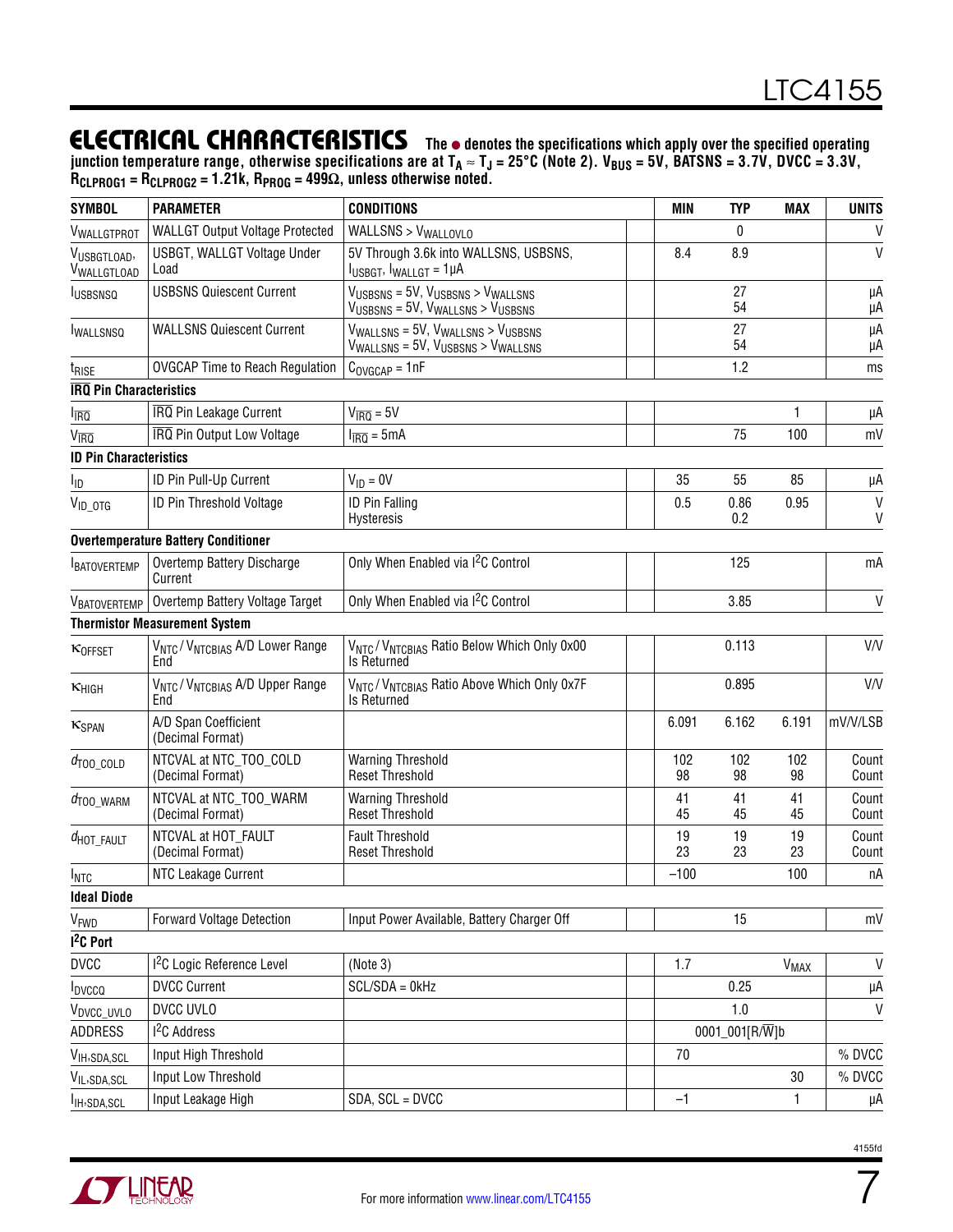## ELECTRICAL CHARACTERISTICS

**The ● denotes the specifications which apply over the specified operating junction temperature range, otherwise specifications are at $T_A \approx T_J = 25°C$ (Note 2). $V_{BUS} = 5V$, BATSNS = 3.7V, DVCC = 3.3V, $R_{CLPROG1} = R_{CLPROG2} = 1.21k$, $R_{PROG} = 499\Omega$, unless otherwise noted.**

| SYMBOL | PARAMETER | CONDITIONS | | MIN | TYP | MAX | UNITS |
|---|---|---|---|---|---|---|---|
| $V_{WALLGTPROT}$ | WALLGT Output Voltage Protected | WALLSNS > $V_{WALLOVLO}$ | | | 0 | | V |
| $V_{USBGTLOAD}$, $V_{WALLGTLOAD}$ | USBGT, WALLGT Voltage Under Load | 5V Through 3.6k into WALLSNS, USBSNS, $I_{USBGT}$, $I_{WALLGT}$ = 1µA | | 8.4 | 8.9 | | V |
| $I_{USBSNSQ}$ | USBSNS Quiescent Current | $V_{USBSNS}$ = 5V, $V_{USBSNS}$ > $V_{WALLSNS}$<br>$V_{USBSNS}$ = 5V, $V_{WALLSNS}$ > $V_{USBSNS}$ | | | 27<br>54 | | µA<br>µA |
| $I_{WALLSNSQ}$ | WALLSNS Quiescent Current | $V_{WALLSNS}$ = 5V, $V_{WALLSNS}$ > $V_{USBSNS}$<br>$V_{WALLSNS}$ = 5V, $V_{USBSNS}$ > $V_{WALLSNS}$ | | | 27<br>54 | | µA<br>µA |
| $t_{RISE}$ | OVGCAP Time to Reach Regulation | $C_{OVGCAP}$ = 1nF | | | 1.2 | | ms |
| **$\overline{IRQ}$ Pin Characteristics** | | | | | | | |
| $I_{\overline{IRQ}}$ | $\overline{IRQ}$ Pin Leakage Current | $V_{\overline{IRQ}}$ = 5V | | | | 1 | µA |
| $V_{\overline{IRQ}}$ | $\overline{IRQ}$ Pin Output Low Voltage | $I_{\overline{IRQ}}$ = 5mA | | | 75 | 100 | mV |
| **ID Pin Characteristics** | | | | | | | |
| $I_{ID}$ | ID Pin Pull-Up Current | $V_{ID}$ = 0V | | 35 | 55 | 85 | µA |
| $V_{ID\_OTG}$ | ID Pin Threshold Voltage | ID Pin Falling<br>Hysteresis | | 0.5 | 0.86<br>0.2 | 0.95 | V<br>V |
| **Overtemperature Battery Conditioner** | | | | | | | |
| $I_{BATOVERTEMP}$ | Overtemp Battery Discharge Current | Only When Enabled via I²C Control | | | 125 | | mA |
| $V_{BATOVERTEMP}$ | Overtemp Battery Voltage Target | Only When Enabled via I²C Control | | | 3.85 | | V |
| **Thermistor Measurement System** | | | | | | | |
| $\kappa_{OFFSET}$ | $V_{NTC}/V_{NTCBIAS}$ A/D Lower Range End | $V_{NTC}/V_{NTCBIAS}$ Ratio Below Which Only 0x00 Is Returned | | | 0.113 | | V/V |
| $\kappa_{HIGH}$ | $V_{NTC}/V_{NTCBIAS}$ A/D Upper Range End | $V_{NTC}/V_{NTCBIAS}$ Ratio Above Which Only 0x7F Is Returned | | | 0.895 | | V/V |
| $\kappa_{SPAN}$ | A/D Span Coefficient (Decimal Format) | | | 6.091 | 6.162 | 6.191 | mV/V/LSB |
| $d_{TOO\_COLD}$ | NTCVAL at NTC_TOO_COLD (Decimal Format) | Warning Threshold<br>Reset Threshold | | 102<br>98 | 102<br>98 | 102<br>98 | Count<br>Count |
| $d_{TOO\_WARM}$ | NTCVAL at NTC_TOO_WARM (Decimal Format) | Warning Threshold<br>Reset Threshold | | 41<br>45 | 41<br>45 | 41<br>45 | Count<br>Count |
| $d_{HOT\_FAULT}$ | NTCVAL at HOT_FAULT (Decimal Format) | Fault Threshold<br>Reset Threshold | | 19<br>23 | 19<br>23 | 19<br>23 | Count<br>Count |
| $I_{NTC}$ | NTC Leakage Current | | | –100 | | 100 | nA |
| **Ideal Diode** | | | | | | | |
| $V_{FWD}$ | Forward Voltage Detection | Input Power Available, Battery Charger Off | | | 15 | | mV |
| **I²C Port** | | | | | | | |
| DVCC | I²C Logic Reference Level | (Note 3) | | 1.7 | | $V_{MAX}$ | V |
| $I_{DVCCQ}$ | DVCC Current | SCL/SDA = 0kHz | | | 0.25 | | µA |
| $V_{DVCC\_UVLO}$ | DVCC UVLO | | | | 1.0 | | V |
| ADDRESS | I²C Address | | | | 0001_001[R/$\overline{W}$]b | | |
| $V_{IH,SDA,SCL}$ | Input High Threshold | | | 70 | | | % DVCC |
| $V_{IL,SDA,SCL}$ | Input Low Threshold | | | | | 30 | % DVCC |
| $I_{IH,SDA,SCL}$ | Input Leakage High | SDA, SCL = DVCC | | –1 | | 1 | µA |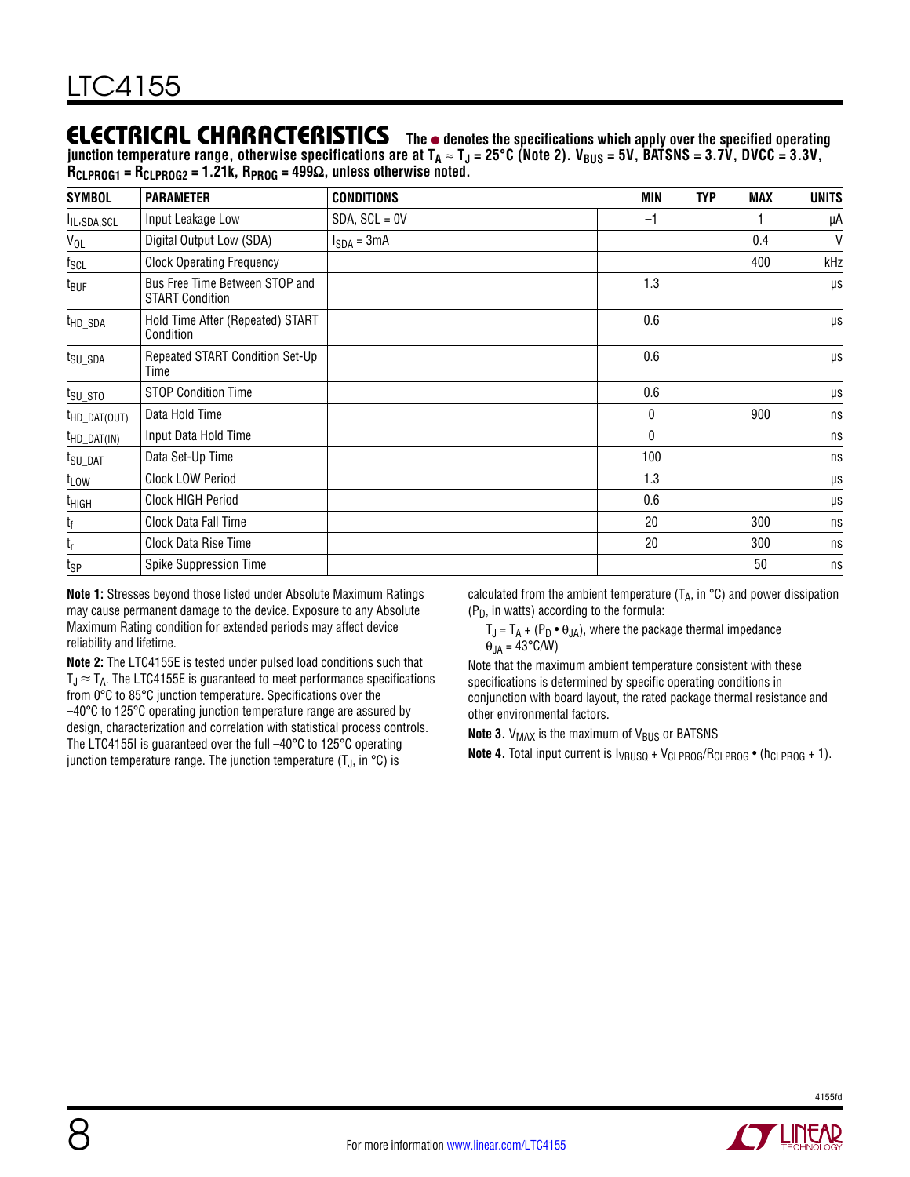## ELECTRICAL CHARACTERISTICS

**The ● denotes the specifications which apply over the specified operating junction temperature range, otherwise specifications are at $T_A \approx T_J = 25°C$ (Note 2). $V_{BUS}$ = 5V, BATSNS = 3.7V, DVCC = 3.3V, $R_{CLPROG1} = R_{CLPROG2}$ = 1.21k, $R_{PROG}$ = 499Ω, unless otherwise noted.**

| SYMBOL | PARAMETER | CONDITIONS | | MIN | TYP | MAX | UNITS |
|---|---|---|---|---|---|---|---|
| $I_{IL,SDA,SCL}$ | Input Leakage Low | SDA, SCL = 0V | | –1 | | 1 | µA |
| $V_{OL}$ | Digital Output Low (SDA) | $I_{SDA}$ = 3mA | | | | 0.4 | V |
| $f_{SCL}$ | Clock Operating Frequency | | | | | 400 | kHz |
| $t_{BUF}$ | Bus Free Time Between STOP and START Condition | | | 1.3 | | | µs |
| $t_{HD\_SDA}$ | Hold Time After (Repeated) START Condition | | | 0.6 | | | µs |
| $t_{SU\_SDA}$ | Repeated START Condition Set-Up Time | | | 0.6 | | | µs |
| $t_{SU\_STO}$ | STOP Condition Time | | | 0.6 | | | µs |
| $t_{HD\_DAT(OUT)}$ | Data Hold Time | | | 0 | | 900 | ns |
| $t_{HD\_DAT(IN)}$ | Input Data Hold Time | | | 0 | | | ns |
| $t_{SU\_DAT}$ | Data Set-Up Time | | | 100 | | | ns |
| $t_{LOW}$ | Clock LOW Period | | | 1.3 | | | µs |
| $t_{HIGH}$ | Clock HIGH Period | | | 0.6 | | | µs |
| $t_f$ | Clock Data Fall Time | | | 20 | | 300 | ns |
| $t_r$ | Clock Data Rise Time | | | 20 | | 300 | ns |
| $t_{SP}$ | Spike Suppression Time | | | | | 50 | ns |

**Note 1:** Stresses beyond those listed under Absolute Maximum Ratings may cause permanent damage to the device. Exposure to any Absolute Maximum Rating condition for extended periods may affect device reliability and lifetime.

**Note 2:** The LTC4155E is tested under pulsed load conditions such that $T_J \approx T_A$. The LTC4155E is guaranteed to meet performance specifications from 0°C to 85°C junction temperature. Specifications over the –40°C to 125°C operating junction temperature range are assured by design, characterization and correlation with statistical process controls. The LTC4155I is guaranteed over the full –40°C to 125°C operating junction temperature range. The junction temperature ($T_J$, in °C) is calculated from the ambient temperature ($T_A$, in °C) and power dissipation ($P_D$, in watts) according to the formula:

$T_J = T_A + (P_D \cdot \theta_{JA})$, where the package thermal impedance $\theta_{JA}$ = 43°C/W)

Note that the maximum ambient temperature consistent with these specifications is determined by specific operating conditions in conjunction with board layout, the rated package thermal resistance and other environmental factors.

**Note 3.** $V_{MAX}$ is the maximum of $V_{BUS}$ or BATSNS

**Note 4.** Total input current is $I_{VBUSQ} + V_{CLPROG}/R_{CLPROG} \cdot (h_{CLPROG} + 1)$.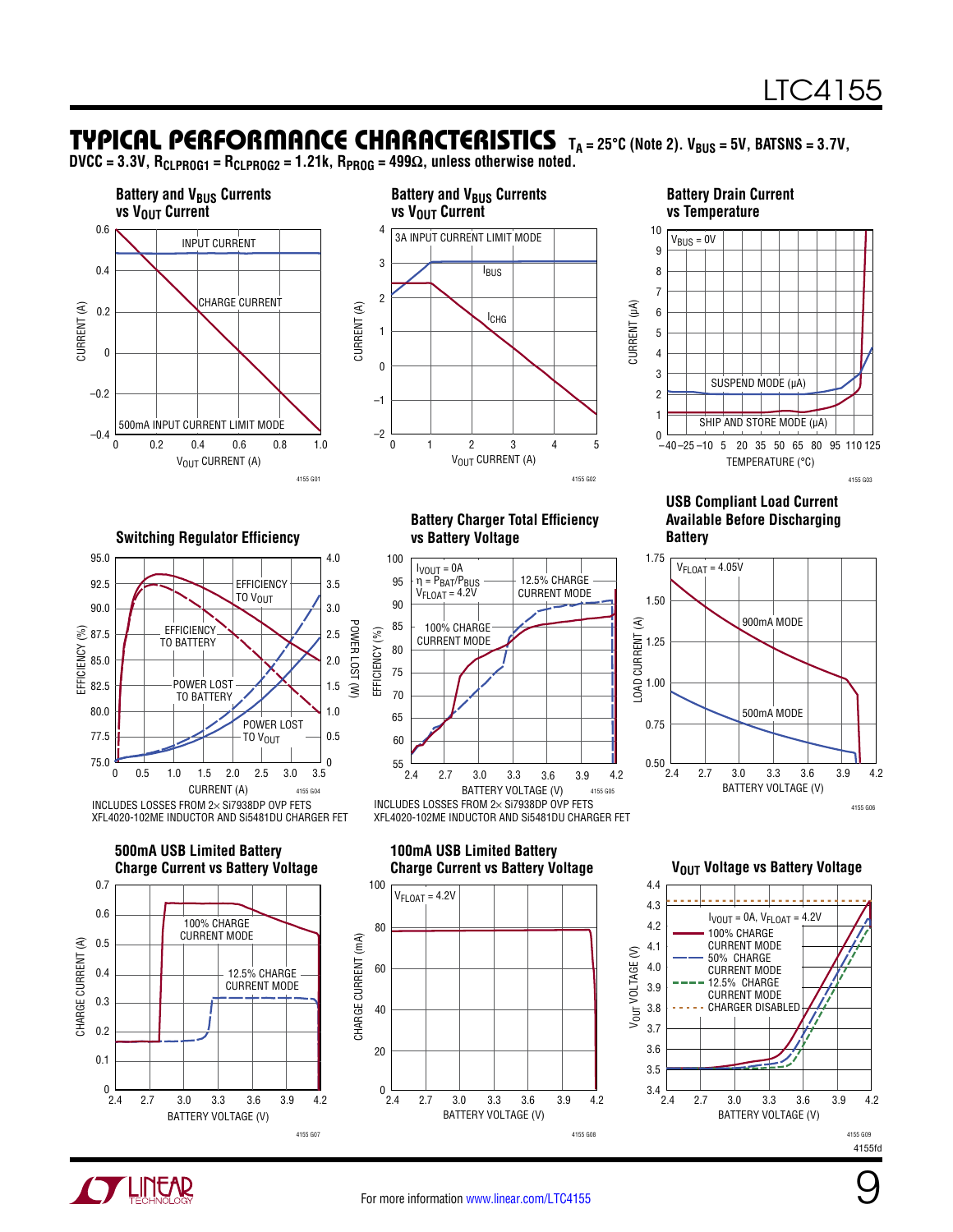## TYPICAL PERFORMANCE CHARACTERISTICS

$T_A = 25°C$ (Note 2). $V_{BUS} = 5V$, BATSNS = 3.7V, DVCC = 3.3V, $R_{CLPROG1} = R_{CLPROG2} = 1.21k$, $R_{PROG} = 499\Omega$, unless otherwise noted.

**Battery and $V_{BUS}$ Currents vs $V_{OUT}$ Current** (500mA INPUT CURRENT LIMIT MODE)

4155 G01

**Battery and $V_{BUS}$ Currents vs $V_{OUT}$ Current** (3A INPUT CURRENT LIMIT MODE)

4155 G02

**Battery Drain Current vs Temperature** ($V_{BUS}$ = 0V)

4155 G03

**Switching Regulator Efficiency**

4155 G04

INCLUDES LOSSES FROM 2× Si7938DP OVP FETS XFL4020-102ME INDUCTOR AND Si5481DU CHARGER FET

**Battery Charger Total Efficiency vs Battery Voltage** ($I_{VOUT}$ = 0A, $\eta = P_{BAT}/P_{BUS}$, $V_{FLOAT}$ = 4.2V)

4155 G05

INCLUDES LOSSES FROM 2× Si7938DP OVP FETS XFL4020-102ME INDUCTOR AND Si5481DU CHARGER FET

**USB Compliant Load Current Available Before Discharging Battery** ($V_{FLOAT}$ = 4.05V)

4155 G06

**500mA USB Limited Battery Charge Current vs Battery Voltage**

4155 G07

**100mA USB Limited Battery Charge Current vs Battery Voltage** ($V_{FLOAT}$ = 4.2V)

4155 G08

**$V_{OUT}$ Voltage vs Battery Voltage** ($I_{VOUT}$ = 0A, $V_{FLOAT}$ = 4.2V)

4155 G09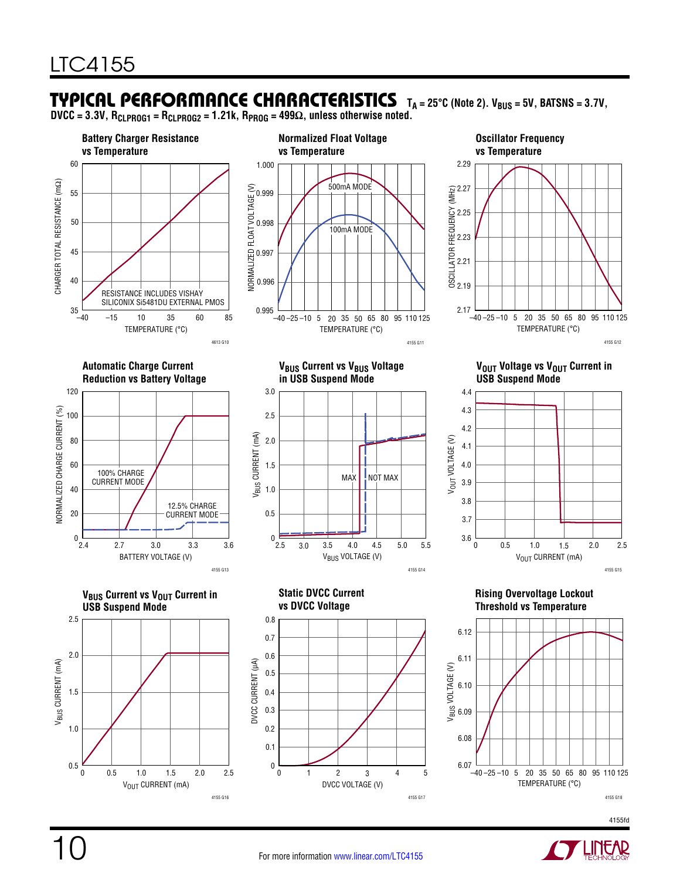## TYPICAL PERFORMANCE CHARACTERISTICS

$T_A = 25°C$ (Note 2). $V_{BUS} = 5V$, BATSNS = 3.7V, DVCC = 3.3V, $R_{CLPROG1} = R_{CLPROG2} = 1.21k$, $R_{PROG} = 499\Omega$, unless otherwise noted.

**Battery Charger Resistance vs Temperature**

CHARGER TOTAL RESISTANCE (mΩ) vs TEMPERATURE (°C)

RESISTANCE INCLUDES VISHAY SILICONIX Si5481DU EXTERNAL PMOS

4613 G10

**Normalized Float Voltage vs Temperature**

NORMALIZED FLOAT VOLTAGE (V) vs TEMPERATURE (°C)

500mA MODE, 100mA MODE

4155 G11

**Oscillator Frequency vs Temperature**

OSCILLATOR FREQUENCY (MHz) vs TEMPERATURE (°C)

4155 G12

**Automatic Charge Current Reduction vs Battery Voltage**

NORMALIZED CHARGE CURRENT (%) vs BATTERY VOLTAGE (V)

100% CHARGE CURRENT MODE, 12.5% CHARGE CURRENT MODE

4155 G13

**$V_{BUS}$ Current vs $V_{BUS}$ Voltage in USB Suspend Mode**

$V_{BUS}$ CURRENT (mA) vs $V_{BUS}$ VOLTAGE (V)

MAX, NOT MAX

4155 G14

**$V_{OUT}$ Voltage vs $V_{OUT}$ Current in USB Suspend Mode**

$V_{OUT}$ VOLTAGE (V) vs $V_{OUT}$ CURRENT (mA)

4155 G15

**$V_{BUS}$ Current vs $V_{OUT}$ Current in USB Suspend Mode**

$V_{BUS}$ CURRENT (mA) vs $V_{OUT}$ CURRENT (mA)

4155 G16

**Static DVCC Current vs DVCC Voltage**

DVCC CURRENT (µA) vs DVCC VOLTAGE (V)

4155 G17

**Rising Overvoltage Lockout Threshold vs Temperature**

$V_{BUS}$ VOLTAGE (V) vs TEMPERATURE (°C)

4155 G18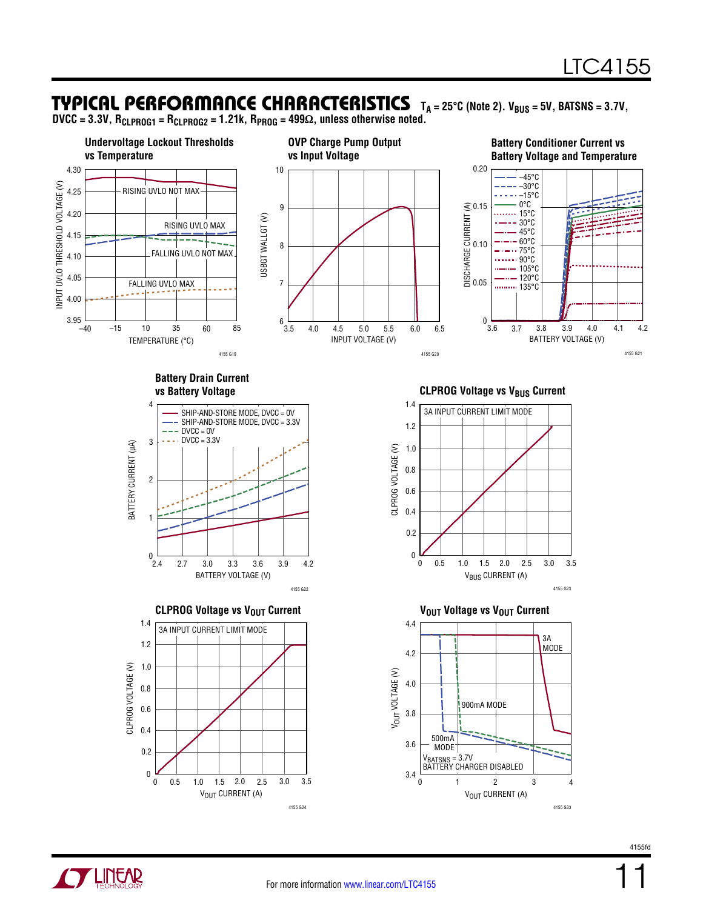## TYPICAL PERFORMANCE CHARACTERISTICS

$T_A$ = 25°C (Note 2). $V_{BUS}$ = 5V, BATSNS = 3.7V, DVCC = 3.3V, $R_{CLPROG1}$ = $R_{CLPROG2}$ = 1.21k, $R_{PROG}$ = 499Ω, unless otherwise noted.

**Undervoltage Lockout Thresholds vs Temperature**

INPUT UVLO THRESHOLD VOLTAGE (V) vs TEMPERATURE (°C). Curves: RISING UVLO NOT MAX, RISING UVLO MAX, FALLING UVLO NOT MAX, FALLING UVLO MAX.

4155 G19

**OVP Charge Pump Output vs Input Voltage**

USBGT WALLGT (V) vs INPUT VOLTAGE (V)

4155 G20

**Battery Conditioner Current vs Battery Voltage and Temperature**

DISCHARGE CURRENT (A) vs BATTERY VOLTAGE (V). Curves: –45°C, –30°C, –15°C, 0°C, 15°C, 30°C, 45°C, 60°C, 75°C, 90°C, 105°C, 120°C, 135°C.

4155 G21

**Battery Drain Current vs Battery Voltage**

BATTERY CURRENT (µA) vs BATTERY VOLTAGE (V). Curves: SHIP-AND-STORE MODE, DVCC = 0V; SHIP-AND-STORE MODE, DVCC = 3.3V; DVCC = 0V; DVCC = 3.3V.

4155 G22

**CLPROG Voltage vs $V_{BUS}$ Current**

CLPROG VOLTAGE (V) vs $V_{BUS}$ CURRENT (A). 3A INPUT CURRENT LIMIT MODE.

4155 G23

**CLPROG Voltage vs $V_{OUT}$ Current**

CLPROG VOLTAGE (V) vs $V_{OUT}$ CURRENT (A). 3A INPUT CURRENT LIMIT MODE.

4155 G24

**$V_{OUT}$ Voltage vs $V_{OUT}$ Current**

$V_{OUT}$ VOLTAGE (V) vs $V_{OUT}$ CURRENT (A). Curves: 500mA MODE, 900mA MODE, 3A MODE. $V_{BATSNS}$ = 3.7V, BATTERY CHARGER DISABLED.

4155 G33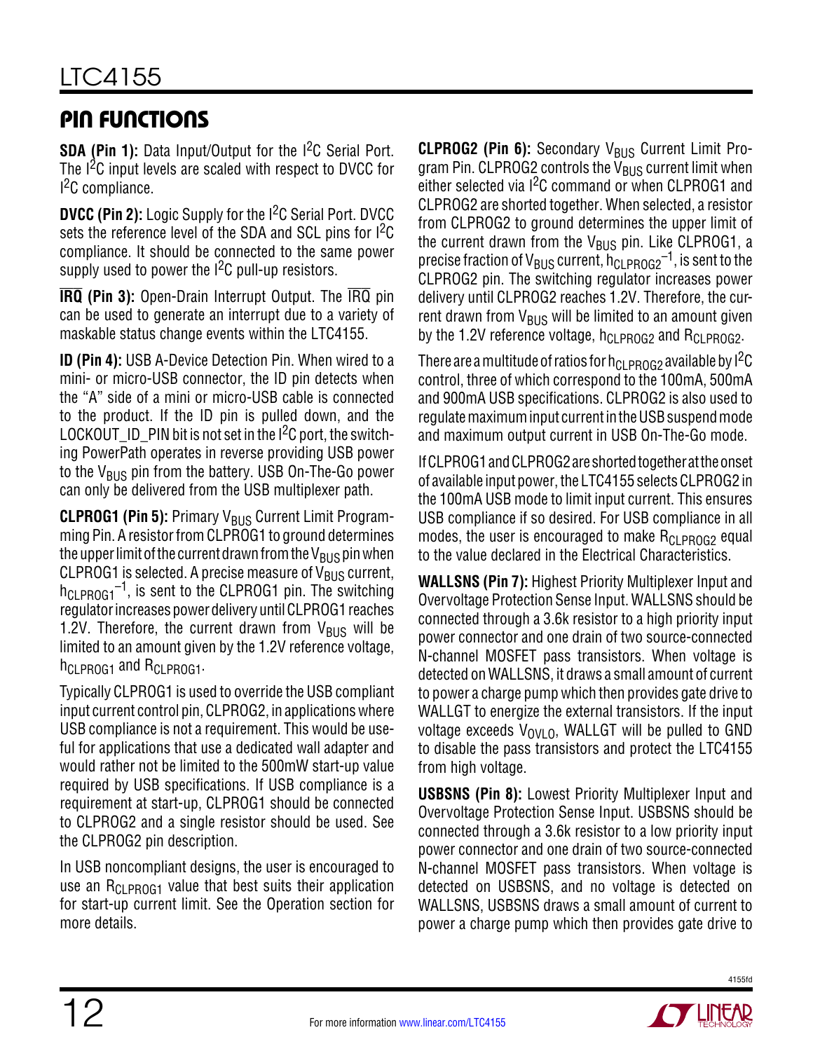## PIN FUNCTIONS

**SDA (Pin 1):** Data Input/Output for the $I^2C$ Serial Port. The $I^2C$ input levels are scaled with respect to DVCC for $I^2C$ compliance.

**DVCC (Pin 2):** Logic Supply for the $I^2C$ Serial Port. DVCC sets the reference level of the SDA and SCL pins for $I^2C$ compliance. It should be connected to the same power supply used to power the $I^2C$ pull-up resistors.

**$\overline{\text{IRQ}}$ (Pin 3):** Open-Drain Interrupt Output. The $\overline{\text{IRQ}}$ pin can be used to generate an interrupt due to a variety of maskable status change events within the LTC4155.

**ID (Pin 4):** USB A-Device Detection Pin. When wired to a mini- or micro-USB connector, the ID pin detects when the "A" side of a mini or micro-USB cable is connected to the product. If the ID pin is pulled down, and the LOCKOUT_ID_PIN bit is not set in the $I^2C$ port, the switching PowerPath operates in reverse providing USB power to the $V_{BUS}$ pin from the battery. USB On-The-Go power can only be delivered from the USB multiplexer path.

**CLPROG1 (Pin 5):** Primary $V_{BUS}$ Current Limit Programming Pin. A resistor from CLPROG1 to ground determines the upper limit of the current drawn from the $V_{BUS}$ pin when CLPROG1 is selected. A precise measure of $V_{BUS}$ current, $h_{CLPROG1}^{-1}$, is sent to the CLPROG1 pin. The switching regulator increases power delivery until CLPROG1 reaches 1.2V. Therefore, the current drawn from $V_{BUS}$ will be limited to an amount given by the 1.2V reference voltage, $h_{CLPROG1}$ and $R_{CLPROG1}$.

Typically CLPROG1 is used to override the USB compliant input current control pin, CLPROG2, in applications where USB compliance is not a requirement. This would be useful for applications that use a dedicated wall adapter and would rather not be limited to the 500mW start-up value required by USB specifications. If USB compliance is a requirement at start-up, CLPROG1 should be connected to CLPROG2 and a single resistor should be used. See the CLPROG2 pin description.

In USB noncompliant designs, the user is encouraged to use an $R_{CLPROG1}$ value that best suits their application for start-up current limit. See the Operation section for more details.

**CLPROG2 (Pin 6):** Secondary $V_{BUS}$ Current Limit Program Pin. CLPROG2 controls the $V_{BUS}$ current limit when either selected via $I^2C$ command or when CLPROG1 and CLPROG2 are shorted together. When selected, a resistor from CLPROG2 to ground determines the upper limit of the current drawn from the $V_{BUS}$ pin. Like CLPROG1, a precise fraction of $V_{BUS}$ current, $h_{CLPROG2}^{-1}$, is sent to the CLPROG2 pin. The switching regulator increases power delivery until CLPROG2 reaches 1.2V. Therefore, the current drawn from $V_{BUS}$ will be limited to an amount given by the 1.2V reference voltage, $h_{CLPROG2}$ and $R_{CLPROG2}$.

There are a multitude of ratios for $h_{CLPROG2}$ available by $I^2C$ control, three of which correspond to the 100mA, 500mA and 900mA USB specifications. CLPROG2 is also used to regulate maximum input current in the USB suspend mode and maximum output current in USB On-The-Go mode.

If CLPROG1 and CLPROG2 are shorted together at the onset of available input power, the LTC4155 selects CLPROG2 in the 100mA USB mode to limit input current. This ensures USB compliance if so desired. For USB compliance in all modes, the user is encouraged to make $R_{CLPROG2}$ equal to the value declared in the Electrical Characteristics.

**WALLSNS (Pin 7):** Highest Priority Multiplexer Input and Overvoltage Protection Sense Input. WALLSNS should be connected through a 3.6k resistor to a high priority input power connector and one drain of two source-connected N-channel MOSFET pass transistors. When voltage is detected on WALLSNS, it draws a small amount of current to power a charge pump which then provides gate drive to WALLGT to energize the external transistors. If the input voltage exceeds $V_{OVLO}$, WALLGT will be pulled to GND to disable the pass transistors and protect the LTC4155 from high voltage.

**USBSNS (Pin 8):** Lowest Priority Multiplexer Input and Overvoltage Protection Sense Input. USBSNS should be connected through a 3.6k resistor to a low priority input power connector and one drain of two source-connected N-channel MOSFET pass transistors. When voltage is detected on USBSNS, and no voltage is detected on WALLSNS, USBSNS draws a small amount of current to power a charge pump which then provides gate drive to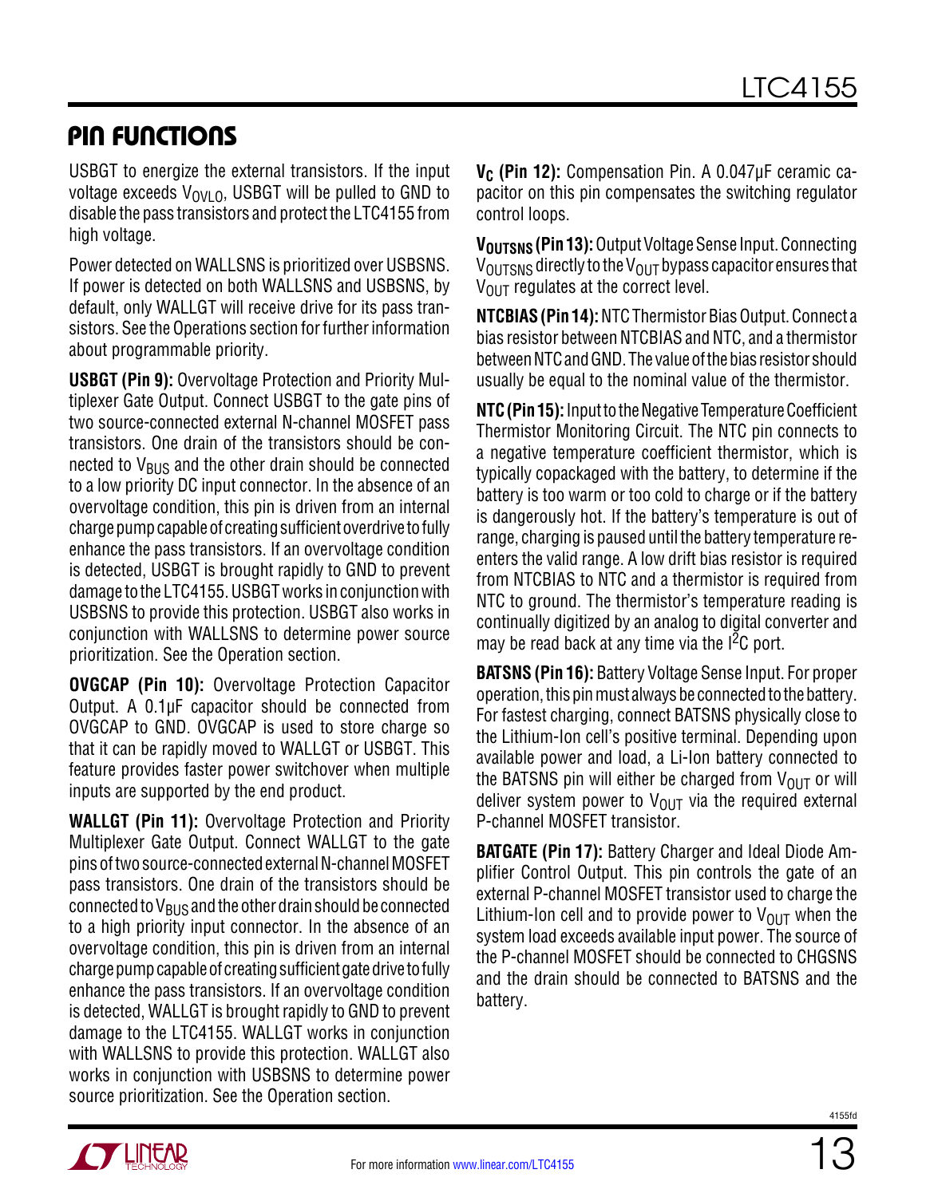## PIN FUNCTIONS

USBGT to energize the external transistors. If the input voltage exceeds $V_{OVLO}$, USBGT will be pulled to GND to disable the pass transistors and protect the LTC4155 from high voltage.

Power detected on WALLSNS is prioritized over USBSNS. If power is detected on both WALLSNS and USBSNS, by default, only WALLGT will receive drive for its pass transistors. See the Operations section for further information about programmable priority.

**USBGT (Pin 9):** Overvoltage Protection and Priority Multiplexer Gate Output. Connect USBGT to the gate pins of two source-connected external N-channel MOSFET pass transistors. One drain of the transistors should be connected to $V_{BUS}$ and the other drain should be connected to a low priority DC input connector. In the absence of an overvoltage condition, this pin is driven from an internal charge pump capable of creating sufficient overdrive to fully enhance the pass transistors. If an overvoltage condition is detected, USBGT is brought rapidly to GND to prevent damage to the LTC4155. USBGT works in conjunction with USBSNS to provide this protection. USBGT also works in conjunction with WALLSNS to determine power source prioritization. See the Operation section.

**OVGCAP (Pin 10):** Overvoltage Protection Capacitor Output. A 0.1µF capacitor should be connected from OVGCAP to GND. OVGCAP is used to store charge so that it can be rapidly moved to WALLGT or USBGT. This feature provides faster power switchover when multiple inputs are supported by the end product.

**WALLGT (Pin 11):** Overvoltage Protection and Priority Multiplexer Gate Output. Connect WALLGT to the gate pins of two source-connected external N-channel MOSFET pass transistors. One drain of the transistors should be connected to $V_{BUS}$ and the other drain should be connected to a high priority input connector. In the absence of an overvoltage condition, this pin is driven from an internal charge pump capable of creating sufficient gate drive to fully enhance the pass transistors. If an overvoltage condition is detected, WALLGT is brought rapidly to GND to prevent damage to the LTC4155. WALLGT works in conjunction with WALLSNS to provide this protection. WALLGT also works in conjunction with USBSNS to determine power source prioritization. See the Operation section.

**$V_C$ (Pin 12):** Compensation Pin. A 0.047µF ceramic capacitor on this pin compensates the switching regulator control loops.

**$V_{OUTSNS}$ (Pin 13):** Output Voltage Sense Input. Connecting $V_{OUTSNS}$ directly to the $V_{OUT}$ bypass capacitor ensures that $V_{OUT}$ regulates at the correct level.

**NTCBIAS (Pin 14):** NTC Thermistor Bias Output. Connect a bias resistor between NTCBIAS and NTC, and a thermistor between NTC and GND. The value of the bias resistor should usually be equal to the nominal value of the thermistor.

**NTC (Pin 15):** Input to the Negative Temperature Coefficient Thermistor Monitoring Circuit. The NTC pin connects to a negative temperature coefficient thermistor, which is typically copackaged with the battery, to determine if the battery is too warm or too cold to charge or if the battery is dangerously hot. If the battery's temperature is out of range, charging is paused until the battery temperature re-enters the valid range. A low drift bias resistor is required from NTCBIAS to NTC and a thermistor is required from NTC to ground. The thermistor's temperature reading is continually digitized by an analog to digital converter and may be read back at any time via the $I^2C$ port.

**BATSNS (Pin 16):** Battery Voltage Sense Input. For proper operation, this pin must always be connected to the battery. For fastest charging, connect BATSNS physically close to the Lithium-Ion cell's positive terminal. Depending upon available power and load, a Li-Ion battery connected to the BATSNS pin will either be charged from $V_{OUT}$ or will deliver system power to $V_{OUT}$ via the required external P-channel MOSFET transistor.

**BATGATE (Pin 17):** Battery Charger and Ideal Diode Amplifier Control Output. This pin controls the gate of an external P-channel MOSFET transistor used to charge the Lithium-Ion cell and to provide power to $V_{OUT}$ when the system load exceeds available input power. The source of the P-channel MOSFET should be connected to CHGSNS and the drain should be connected to BATSNS and the battery.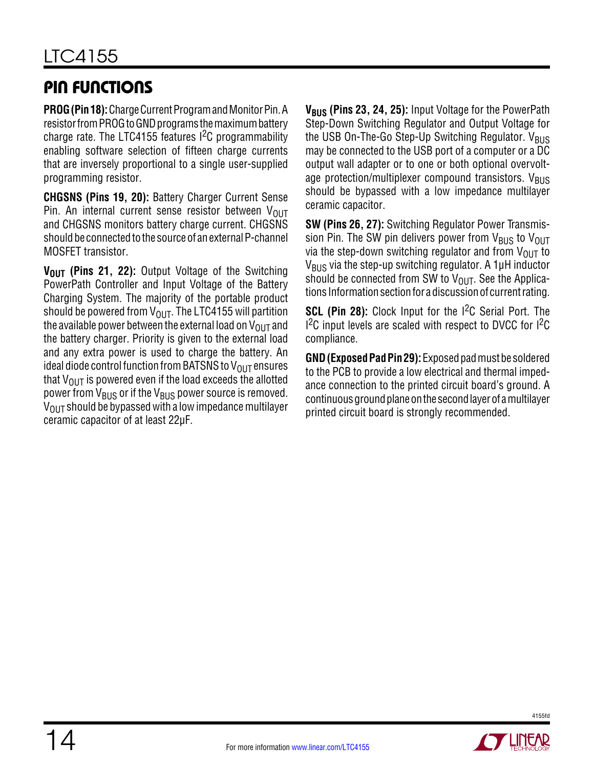## PIN FUNCTIONS

**PROG (Pin 18):** Charge Current Program and Monitor Pin. A resistor from PROG to GND programs the maximum battery charge rate. The LTC4155 features $I^2C$ programmability enabling software selection of fifteen charge currents that are inversely proportional to a single user-supplied programming resistor.

**CHGSNS (Pins 19, 20):** Battery Charger Current Sense Pin. An internal current sense resistor between $V_{OUT}$ and CHGSNS monitors battery charge current. CHGSNS should be connected to the source of an external P-channel MOSFET transistor.

**$V_{OUT}$ (Pins 21, 22):** Output Voltage of the Switching PowerPath Controller and Input Voltage of the Battery Charging System. The majority of the portable product should be powered from $V_{OUT}$. The LTC4155 will partition the available power between the external load on $V_{OUT}$ and the battery charger. Priority is given to the external load and any extra power is used to charge the battery. An ideal diode control function from BATSNS to $V_{OUT}$ ensures that $V_{OUT}$ is powered even if the load exceeds the allotted power from $V_{BUS}$ or if the $V_{BUS}$ power source is removed. $V_{OUT}$ should be bypassed with a low impedance multilayer ceramic capacitor of at least 22µF.

**$V_{BUS}$ (Pins 23, 24, 25):** Input Voltage for the PowerPath Step-Down Switching Regulator and Output Voltage for the USB On-The-Go Step-Up Switching Regulator. $V_{BUS}$ may be connected to the USB port of a computer or a DC output wall adapter or to one or both optional overvoltage protection/multiplexer compound transistors. $V_{BUS}$ should be bypassed with a low impedance multilayer ceramic capacitor.

**SW (Pins 26, 27):** Switching Regulator Power Transmission Pin. The SW pin delivers power from $V_{BUS}$ to $V_{OUT}$ via the step-down switching regulator and from $V_{OUT}$ to $V_{BUS}$ via the step-up switching regulator. A 1µH inductor should be connected from SW to $V_{OUT}$. See the Applications Information section for a discussion of current rating.

**SCL (Pin 28):** Clock Input for the $I^2C$ Serial Port. The $I^2C$ input levels are scaled with respect to DVCC for $I^2C$ compliance.

**GND (Exposed Pad Pin 29):** Exposed pad must be soldered to the PCB to provide a low electrical and thermal impedance connection to the printed circuit board's ground. A continuous ground plane on the second layer of a multilayer printed circuit board is strongly recommended.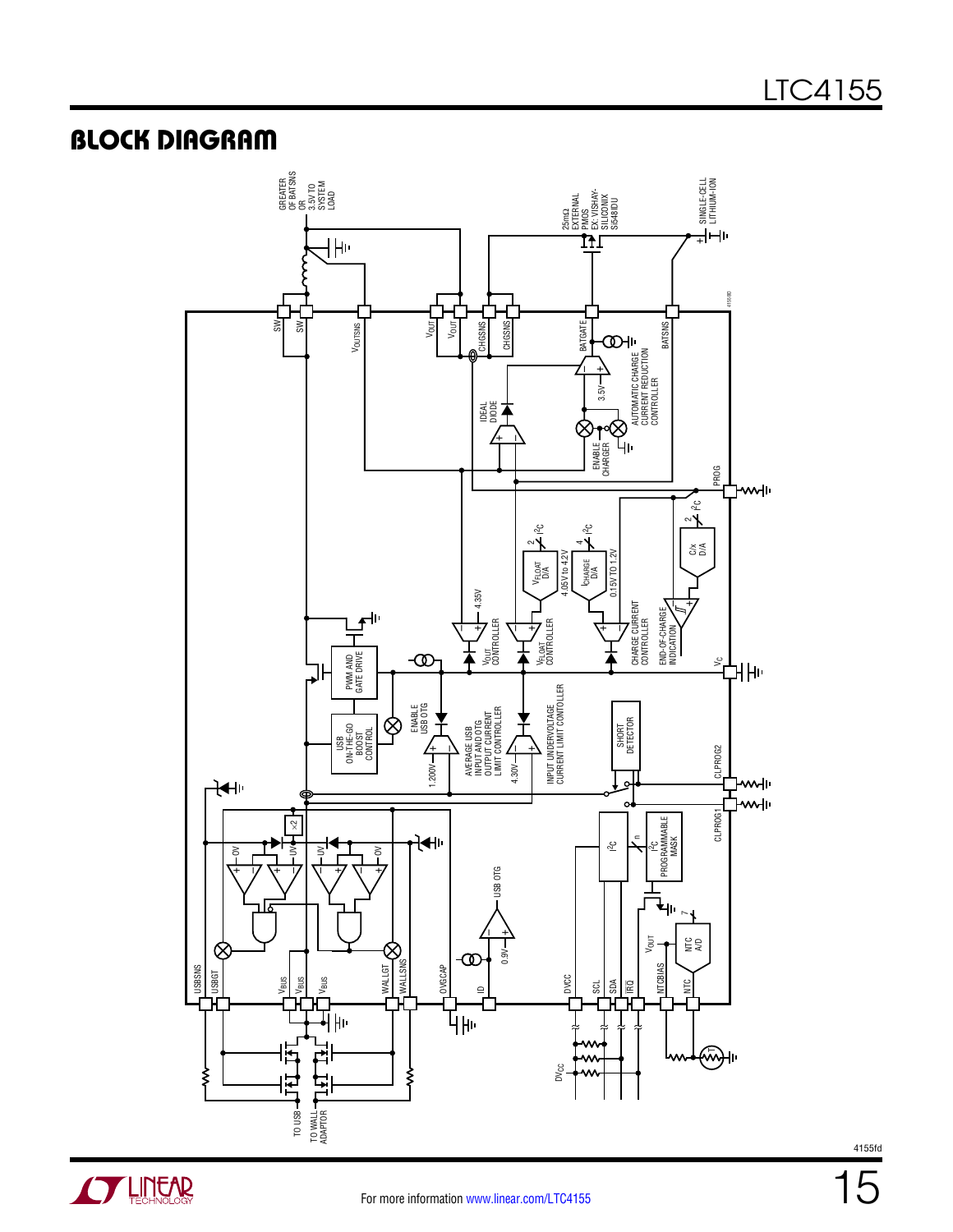## BLOCK DIAGRAM

GREATER OF BATSNS OR 3.5V TO SYSTEM LOAD

25mΩ EXTERNAL PMOS EX: VISHAY-SILICONIX Si5481DU

SINGLE-CELL LITHIUM-ION

SW SW $V_{OUTSNS}$ $V_{OUT}$ $V_{OUT}$ CHGSNS CHGSNS BATGATE BATSNS

IDEAL DIODE

3.5V

AUTOMATIC CHARGE CURRENT REDUCTION CONTROLLER

ENABLE CHARGER

PROG

$I^2C$ $I^2C$ $I^2C$

$V_{FLOAT}$ D/A

$I_{CHARGE}$ D/A

C/x D/A

4.35V 4.05V to 4.2V 0.15V TO 1.2V

$V_{OUT}$ CONTROLLER

$V_{FLOAT}$ CONTROLLER

CHARGE CURRENT CONTROLLER

END-OF-CHARGE INDICATION

$V_C$

PWM AND GATE DRIVE

USB ON-THE-GO BOOST CONTROL

ENABLE USB OTG

AVERAGE USB INPUT AND OTG OUTPUT CURRENT LIMIT CONTROLLER

1.200V 4.30V

INPUT UNDERVOLTAGE CURRENT LIMIT CONTOLLER

SHORT DETECTOR

CLPROG2 CLPROG1

×2

OV UV UV OV

$I^2C$ n

$I^2C$ PROGRAMMABLE MASK

USB OTG

0.9V

7

$V_{OUT}$

NTC A/D

USBSNS USBGT $V_{BUS}$ $V_{BUS}$ $V_{BUS}$ WALLGT WALLSNS OVGCAP ID $DV_{CC}$ SCL SDA $\overline{IRQ}$ NTCBIAS NTC

$DV_{CC}$

TO USB

TO WALL ADAPTOR

T

4155BD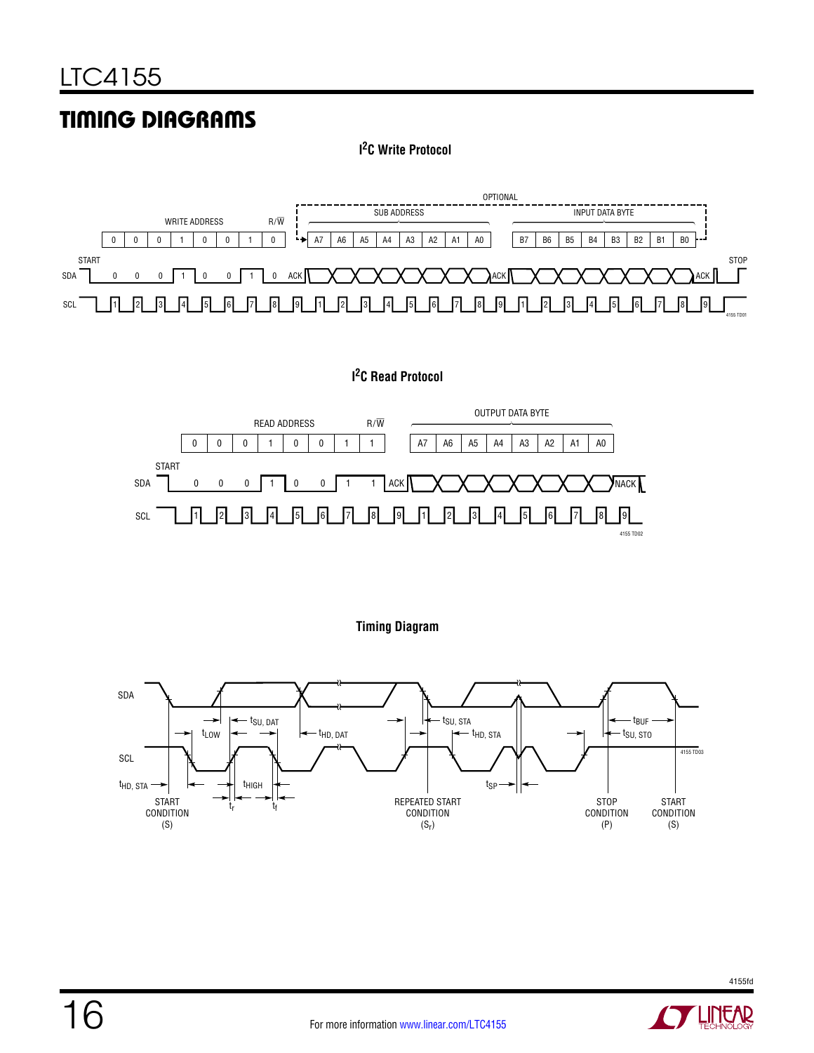## TIMING DIAGRAMS

**I²C Write Protocol**

| WRITE ADDRESS | | | | | | | R/W̄ | SUB ADDRESS (OPTIONAL) | | | | | | | | INPUT DATA BYTE (OPTIONAL) | | | | | | | |
|---|---|---|---|---|---|---|---|---|---|---|---|---|---|---|---|---|---|---|---|---|---|---|---|
| 0 | 0 | 0 | 1 | 0 | 0 | 1 | 0 | A7 | A6 | A5 | A4 | A3 | A2 | A1 | A0 | B7 | B6 | B5 | B4 | B3 | B2 | B1 | B0 |

SDA: START, 0 0 0 1 0 0 1 0, ACK, A7–A0, ACK, B7–B0, ACK, STOP

SCL: 1 2 3 4 5 6 7 8 9 1 2 3 4 5 6 7 8 9 1 2 3 4 5 6 7 8 9

4155 TD01

**I²C Read Protocol**

| READ ADDRESS | | | | | | | R/W̄ | OUTPUT DATA BYTE | | | | | | | |
|---|---|---|---|---|---|---|---|---|---|---|---|---|---|---|---|
| 0 | 0 | 0 | 1 | 0 | 0 | 1 | 1 | A7 | A6 | A5 | A4 | A3 | A2 | A1 | A0 |

SDA: START, 0 0 0 1 0 0 1 1, ACK, A7–A0, NACK

SCL: 1 2 3 4 5 6 7 8 9 1 2 3 4 5 6 7 8 9

4155 TD02

**Timing Diagram**

SDA, SCL

$t_{SU, DAT}$, $t_{LOW}$, $t_{HD, DAT}$, $t_{SU, STA}$, $t_{HD, STA}$, $t_{BUF}$, $t_{SU, STO}$, $t_{HD, STA}$, $t_{HIGH}$, $t_r$, $t_f$, $t_{SP}$

START CONDITION (S) — REPEATED START CONDITION ($S_r$) — STOP CONDITION (P) — START CONDITION (S)

4155 TD03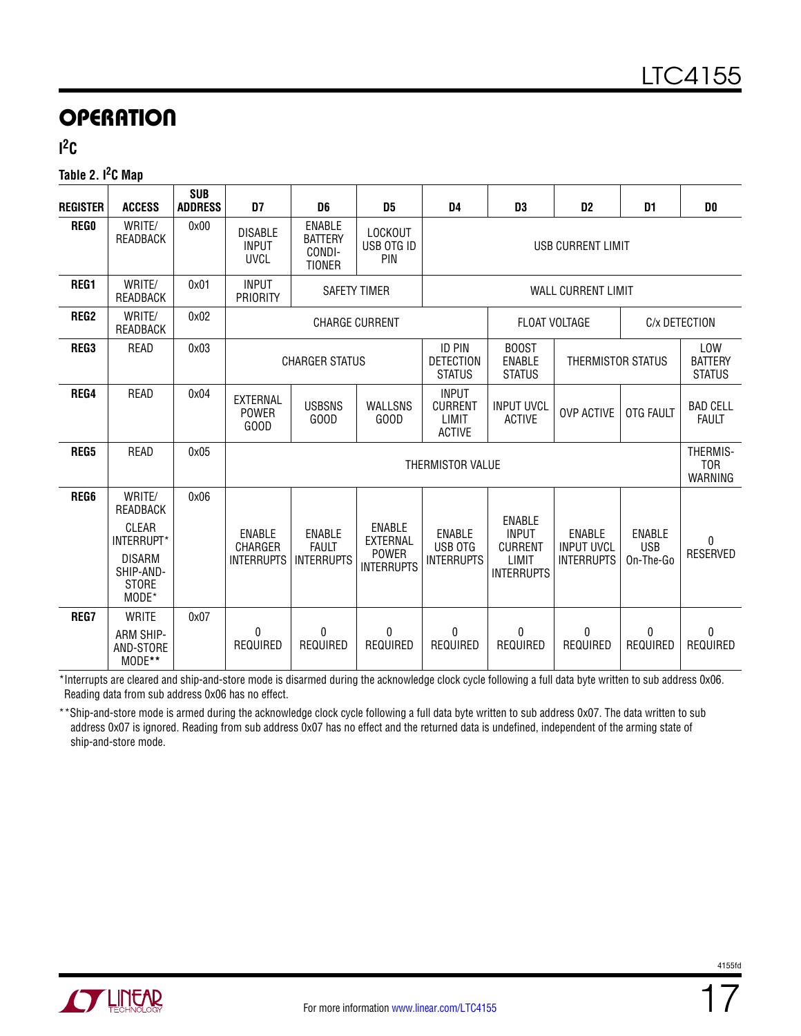## OPERATION

### I²C

**Table 2. I²C Map**

| REGISTER | ACCESS | SUB ADDRESS | D7 | D6 | D5 | D4 | D3 | D2 | D1 | D0 |
|---|---|---|---|---|---|---|---|---|---|---|
| **REG0** | WRITE/ READBACK | 0x00 | DISABLE INPUT UVCL | ENABLE BATTERY CONDI-TIONER | LOCKOUT USB OTG ID PIN | USB CURRENT LIMIT | | | | |
| **REG1** | WRITE/ READBACK | 0x01 | INPUT PRIORITY | SAFETY TIMER | | WALL CURRENT LIMIT | | | | |
| **REG2** | WRITE/ READBACK | 0x02 | CHARGE CURRENT | | | | FLOAT VOLTAGE | | C/x DETECTION | |
| **REG3** | READ | 0x03 | CHARGER STATUS | | | ID PIN DETECTION STATUS | BOOST ENABLE STATUS | THERMISTOR STATUS | | LOW BATTERY STATUS |
| **REG4** | READ | 0x04 | EXTERNAL POWER GOOD | USBSNS GOOD | WALLSNS GOOD | INPUT CURRENT LIMIT ACTIVE | INPUT UVCL ACTIVE | OVP ACTIVE | OTG FAULT | BAD CELL FAULT |
| **REG5** | READ | 0x05 | THERMISTOR VALUE | | | | | | | THERMIS-TOR WARNING |
| **REG6** | WRITE/ READBACK<br>CLEAR INTERRUPT*<br>DISARM SHIP-AND-STORE MODE* | 0x06 | ENABLE CHARGER INTERRUPTS | ENABLE FAULT INTERRUPTS | ENABLE EXTERNAL POWER INTERRUPTS | ENABLE USB OTG INTERRUPTS | ENABLE INPUT CURRENT LIMIT INTERRUPTS | ENABLE INPUT UVCL INTERRUPTS | ENABLE USB On-The-Go | 0 RESERVED |
| **REG7** | WRITE<br>ARM SHIP-AND-STORE MODE** | 0x07 | 0 REQUIRED | 0 REQUIRED | 0 REQUIRED | 0 REQUIRED | 0 REQUIRED | 0 REQUIRED | 0 REQUIRED | 0 REQUIRED |

*Interrupts are cleared and ship-and-store mode is disarmed during the acknowledge clock cycle following a full data byte written to sub address 0x06. Reading data from sub address 0x06 has no effect.

**Ship-and-store mode is armed during the acknowledge clock cycle following a full data byte written to sub address 0x07. The data written to sub address 0x07 is ignored. Reading from sub address 0x07 has no effect and the returned data is undefined, independent of the arming state of ship-and-store mode.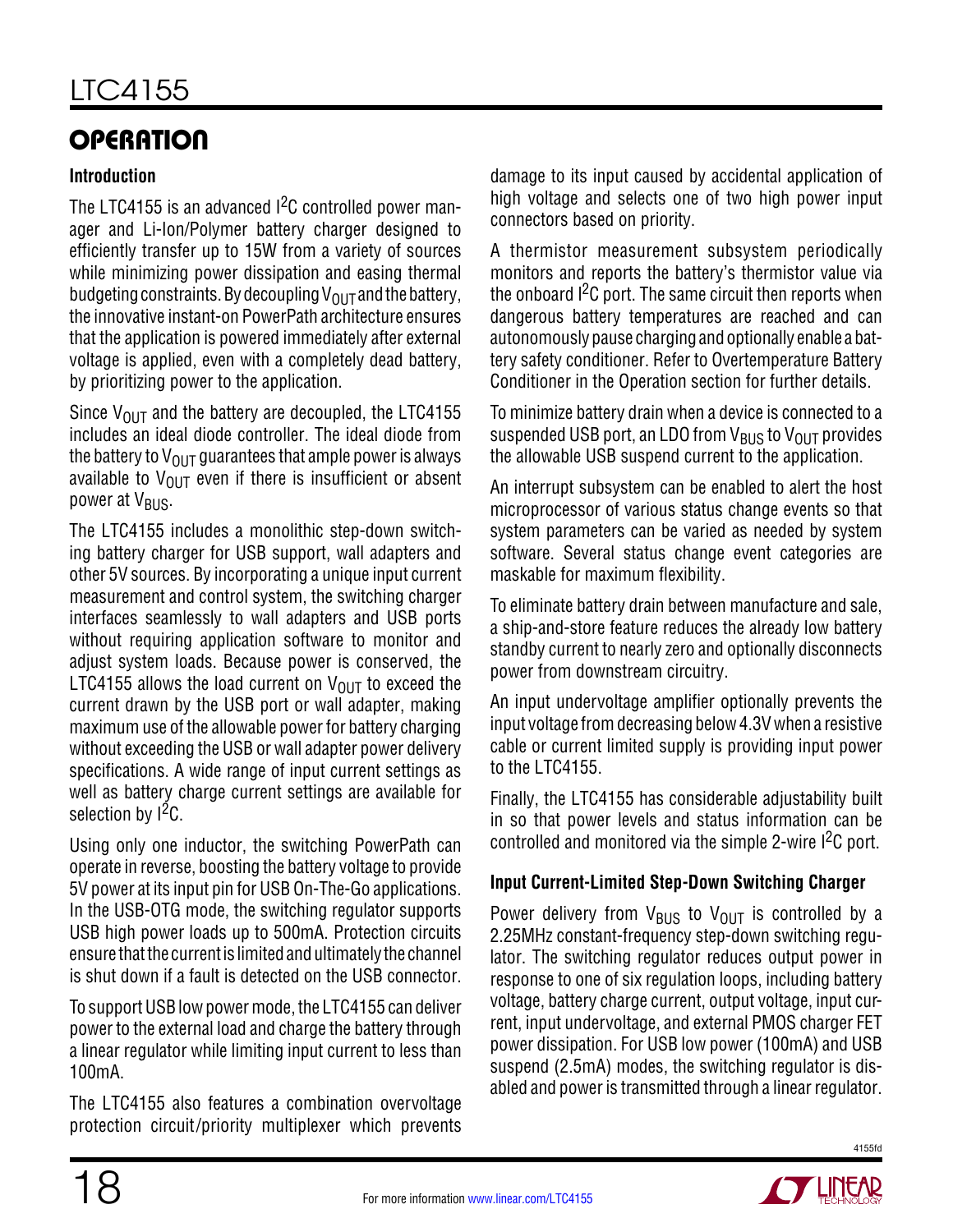## OPERATION

### Introduction

The LTC4155 is an advanced $I^2C$ controlled power manager and Li-Ion/Polymer battery charger designed to efficiently transfer up to 15W from a variety of sources while minimizing power dissipation and easing thermal budgeting constraints. By decoupling $V_{OUT}$ and the battery, the innovative instant-on PowerPath architecture ensures that the application is powered immediately after external voltage is applied, even with a completely dead battery, by prioritizing power to the application.

Since $V_{OUT}$ and the battery are decoupled, the LTC4155 includes an ideal diode controller. The ideal diode from the battery to $V_{OUT}$ guarantees that ample power is always available to $V_{OUT}$ even if there is insufficient or absent power at $V_{BUS}$.

The LTC4155 includes a monolithic step-down switching battery charger for USB support, wall adapters and other 5V sources. By incorporating a unique input current measurement and control system, the switching charger interfaces seamlessly to wall adapters and USB ports without requiring application software to monitor and adjust system loads. Because power is conserved, the LTC4155 allows the load current on $V_{OUT}$ to exceed the current drawn by the USB port or wall adapter, making maximum use of the allowable power for battery charging without exceeding the USB or wall adapter power delivery specifications. A wide range of input current settings as well as battery charge current settings are available for selection by $I^2C$.

Using only one inductor, the switching PowerPath can operate in reverse, boosting the battery voltage to provide 5V power at its input pin for USB On-The-Go applications. In the USB-OTG mode, the switching regulator supports USB high power loads up to 500mA. Protection circuits ensure that the current is limited and ultimately the channel is shut down if a fault is detected on the USB connector.

To support USB low power mode, the LTC4155 can deliver power to the external load and charge the battery through a linear regulator while limiting input current to less than 100mA.

The LTC4155 also features a combination overvoltage protection circuit/priority multiplexer which prevents damage to its input caused by accidental application of high voltage and selects one of two high power input connectors based on priority.

A thermistor measurement subsystem periodically monitors and reports the battery's thermistor value via the onboard $I^2C$ port. The same circuit then reports when dangerous battery temperatures are reached and can autonomously pause charging and optionally enable a battery safety conditioner. Refer to Overtemperature Battery Conditioner in the Operation section for further details.

To minimize battery drain when a device is connected to a suspended USB port, an LDO from $V_{BUS}$ to $V_{OUT}$ provides the allowable USB suspend current to the application.

An interrupt subsystem can be enabled to alert the host microprocessor of various status change events so that system parameters can be varied as needed by system software. Several status change event categories are maskable for maximum flexibility.

To eliminate battery drain between manufacture and sale, a ship-and-store feature reduces the already low battery standby current to nearly zero and optionally disconnects power from downstream circuitry.

An input undervoltage amplifier optionally prevents the input voltage from decreasing below 4.3V when a resistive cable or current limited supply is providing input power to the LTC4155.

Finally, the LTC4155 has considerable adjustability built in so that power levels and status information can be controlled and monitored via the simple 2-wire $I^2C$ port.

### Input Current-Limited Step-Down Switching Charger

Power delivery from $V_{BUS}$ to $V_{OUT}$ is controlled by a 2.25MHz constant-frequency step-down switching regulator. The switching regulator reduces output power in response to one of six regulation loops, including battery voltage, battery charge current, output voltage, input current, input undervoltage, and external PMOS charger FET power dissipation. For USB low power (100mA) and USB suspend (2.5mA) modes, the switching regulator is disabled and power is transmitted through a linear regulator.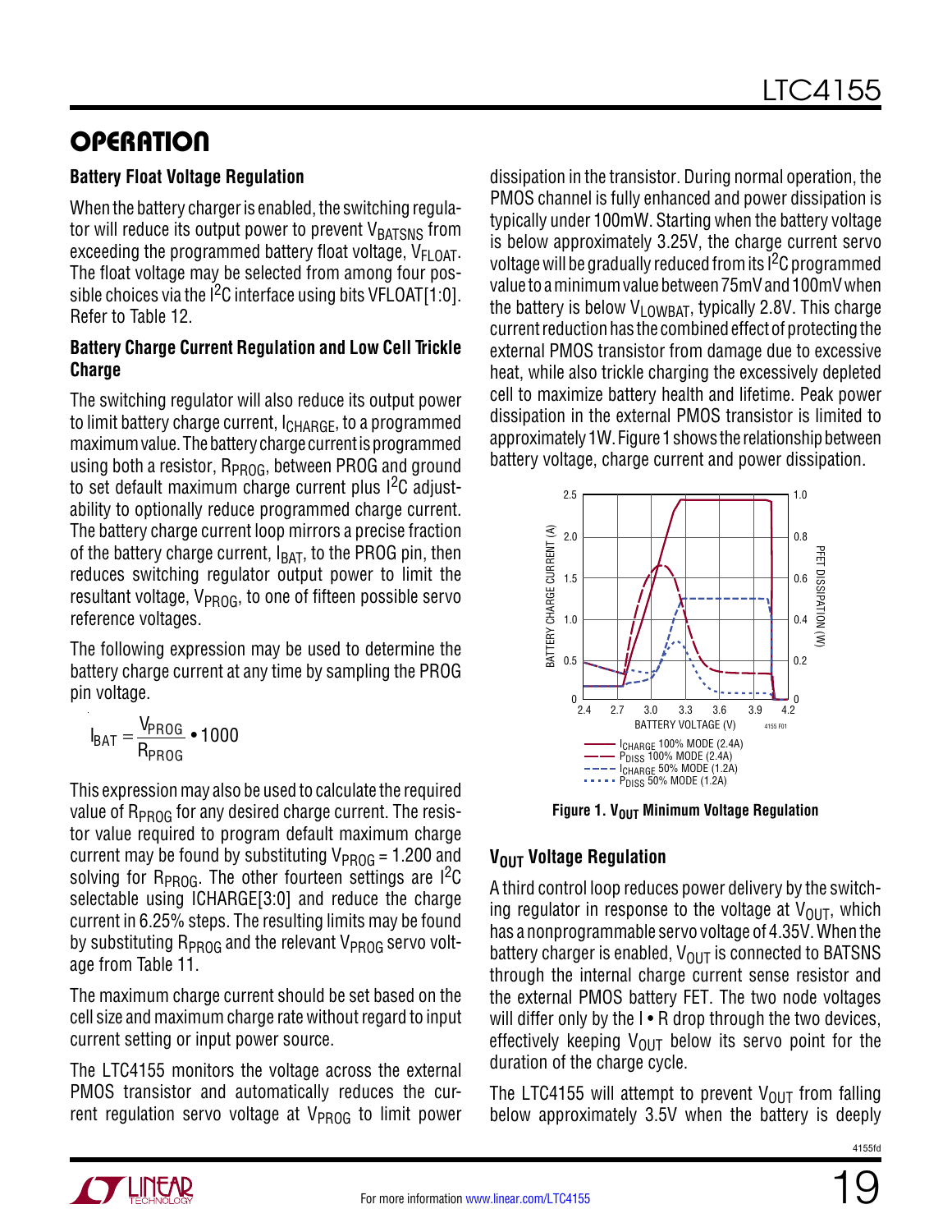## OPERATION

### Battery Float Voltage Regulation

When the battery charger is enabled, the switching regulator will reduce its output power to prevent $V_{BATSNS}$ from exceeding the programmed battery float voltage, $V_{FLOAT}$. The float voltage may be selected from among four possible choices via the $I^2C$ interface using bits VFLOAT[1:0]. Refer to Table 12.

### Battery Charge Current Regulation and Low Cell Trickle Charge

The switching regulator will also reduce its output power to limit battery charge current, $I_{CHARGE}$, to a programmed maximum value. The battery charge current is programmed using both a resistor, $R_{PROG}$, between PROG and ground to set default maximum charge current plus $I^2C$ adjustability to optionally reduce programmed charge current. The battery charge current loop mirrors a precise fraction of the battery charge current, $I_{BAT}$, to the PROG pin, then reduces switching regulator output power to limit the resultant voltage, $V_{PROG}$, to one of fifteen possible servo reference voltages.

The following expression may be used to determine the battery charge current at any time by sampling the PROG pin voltage.

$$I_{BAT} = \frac{V_{PROG}}{R_{PROG}} \cdot 1000$$

This expression may also be used to calculate the required value of $R_{PROG}$ for any desired charge current. The resistor value required to program default maximum charge current may be found by substituting $V_{PROG} = 1.200$ and solving for $R_{PROG}$. The other fourteen settings are $I^2C$ selectable using ICHARGE[3:0] and reduce the charge current in 6.25% steps. The resulting limits may be found by substituting $R_{PROG}$ and the relevant $V_{PROG}$ servo voltage from Table 11.

The maximum charge current should be set based on the cell size and maximum charge rate without regard to input current setting or input power source.

The LTC4155 monitors the voltage across the external PMOS transistor and automatically reduces the current regulation servo voltage at $V_{PROG}$ to limit power dissipation in the transistor. During normal operation, the PMOS channel is fully enhanced and power dissipation is typically under 100mW. Starting when the battery voltage is below approximately 3.25V, the charge current servo voltage will be gradually reduced from its $I^2C$ programmed value to a minimum value between 75mV and 100mV when the battery is below $V_{LOWBAT}$, typically 2.8V. This charge current reduction has the combined effect of protecting the external PMOS transistor from damage due to excessive heat, while also trickle charging the excessively depleted cell to maximize battery health and lifetime. Peak power dissipation in the external PMOS transistor is limited to approximately 1W. Figure 1 shows the relationship between battery voltage, charge current and power dissipation.

**Figure 1. $V_{OUT}$ Minimum Voltage Regulation**

### $V_{OUT}$ Voltage Regulation

A third control loop reduces power delivery by the switching regulator in response to the voltage at $V_{OUT}$, which has a nonprogrammable servo voltage of 4.35V. When the battery charger is enabled, $V_{OUT}$ is connected to BATSNS through the internal charge current sense resistor and the external PMOS battery FET. The two node voltages will differ only by the I • R drop through the two devices, effectively keeping $V_{OUT}$ below its servo point for the duration of the charge cycle.

The LTC4155 will attempt to prevent $V_{OUT}$ from falling below approximately 3.5V when the battery is deeply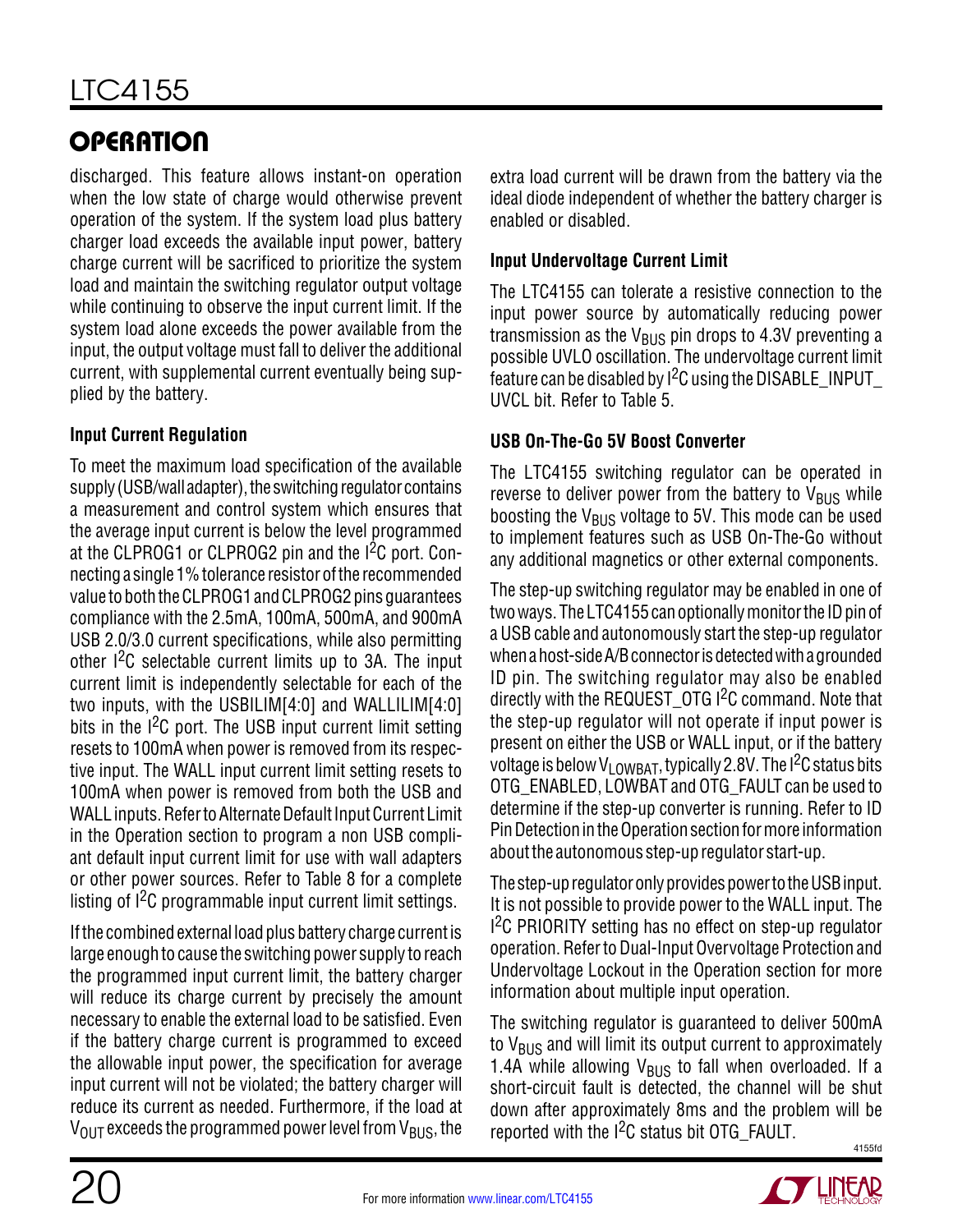## OPERATION

discharged. This feature allows instant-on operation when the low state of charge would otherwise prevent operation of the system. If the system load plus battery charger load exceeds the available input power, battery charge current will be sacrificed to prioritize the system load and maintain the switching regulator output voltage while continuing to observe the input current limit. If the system load alone exceeds the power available from the input, the output voltage must fall to deliver the additional current, with supplemental current eventually being supplied by the battery.

### Input Current Regulation

To meet the maximum load specification of the available supply (USB/wall adapter), the switching regulator contains a measurement and control system which ensures that the average input current is below the level programmed at the CLPROG1 or CLPROG2 pin and the $I^2C$ port. Connecting a single 1% tolerance resistor of the recommended value to both the CLPROG1 and CLPROG2 pins guarantees compliance with the 2.5mA, 100mA, 500mA, and 900mA USB 2.0/3.0 current specifications, while also permitting other $I^2C$ selectable current limits up to 3A. The input current limit is independently selectable for each of the two inputs, with the USBILIM[4:0] and WALLILIM[4:0] bits in the $I^2C$ port. The USB input current limit setting resets to 100mA when power is removed from its respective input. The WALL input current limit setting resets to 100mA when power is removed from both the USB and WALL inputs. Refer to Alternate Default Input Current Limit in the Operation section to program a non USB compliant default input current limit for use with wall adapters or other power sources. Refer to Table 8 for a complete listing of $I^2C$ programmable input current limit settings.

If the combined external load plus battery charge current is large enough to cause the switching power supply to reach the programmed input current limit, the battery charger will reduce its charge current by precisely the amount necessary to enable the external load to be satisfied. Even if the battery charge current is programmed to exceed the allowable input power, the specification for average input current will not be violated; the battery charger will reduce its current as needed. Furthermore, if the load at $V_{OUT}$ exceeds the programmed power level from $V_{BUS}$, the extra load current will be drawn from the battery via the ideal diode independent of whether the battery charger is enabled or disabled.

### Input Undervoltage Current Limit

The LTC4155 can tolerate a resistive connection to the input power source by automatically reducing power transmission as the $V_{BUS}$ pin drops to 4.3V preventing a possible UVLO oscillation. The undervoltage current limit feature can be disabled by $I^2C$ using the DISABLE_INPUT_UVCL bit. Refer to Table 5.

### USB On-The-Go 5V Boost Converter

The LTC4155 switching regulator can be operated in reverse to deliver power from the battery to $V_{BUS}$ while boosting the $V_{BUS}$ voltage to 5V. This mode can be used to implement features such as USB On-The-Go without any additional magnetics or other external components.

The step-up switching regulator may be enabled in one of two ways. The LTC4155 can optionally monitor the ID pin of a USB cable and autonomously start the step-up regulator when a host-side A/B connector is detected with a grounded ID pin. The switching regulator may also be enabled directly with the REQUEST_OTG $I^2C$ command. Note that the step-up regulator will not operate if input power is present on either the USB or WALL input, or if the battery voltage is below $V_{LOWBAT}$, typically 2.8V. The $I^2C$ status bits OTG_ENABLED, LOWBAT and OTG_FAULT can be used to determine if the step-up converter is running. Refer to ID Pin Detection in the Operation section for more information about the autonomous step-up regulator start-up.

The step-up regulator only provides power to the USB input. It is not possible to provide power to the WALL input. The $I^2C$ PRIORITY setting has no effect on step-up regulator operation. Refer to Dual-Input Overvoltage Protection and Undervoltage Lockout in the Operation section for more information about multiple input operation.

The switching regulator is guaranteed to deliver 500mA to $V_{BUS}$ and will limit its output current to approximately 1.4A while allowing $V_{BUS}$ to fall when overloaded. If a short-circuit fault is detected, the channel will be shut down after approximately 8ms and the problem will be reported with the $I^2C$ status bit OTG_FAULT.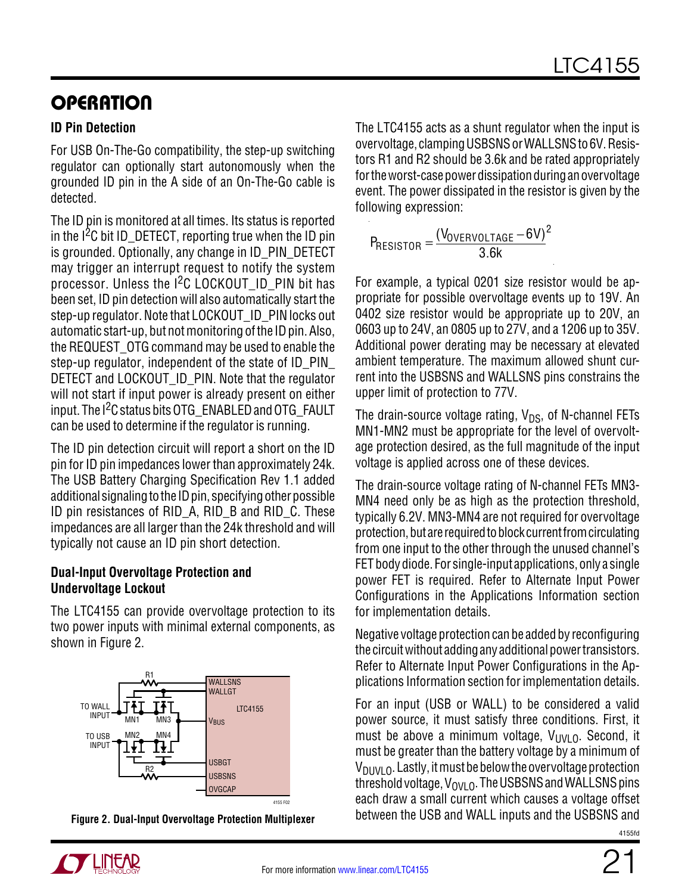## OPERATION

### ID Pin Detection

For USB On-The-Go compatibility, the step-up switching regulator can optionally start autonomously when the grounded ID pin in the A side of an On-The-Go cable is detected.

The ID pin is monitored at all times. Its status is reported in the I²C bit ID_DETECT, reporting true when the ID pin is grounded. Optionally, any change in ID_PIN_DETECT may trigger an interrupt request to notify the system processor. Unless the I²C LOCKOUT_ID_PIN bit has been set, ID pin detection will also automatically start the step-up regulator. Note that LOCKOUT_ID_PIN locks out automatic start-up, but not monitoring of the ID pin. Also, the REQUEST_OTG command may be used to enable the step-up regulator, independent of the state of ID_PIN_DETECT and LOCKOUT_ID_PIN. Note that the regulator will not start if input power is already present on either input. The I²C status bits OTG_ENABLED and OTG_FAULT can be used to determine if the regulator is running.

The ID pin detection circuit will report a short on the ID pin for ID pin impedances lower than approximately 24k. The USB Battery Charging Specification Rev 1.1 added additional signaling to the ID pin, specifying other possible ID pin resistances of RID_A, RID_B and RID_C. These impedances are all larger than the 24k threshold and will typically not cause an ID pin short detection.

### Dual-Input Overvoltage Protection and Undervoltage Lockout

The LTC4155 can provide overvoltage protection to its two power inputs with minimal external components, as shown in Figure 2.

**Figure 2. Dual-Input Overvoltage Protection Multiplexer**

The LTC4155 acts as a shunt regulator when the input is overvoltage, clamping USBSNS or WALLSNS to 6V. Resistors R1 and R2 should be 3.6k and be rated appropriately for the worst-case power dissipation during an overvoltage event. The power dissipated in the resistor is given by the following expression:

$$P_{RESISTOR} = \frac{(V_{OVERVOLTAGE} - 6V)^2}{3.6k}$$

For example, a typical 0201 size resistor would be appropriate for possible overvoltage events up to 19V. An 0402 size resistor would be appropriate up to 20V, an 0603 up to 24V, an 0805 up to 27V, and a 1206 up to 35V. Additional power derating may be necessary at elevated ambient temperature. The maximum allowed shunt current into the USBSNS and WALLSNS pins constrains the upper limit of protection to 77V.

The drain-source voltage rating, $V_{DS}$, of N-channel FETs MN1-MN2 must be appropriate for the level of overvoltage protection desired, as the full magnitude of the input voltage is applied across one of these devices.

The drain-source voltage rating of N-channel FETs MN3-MN4 need only be as high as the protection threshold, typically 6.2V. MN3-MN4 are not required for overvoltage protection, but are required to block current from circulating from one input to the other through the unused channel's FET body diode. For single-input applications, only a single power FET is required. Refer to Alternate Input Power Configurations in the Applications Information section for implementation details.

Negative voltage protection can be added by reconfiguring the circuit without adding any additional power transistors. Refer to Alternate Input Power Configurations in the Applications Information section for implementation details.

For an input (USB or WALL) to be considered a valid power source, it must satisfy three conditions. First, it must be above a minimum voltage, $V_{UVLO}$. Second, it must be greater than the battery voltage by a minimum of $V_{DUVLO}$. Lastly, it must be below the overvoltage protection threshold voltage, $V_{OVLO}$. The USBSNS and WALLSNS pins each draw a small current which causes a voltage offset between the USB and WALL inputs and the USBSNS and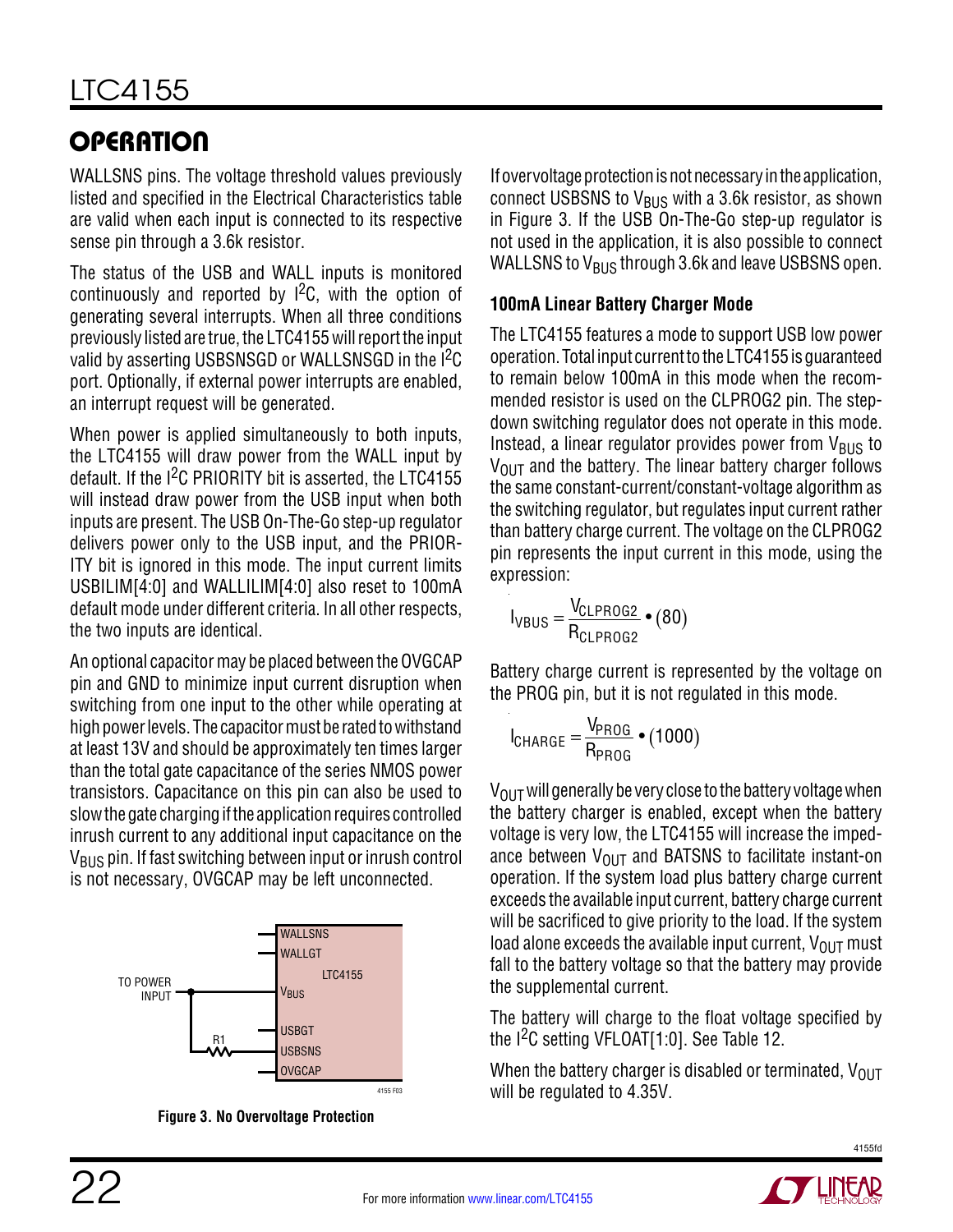## OPERATION

WALLSNS pins. The voltage threshold values previously listed and specified in the Electrical Characteristics table are valid when each input is connected to its respective sense pin through a 3.6k resistor.

The status of the USB and WALL inputs is monitored continuously and reported by I[2]C, with the option of generating several interrupts. When all three conditions previously listed are true, the LTC4155 will report the input valid by asserting USBSNSGD or WALLSNSGD in the I[2]C port. Optionally, if external power interrupts are enabled, an interrupt request will be generated.

When power is applied simultaneously to both inputs, the LTC4155 will draw power from the WALL input by default. If the I[2]C PRIORITY bit is asserted, the LTC4155 will instead draw power from the USB input when both inputs are present. The USB On-The-Go step-up regulator delivers power only to the USB input, and the PRIORITY bit is ignored in this mode. The input current limits USBILIM[4:0] and WALLILIM[4:0] also reset to 100mA default mode under different criteria. In all other respects, the two inputs are identical.

An optional capacitor may be placed between the OVGCAP pin and GND to minimize input current disruption when switching from one input to the other while operating at high power levels. The capacitor must be rated to withstand at least 13V and should be approximately ten times larger than the total gate capacitance of the series NMOS power transistors. Capacitance on this pin can also be used to slow the gate charging if the application requires controlled inrush current to any additional input capacitance on the $V_{BUS}$ pin. If fast switching between input or inrush control is not necessary, OVGCAP may be left unconnected.

**Figure 3. No Overvoltage Protection**

If overvoltage protection is not necessary in the application, connect USBSNS to $V_{BUS}$ with a 3.6k resistor, as shown in Figure 3. If the USB On-The-Go step-up regulator is not used in the application, it is also possible to connect WALLSNS to $V_{BUS}$ through 3.6k and leave USBSNS open.

### 100mA Linear Battery Charger Mode

The LTC4155 features a mode to support USB low power operation. Total input current to the LTC4155 is guaranteed to remain below 100mA in this mode when the recommended resistor is used on the CLPROG2 pin. The step-down switching regulator does not operate in this mode. Instead, a linear regulator provides power from $V_{BUS}$ to $V_{OUT}$ and the battery. The linear battery charger follows the same constant-current/constant-voltage algorithm as the switching regulator, but regulates input current rather than battery charge current. The voltage on the CLPROG2 pin represents the input current in this mode, using the expression:

$$I_{VBUS} = \frac{V_{CLPROG2}}{R_{CLPROG2}} \bullet (80)$$

Battery charge current is represented by the voltage on the PROG pin, but it is not regulated in this mode.

$$I_{CHARGE} = \frac{V_{PROG}}{R_{PROG}} \bullet (1000)$$

$V_{OUT}$ will generally be very close to the battery voltage when the battery charger is enabled, except when the battery voltage is very low, the LTC4155 will increase the impedance between $V_{OUT}$ and BATSNS to facilitate instant-on operation. If the system load plus battery charge current exceeds the available input current, battery charge current will be sacrificed to give priority to the load. If the system load alone exceeds the available input current, $V_{OUT}$ must fall to the battery voltage so that the battery may provide the supplemental current.

The battery will charge to the float voltage specified by the I[2]C setting VFLOAT[1:0]. See Table 12.

When the battery charger is disabled or terminated, $V_{OUT}$ will be regulated to 4.35V.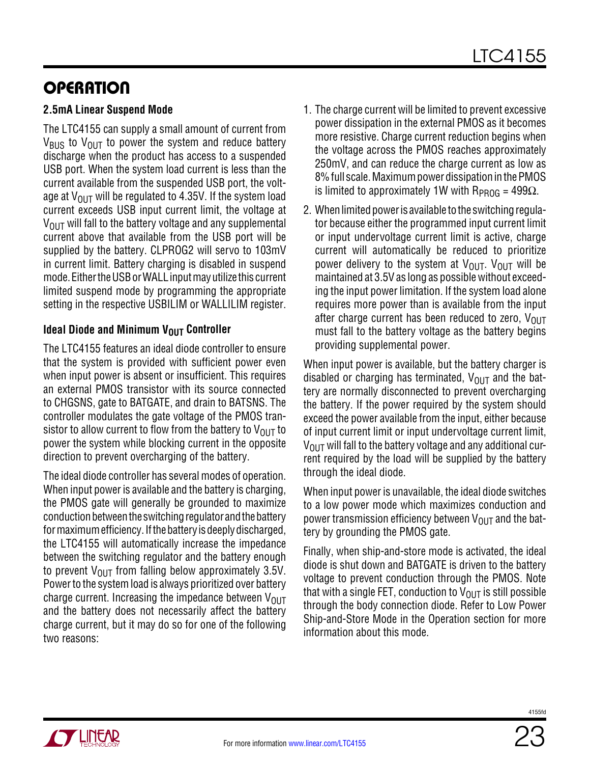## OPERATION

### 2.5mA Linear Suspend Mode

The LTC4155 can supply a small amount of current from $V_{BUS}$ to $V_{OUT}$ to power the system and reduce battery discharge when the product has access to a suspended USB port. When the system load current is less than the current available from the suspended USB port, the voltage at $V_{OUT}$ will be regulated to 4.35V. If the system load current exceeds USB input current limit, the voltage at $V_{OUT}$ will fall to the battery voltage and any supplemental current above that available from the USB port will be supplied by the battery. CLPROG2 will servo to 103mV in current limit. Battery charging is disabled in suspend mode. Either the USB or WALL input may utilize this current limited suspend mode by programming the appropriate setting in the respective USBILIM or WALLILIM register.

### Ideal Diode and Minimum $V_{OUT}$ Controller

The LTC4155 features an ideal diode controller to ensure that the system is provided with sufficient power even when input power is absent or insufficient. This requires an external PMOS transistor with its source connected to CHGSNS, gate to BATGATE, and drain to BATSNS. The controller modulates the gate voltage of the PMOS transistor to allow current to flow from the battery to $V_{OUT}$ to power the system while blocking current in the opposite direction to prevent overcharging of the battery.

The ideal diode controller has several modes of operation. When input power is available and the battery is charging, the PMOS gate will generally be grounded to maximize conduction between the switching regulator and the battery for maximum efficiency. If the battery is deeply discharged, the LTC4155 will automatically increase the impedance between the switching regulator and the battery enough to prevent $V_{OUT}$ from falling below approximately 3.5V. Power to the system load is always prioritized over battery charge current. Increasing the impedance between $V_{OUT}$ and the battery does not necessarily affect the battery charge current, but it may do so for one of the following two reasons:

1. The charge current will be limited to prevent excessive power dissipation in the external PMOS as it becomes more resistive. Charge current reduction begins when the voltage across the PMOS reaches approximately 250mV, and can reduce the charge current as low as 8% full scale. Maximum power dissipation in the PMOS is limited to approximately 1W with $R_{PROG}$ = 499Ω.
2. When limited power is available to the switching regulator because either the programmed input current limit or input undervoltage current limit is active, charge current will automatically be reduced to prioritize power delivery to the system at $V_{OUT}$. $V_{OUT}$ will be maintained at 3.5V as long as possible without exceeding the input power limitation. If the system load alone requires more power than is available from the input after charge current has been reduced to zero, $V_{OUT}$ must fall to the battery voltage as the battery begins providing supplemental power.

When input power is available, but the battery charger is disabled or charging has terminated, $V_{OUT}$ and the battery are normally disconnected to prevent overcharging the battery. If the power required by the system should exceed the power available from the input, either because of input current limit or input undervoltage current limit, $V_{OUT}$ will fall to the battery voltage and any additional current required by the load will be supplied by the battery through the ideal diode.

When input power is unavailable, the ideal diode switches to a low power mode which maximizes conduction and power transmission efficiency between $V_{OUT}$ and the battery by grounding the PMOS gate.

Finally, when ship-and-store mode is activated, the ideal diode is shut down and BATGATE is driven to the battery voltage to prevent conduction through the PMOS. Note that with a single FET, conduction to $V_{OUT}$ is still possible through the body connection diode. Refer to Low Power Ship-and-Store Mode in the Operation section for more information about this mode.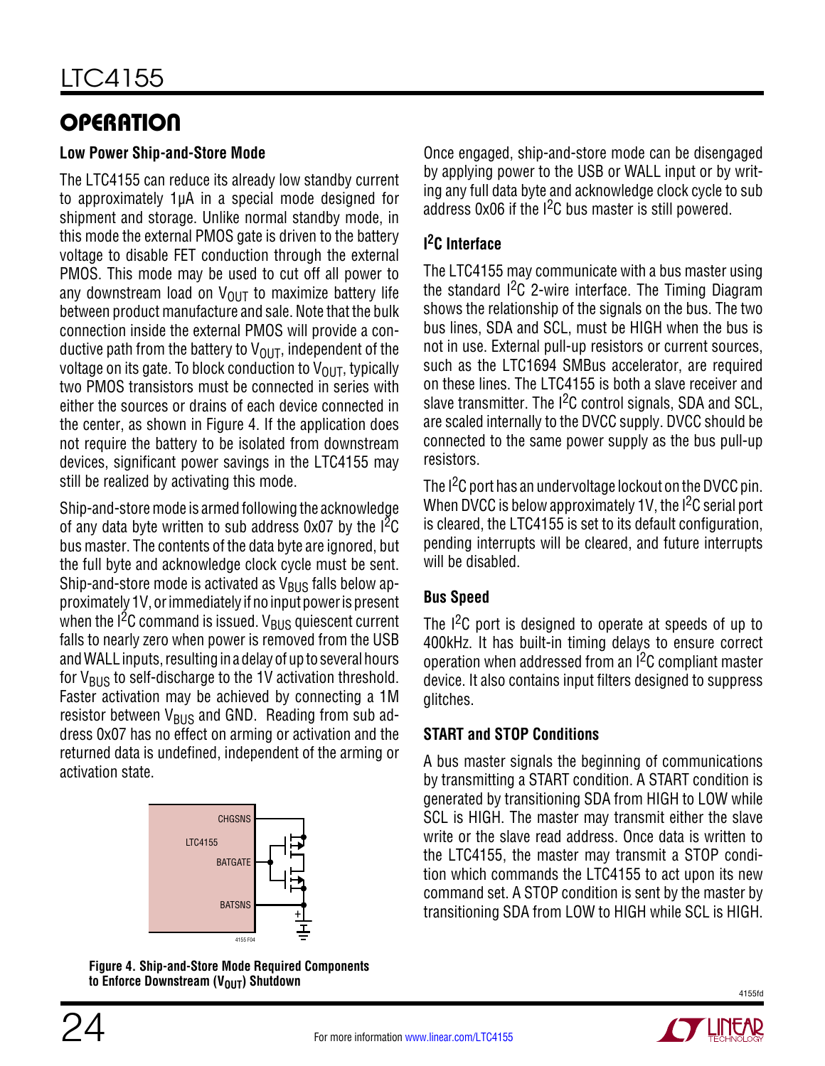## OPERATION

### Low Power Ship-and-Store Mode

The LTC4155 can reduce its already low standby current to approximately 1µA in a special mode designed for shipment and storage. Unlike normal standby mode, in this mode the external PMOS gate is driven to the battery voltage to disable FET conduction through the external PMOS. This mode may be used to cut off all power to any downstream load on $V_{OUT}$ to maximize battery life between product manufacture and sale. Note that the bulk connection inside the external PMOS will provide a conductive path from the battery to $V_{OUT}$, independent of the voltage on its gate. To block conduction to $V_{OUT}$, typically two PMOS transistors must be connected in series with either the sources or drains of each device connected in the center, as shown in Figure 4. If the application does not require the battery to be isolated from downstream devices, significant power savings in the LTC4155 may still be realized by activating this mode.

Ship-and-store mode is armed following the acknowledge of any data byte written to sub address 0x07 by the I²C bus master. The contents of the data byte are ignored, but the full byte and acknowledge clock cycle must be sent. Ship-and-store mode is activated as $V_{BUS}$ falls below approximately 1V, or immediately if no input power is present when the I²C command is issued. $V_{BUS}$ quiescent current falls to nearly zero when power is removed from the USB and WALL inputs, resulting in a delay of up to several hours for $V_{BUS}$ to self-discharge to the 1V activation threshold. Faster activation may be achieved by connecting a 1M resistor between $V_{BUS}$ and GND. Reading from sub address 0x07 has no effect on arming or activation and the returned data is undefined, independent of the arming or activation state.

Figure 4. Ship-and-Store Mode Required Components to Enforce Downstream ($V_{OUT}$) Shutdown

Once engaged, ship-and-store mode can be disengaged by applying power to the USB or WALL input or by writing any full data byte and acknowledge clock cycle to sub address 0x06 if the I²C bus master is still powered.

### I²C Interface

The LTC4155 may communicate with a bus master using the standard I²C 2-wire interface. The Timing Diagram shows the relationship of the signals on the bus. The two bus lines, SDA and SCL, must be HIGH when the bus is not in use. External pull-up resistors or current sources, such as the LTC1694 SMBus accelerator, are required on these lines. The LTC4155 is both a slave receiver and slave transmitter. The I²C control signals, SDA and SCL, are scaled internally to the DVCC supply. DVCC should be connected to the same power supply as the bus pull-up resistors.

The I²C port has an undervoltage lockout on the DVCC pin. When DVCC is below approximately 1V, the I²C serial port is cleared, the LTC4155 is set to its default configuration, pending interrupts will be cleared, and future interrupts will be disabled.

### Bus Speed

The I²C port is designed to operate at speeds of up to 400kHz. It has built-in timing delays to ensure correct operation when addressed from an I²C compliant master device. It also contains input filters designed to suppress glitches.

### START and STOP Conditions

A bus master signals the beginning of communications by transmitting a START condition. A START condition is generated by transitioning SDA from HIGH to LOW while SCL is HIGH. The master may transmit either the slave write or the slave read address. Once data is written to the LTC4155, the master may transmit a STOP condition which commands the LTC4155 to act upon its new command set. A STOP condition is sent by the master by transitioning SDA from LOW to HIGH while SCL is HIGH.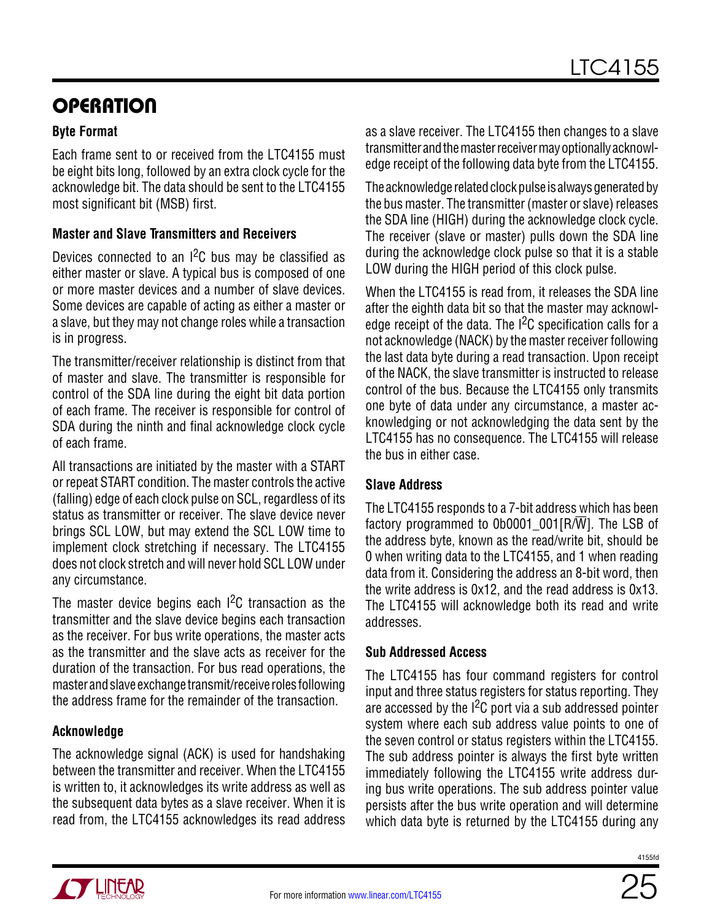## OPERATION

### Byte Format

Each frame sent to or received from the LTC4155 must be eight bits long, followed by an extra clock cycle for the acknowledge bit. The data should be sent to the LTC4155 most significant bit (MSB) first.

### Master and Slave Transmitters and Receivers

Devices connected to an $I^2C$ bus may be classified as either master or slave. A typical bus is composed of one or more master devices and a number of slave devices. Some devices are capable of acting as either a master or a slave, but they may not change roles while a transaction is in progress.

The transmitter/receiver relationship is distinct from that of master and slave. The transmitter is responsible for control of the SDA line during the eight bit data portion of each frame. The receiver is responsible for control of SDA during the ninth and final acknowledge clock cycle of each frame.

All transactions are initiated by the master with a START or repeat START condition. The master controls the active (falling) edge of each clock pulse on SCL, regardless of its status as transmitter or receiver. The slave device never brings SCL LOW, but may extend the SCL LOW time to implement clock stretching if necessary. The LTC4155 does not clock stretch and will never hold SCL LOW under any circumstance.

The master device begins each $I^2C$ transaction as the transmitter and the slave device begins each transaction as the receiver. For bus write operations, the master acts as the transmitter and the slave acts as receiver for the duration of the transaction. For bus read operations, the master and slave exchange transmit/receive roles following the address frame for the remainder of the transaction.

### Acknowledge

The acknowledge signal (ACK) is used for handshaking between the transmitter and receiver. When the LTC4155 is written to, it acknowledges its write address as well as the subsequent data bytes as a slave receiver. When it is read from, the LTC4155 acknowledges its read address as a slave receiver. The LTC4155 then changes to a slave transmitter and the master receiver may optionally acknowledge receipt of the following data byte from the LTC4155.

The acknowledge related clock pulse is always generated by the bus master. The transmitter (master or slave) releases the SDA line (HIGH) during the acknowledge clock cycle. The receiver (slave or master) pulls down the SDA line during the acknowledge clock pulse so that it is a stable LOW during the HIGH period of this clock pulse.

When the LTC4155 is read from, it releases the SDA line after the eighth data bit so that the master may acknowledge receipt of the data. The $I^2C$ specification calls for a not acknowledge (NACK) by the master receiver following the last data byte during a read transaction. Upon receipt of the NACK, the slave transmitter is instructed to release control of the bus. Because the LTC4155 only transmits one byte of data under any circumstance, a master acknowledging or not acknowledging the data sent by the LTC4155 has no consequence. The LTC4155 will release the bus in either case.

### Slave Address

The LTC4155 responds to a 7-bit address which has been factory programmed to 0b0001_001[R/$\overline{W}$]. The LSB of the address byte, known as the read/write bit, should be 0 when writing data to the LTC4155, and 1 when reading data from it. Considering the address an 8-bit word, then the write address is 0x12, and the read address is 0x13. The LTC4155 will acknowledge both its read and write addresses.

### Sub Addressed Access

The LTC4155 has four command registers for control input and three status registers for status reporting. They are accessed by the $I^2C$ port via a sub addressed pointer system where each sub address value points to one of the seven control or status registers within the LTC4155. The sub address pointer is always the first byte written immediately following the LTC4155 write address during bus write operations. The sub address pointer value persists after the bus write operation and will determine which data byte is returned by the LTC4155 during any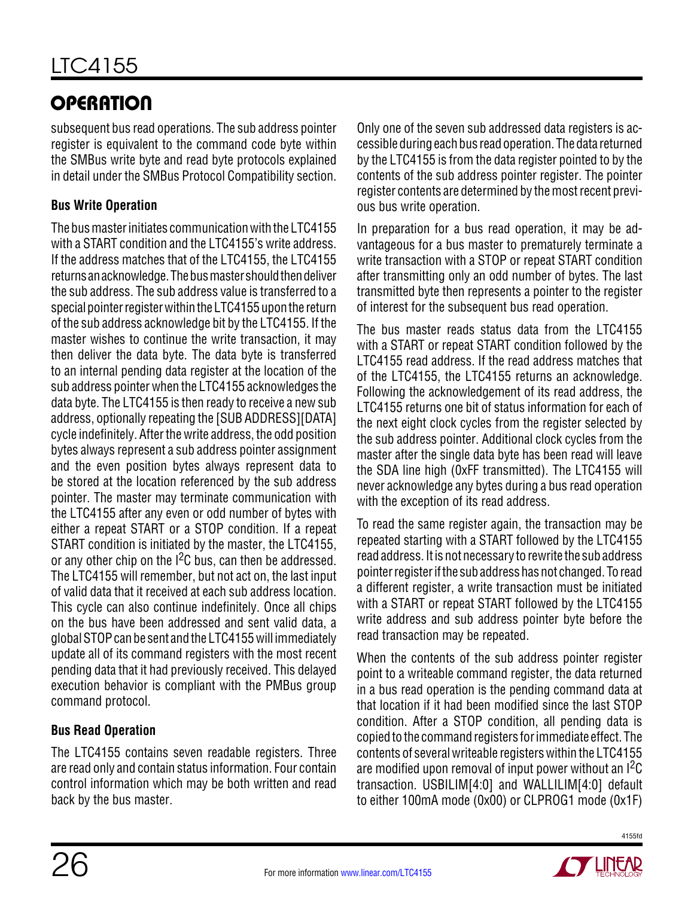## OPERATION

subsequent bus read operations. The sub address pointer register is equivalent to the command code byte within the SMBus write byte and read byte protocols explained in detail under the SMBus Protocol Compatibility section.

### Bus Write Operation

The bus master initiates communication with the LTC4155 with a START condition and the LTC4155's write address. If the address matches that of the LTC4155, the LTC4155 returns an acknowledge. The bus master should then deliver the sub address. The sub address value is transferred to a special pointer register within the LTC4155 upon the return of the sub address acknowledge bit by the LTC4155. If the master wishes to continue the write transaction, it may then deliver the data byte. The data byte is transferred to an internal pending data register at the location of the sub address pointer when the LTC4155 acknowledges the data byte. The LTC4155 is then ready to receive a new sub address, optionally repeating the [SUB ADDRESS][DATA] cycle indefinitely. After the write address, the odd position bytes always represent a sub address pointer assignment and the even position bytes always represent data to be stored at the location referenced by the sub address pointer. The master may terminate communication with the LTC4155 after any even or odd number of bytes with either a repeat START or a STOP condition. If a repeat START condition is initiated by the master, the LTC4155, or any other chip on the I$^2$C bus, can then be addressed. The LTC4155 will remember, but not act on, the last input of valid data that it received at each sub address location. This cycle can also continue indefinitely. Once all chips on the bus have been addressed and sent valid data, a global STOP can be sent and the LTC4155 will immediately update all of its command registers with the most recent pending data that it had previously received. This delayed execution behavior is compliant with the PMBus group command protocol.

### Bus Read Operation

The LTC4155 contains seven readable registers. Three are read only and contain status information. Four contain control information which may be both written and read back by the bus master.

Only one of the seven sub addressed data registers is accessible during each bus read operation. The data returned by the LTC4155 is from the data register pointed to by the contents of the sub address pointer register. The pointer register contents are determined by the most recent previous bus write operation.

In preparation for a bus read operation, it may be advantageous for a bus master to prematurely terminate a write transaction with a STOP or repeat START condition after transmitting only an odd number of bytes. The last transmitted byte then represents a pointer to the register of interest for the subsequent bus read operation.

The bus master reads status data from the LTC4155 with a START or repeat START condition followed by the LTC4155 read address. If the read address matches that of the LTC4155, the LTC4155 returns an acknowledge. Following the acknowledgement of its read address, the LTC4155 returns one bit of status information for each of the next eight clock cycles from the register selected by the sub address pointer. Additional clock cycles from the master after the single data byte has been read will leave the SDA line high (0xFF transmitted). The LTC4155 will never acknowledge any bytes during a bus read operation with the exception of its read address.

To read the same register again, the transaction may be repeated starting with a START followed by the LTC4155 read address. It is not necessary to rewrite the sub address pointer register if the sub address has not changed. To read a different register, a write transaction must be initiated with a START or repeat START followed by the LTC4155 write address and sub address pointer byte before the read transaction may be repeated.

When the contents of the sub address pointer register point to a writeable command register, the data returned in a bus read operation is the pending command data at that location if it had been modified since the last STOP condition. After a STOP condition, all pending data is copied to the command registers for immediate effect. The contents of several writeable registers within the LTC4155 are modified upon removal of input power without an I$^2$C transaction. USBILIM[4:0] and WALLILIM[4:0] default to either 100mA mode (0x00) or CLPROG1 mode (0x1F)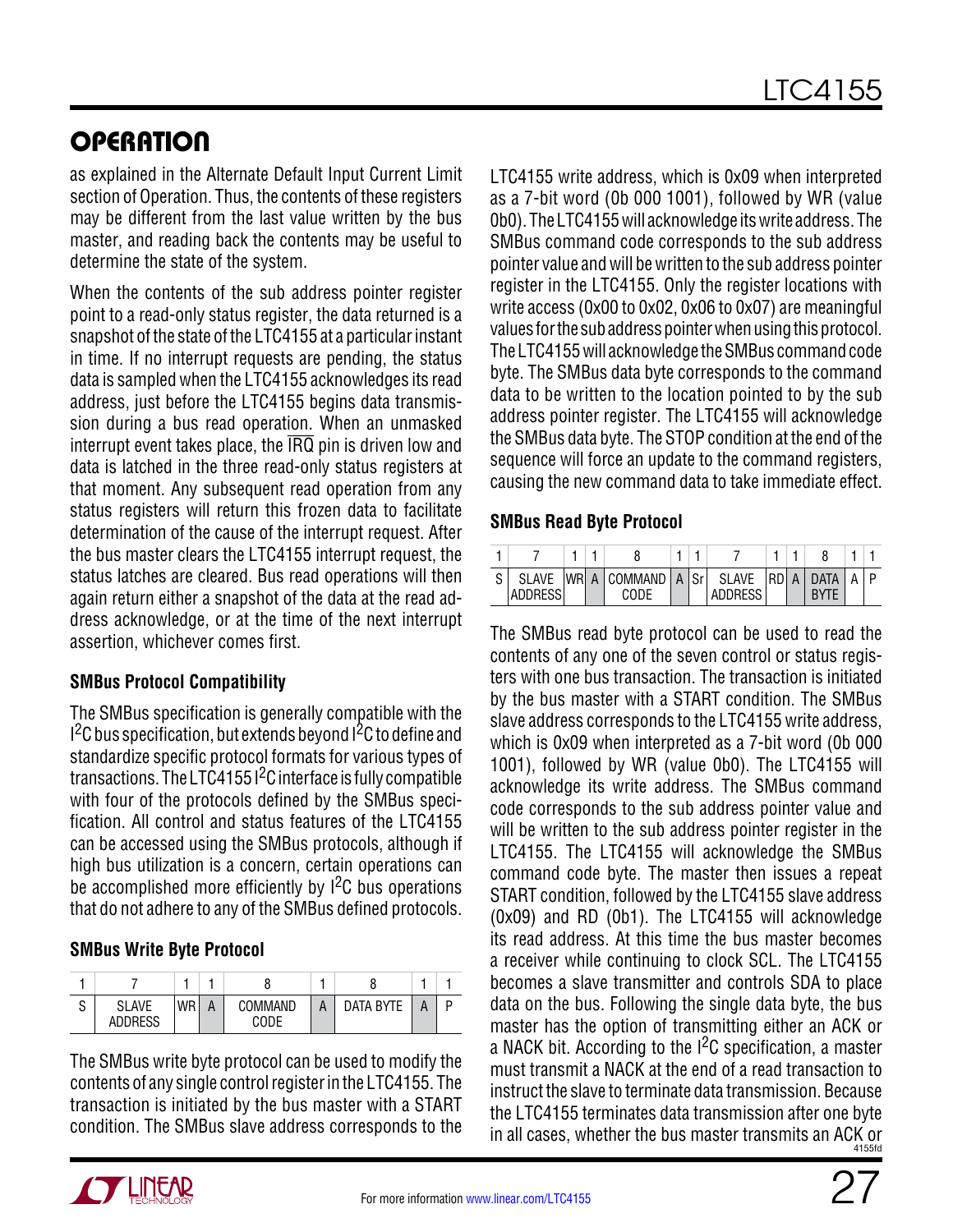## OPERATION

as explained in the Alternate Default Input Current Limit section of Operation. Thus, the contents of these registers may be different from the last value written by the bus master, and reading back the contents may be useful to determine the state of the system.

When the contents of the sub address pointer register point to a read-only status register, the data returned is a snapshot of the state of the LTC4155 at a particular instant in time. If no interrupt requests are pending, the status data is sampled when the LTC4155 acknowledges its read address, just before the LTC4155 begins data transmission during a bus read operation. When an unmasked interrupt event takes place, the $\overline{IRQ}$ pin is driven low and data is latched in the three read-only status registers at that moment. Any subsequent read operation from any status registers will return this frozen data to facilitate determination of the cause of the interrupt request. After the bus master clears the LTC4155 interrupt request, the status latches are cleared. Bus read operations will then again return either a snapshot of the data at the read address acknowledge, or at the time of the next interrupt assertion, whichever comes first.

### SMBus Protocol Compatibility

The SMBus specification is generally compatible with the $I^2C$ bus specification, but extends beyond $I^2C$ to define and standardize specific protocol formats for various types of transactions. The LTC4155 $I^2C$ interface is fully compatible with four of the protocols defined by the SMBus specification. All control and status features of the LTC4155 can be accessed using the SMBus protocols, although if high bus utilization is a concern, certain operations can be accomplished more efficiently by $I^2C$ bus operations that do not adhere to any of the SMBus defined protocols.

### SMBus Write Byte Protocol

| 1 | 7 | 1 | 1 | 8 | 1 | 8 | 1 | 1 |
|---|---|---|---|---|---|---|---|---|
| S | SLAVE ADDRESS | WR | A | COMMAND CODE | A | DATA BYTE | A | P |

The SMBus write byte protocol can be used to modify the contents of any single control register in the LTC4155. The transaction is initiated by the bus master with a START condition. The SMBus slave address corresponds to the LTC4155 write address, which is 0x09 when interpreted as a 7-bit word (0b 000 1001), followed by WR (value 0b0). The LTC4155 will acknowledge its write address. The SMBus command code corresponds to the sub address pointer value and will be written to the sub address pointer register in the LTC4155. Only the register locations with write access (0x00 to 0x02, 0x06 to 0x07) are meaningful values for the sub address pointer when using this protocol. The LTC4155 will acknowledge the SMBus command code byte. The SMBus data byte corresponds to the command data to be written to the location pointed to by the sub address pointer register. The LTC4155 will acknowledge the SMBus data byte. The STOP condition at the end of the sequence will force an update to the command registers, causing the new command data to take immediate effect.

### SMBus Read Byte Protocol

| 1 | 7 | 1 | 1 | 8 | 1 | 1 | 7 | 1 | 1 | 8 | 1 | 1 |
|---|---|---|---|---|---|---|---|---|---|---|---|---|
| S | SLAVE ADDRESS | WR | A | COMMAND CODE | A | Sr | SLAVE ADDRESS | RD | A | DATA BYTE | A | P |

The SMBus read byte protocol can be used to read the contents of any one of the seven control or status registers with one bus transaction. The transaction is initiated by the bus master with a START condition. The SMBus slave address corresponds to the LTC4155 write address, which is 0x09 when interpreted as a 7-bit word (0b 000 1001), followed by WR (value 0b0). The LTC4155 will acknowledge its write address. The SMBus command code corresponds to the sub address pointer value and will be written to the sub address pointer register in the LTC4155. The LTC4155 will acknowledge the SMBus command code byte. The master then issues a repeat START condition, followed by the LTC4155 slave address (0x09) and RD (0b1). The LTC4155 will acknowledge its read address. At this time the bus master becomes a receiver while continuing to clock SCL. The LTC4155 becomes a slave transmitter and controls SDA to place data on the bus. Following the single data byte, the bus master has the option of transmitting either an ACK or a NACK bit. According to the $I^2C$ specification, a master must transmit a NACK at the end of a read transaction to instruct the slave to terminate data transmission. Because the LTC4155 terminates data transmission after one byte in all cases, whether the bus master transmits an ACK or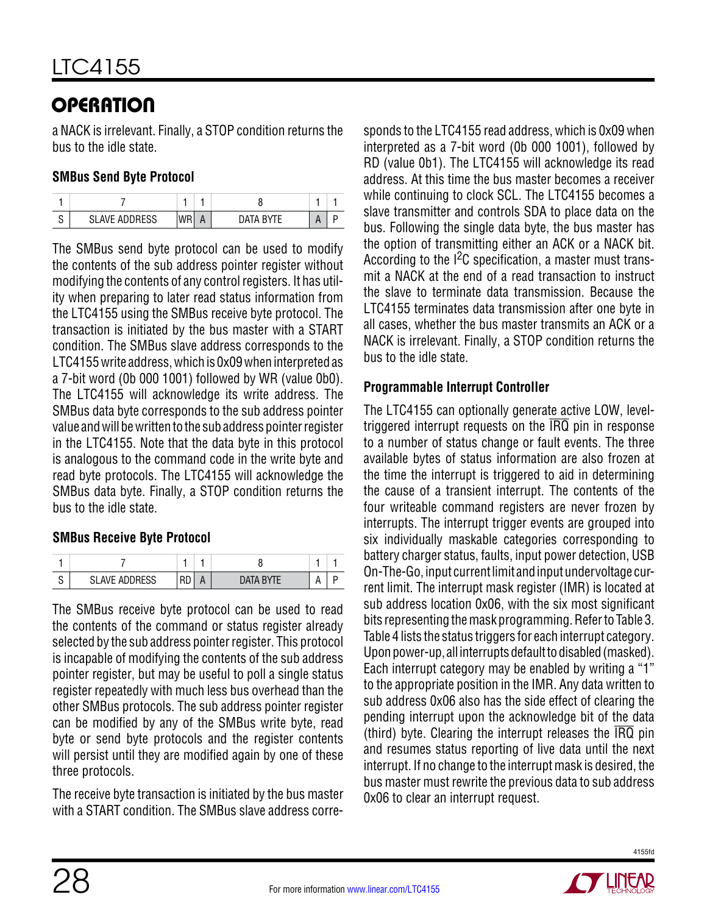## OPERATION

a NACK is irrelevant. Finally, a STOP condition returns the bus to the idle state.

### SMBus Send Byte Protocol

| 1 | 7 | 1 | 1 | 8 | 1 | 1 |
|---|---|---|---|---|---|---|
| S | SLAVE ADDRESS | WR | A | DATA BYTE | A | P |

The SMBus send byte protocol can be used to modify the contents of the sub address pointer register without modifying the contents of any control registers. It has utility when preparing to later read status information from the LTC4155 using the SMBus receive byte protocol. The transaction is initiated by the bus master with a START condition. The SMBus slave address corresponds to the LTC4155 write address, which is 0x09 when interpreted as a 7-bit word (0b 000 1001) followed by WR (value 0b0). The LTC4155 will acknowledge its write address. The SMBus data byte corresponds to the sub address pointer value and will be written to the sub address pointer register in the LTC4155. Note that the data byte in this protocol is analogous to the command code in the write byte and read byte protocols. The LTC4155 will acknowledge the SMBus data byte. Finally, a STOP condition returns the bus to the idle state.

### SMBus Receive Byte Protocol

| 1 | 7 | 1 | 1 | 8 | 1 | 1 |
|---|---|---|---|---|---|---|
| S | SLAVE ADDRESS | RD | A | DATA BYTE | A | P |

The SMBus receive byte protocol can be used to read the contents of the command or status register already selected by the sub address pointer register. This protocol is incapable of modifying the contents of the sub address pointer register, but may be useful to poll a single status register repeatedly with much less bus overhead than the other SMBus protocols. The sub address pointer register can be modified by any of the SMBus write byte, read byte or send byte protocols and the register contents will persist until they are modified again by one of these three protocols.

The receive byte transaction is initiated by the bus master with a START condition. The SMBus slave address corresponds to the LTC4155 read address, which is 0x09 when interpreted as a 7-bit word (0b 000 1001), followed by RD (value 0b1). The LTC4155 will acknowledge its read address. At this time the bus master becomes a receiver while continuing to clock SCL. The LTC4155 becomes a slave transmitter and controls SDA to place data on the bus. Following the single data byte, the bus master has the option of transmitting either an ACK or a NACK bit. According to the I$^2$C specification, a master must transmit a NACK at the end of a read transaction to instruct the slave to terminate data transmission. Because the LTC4155 terminates data transmission after one byte in all cases, whether the bus master transmits an ACK or a NACK is irrelevant. Finally, a STOP condition returns the bus to the idle state.

### Programmable Interrupt Controller

The LTC4155 can optionally generate active LOW, level-triggered interrupt requests on the $\overline{IRQ}$ pin in response to a number of status change or fault events. The three available bytes of status information are also frozen at the time the interrupt is triggered to aid in determining the cause of a transient interrupt. The contents of the four writeable command registers are never frozen by interrupts. The interrupt trigger events are grouped into six individually maskable categories corresponding to battery charger status, faults, input power detection, USB On-The-Go, input current limit and input undervoltage current limit. The interrupt mask register (IMR) is located at sub address location 0x06, with the six most significant bits representing the mask programming. Refer to Table 3. Table 4 lists the status triggers for each interrupt category. Upon power-up, all interrupts default to disabled (masked). Each interrupt category may be enabled by writing a "1" to the appropriate position in the IMR. Any data written to sub address 0x06 also has the side effect of clearing the pending interrupt upon the acknowledge bit of the data (third) byte. Clearing the interrupt releases the $\overline{IRQ}$ pin and resumes status reporting of live data until the next interrupt. If no change to the interrupt mask is desired, the bus master must rewrite the previous data to sub address 0x06 to clear an interrupt request.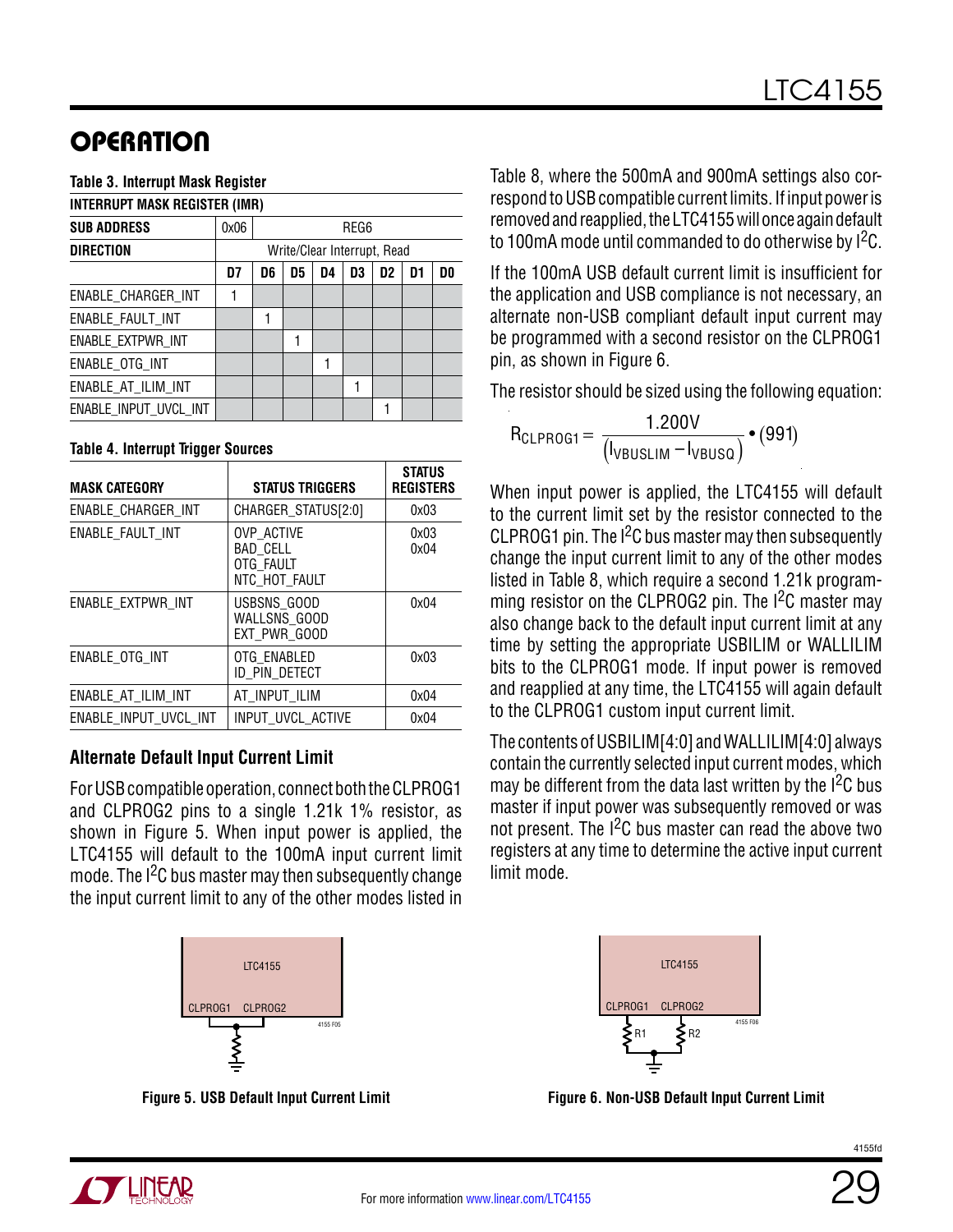## OPERATION

**Table 3. Interrupt Mask Register**

| INTERRUPT MASK REGISTER (IMR) | | | | | | | | |
|---|---|---|---|---|---|---|---|---|
| SUB ADDRESS | 0x06 | REG6 | | | | | | |
| DIRECTION | Write/Clear Interrupt, Read | | | | | | | |
| | D7 | D6 | D5 | D4 | D3 | D2 | D1 | D0 |
| ENABLE_CHARGER_INT | 1 | | | | | | | |
| ENABLE_FAULT_INT | | 1 | | | | | | |
| ENABLE_EXTPWR_INT | | | 1 | | | | | |
| ENABLE_OTG_INT | | | | 1 | | | | |
| ENABLE_AT_ILIM_INT | | | | | 1 | | | |
| ENABLE_INPUT_UVCL_INT | | | | | | 1 | | |

**Table 4. Interrupt Trigger Sources**

| MASK CATEGORY | STATUS TRIGGERS | STATUS REGISTERS |
|---|---|---|
| ENABLE_CHARGER_INT | CHARGER_STATUS[2:0] | 0x03 |
| ENABLE_FAULT_INT | OVP_ACTIVE<br>BAD_CELL<br>OTG_FAULT<br>NTC_HOT_FAULT | 0x03<br>0x04 |
| ENABLE_EXTPWR_INT | USBSNS_GOOD<br>WALLSNS_GOOD<br>EXT_PWR_GOOD | 0x04 |
| ENABLE_OTG_INT | OTG_ENABLED<br>ID_PIN_DETECT | 0x03 |
| ENABLE_AT_ILIM_INT | AT_INPUT_ILIM | 0x04 |
| ENABLE_INPUT_UVCL_INT | INPUT_UVCL_ACTIVE | 0x04 |

### Alternate Default Input Current Limit

For USB compatible operation, connect both the CLPROG1 and CLPROG2 pins to a single 1.21k 1% resistor, as shown in Figure 5. When input power is applied, the LTC4155 will default to the 100mA input current limit mode. The I²C bus master may then subsequently change the input current limit to any of the other modes listed in Table 8, where the 500mA and 900mA settings also correspond to USB compatible current limits. If input power is removed and reapplied, the LTC4155 will once again default to 100mA mode until commanded to do otherwise by I²C.

If the 100mA USB default current limit is insufficient for the application and USB compliance is not necessary, an alternate non-USB compliant default input current may be programmed with a second resistor on the CLPROG1 pin, as shown in Figure 6.

The resistor should be sized using the following equation:

$$R_{CLPROG1} = \frac{1.200V}{\left(I_{VBUSLIM} - I_{VBUSQ}\right)} \bullet (991)$$

When input power is applied, the LTC4155 will default to the current limit set by the resistor connected to the CLPROG1 pin. The I²C bus master may then subsequently change the input current limit to any of the other modes listed in Table 8, which require a second 1.21k programming resistor on the CLPROG2 pin. The I²C master may also change back to the default input current limit at any time by setting the appropriate USBILIM or WALLILIM bits to the CLPROG1 mode. If input power is removed and reapplied at any time, the LTC4155 will again default to the CLPROG1 custom input current limit.

The contents of USBILIM[4:0] and WALLILIM[4:0] always contain the currently selected input current modes, which may be different from the data last written by the I²C bus master if input power was subsequently removed or was not present. The I²C bus master can read the above two registers at any time to determine the active input current limit mode.

Figure 5. USB Default Input Current Limit

Figure 6. Non-USB Default Input Current Limit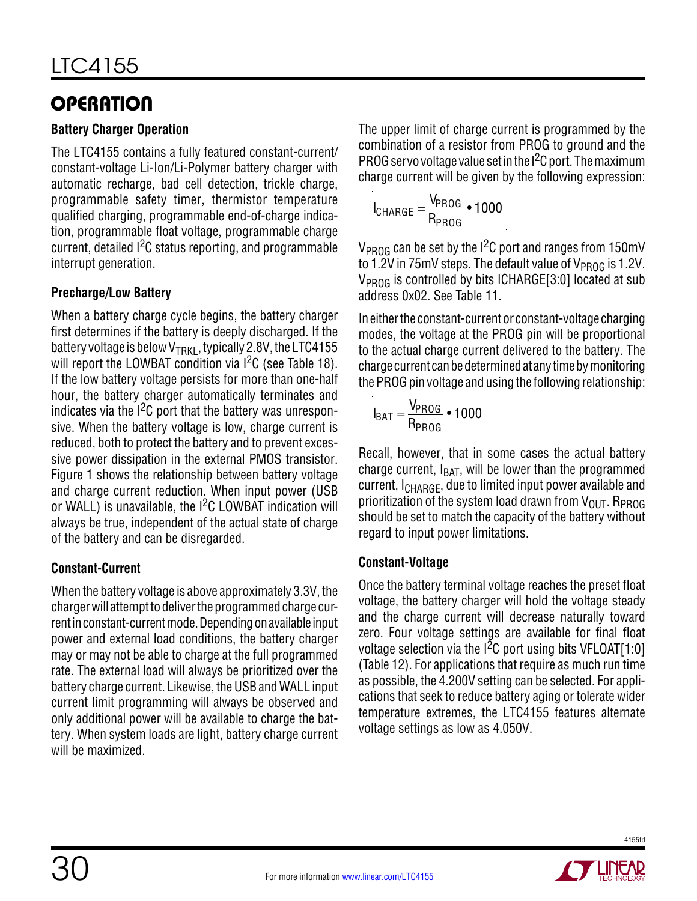## OPERATION

### Battery Charger Operation

The LTC4155 contains a fully featured constant-current/constant-voltage Li-Ion/Li-Polymer battery charger with automatic recharge, bad cell detection, trickle charge, programmable safety timer, thermistor temperature qualified charging, programmable end-of-charge indication, programmable float voltage, programmable charge current, detailed $I^2C$ status reporting, and programmable interrupt generation.

### Precharge/Low Battery

When a battery charge cycle begins, the battery charger first determines if the battery is deeply discharged. If the battery voltage is below $V_{TRKL}$, typically 2.8V, the LTC4155 will report the LOWBAT condition via $I^2C$ (see Table 18). If the low battery voltage persists for more than one-half hour, the battery charger automatically terminates and indicates via the $I^2C$ port that the battery was unresponsive. When the battery voltage is low, charge current is reduced, both to protect the battery and to prevent excessive power dissipation in the external PMOS transistor. Figure 1 shows the relationship between battery voltage and charge current reduction. When input power (USB or WALL) is unavailable, the $I^2C$ LOWBAT indication will always be true, independent of the actual state of charge of the battery and can be disregarded.

### Constant-Current

When the battery voltage is above approximately 3.3V, the charger will attempt to deliver the programmed charge current in constant-current mode. Depending on available input power and external load conditions, the battery charger may or may not be able to charge at the full programmed rate. The external load will always be prioritized over the battery charge current. Likewise, the USB and WALL input current limit programming will always be observed and only additional power will be available to charge the battery. When system loads are light, battery charge current will be maximized.

The upper limit of charge current is programmed by the combination of a resistor from PROG to ground and the PROG servo voltage value set in the $I^2C$ port. The maximum charge current will be given by the following expression:

$$I_{CHARGE} = \frac{V_{PROG}}{R_{PROG}} \bullet 1000$$

$V_{PROG}$ can be set by the $I^2C$ port and ranges from 150mV to 1.2V in 75mV steps. The default value of $V_{PROG}$ is 1.2V. $V_{PROG}$ is controlled by bits ICHARGE[3:0] located at sub address 0x02. See Table 11.

In either the constant-current or constant-voltage charging modes, the voltage at the PROG pin will be proportional to the actual charge current delivered to the battery. The charge current can be determined at any time by monitoring the PROG pin voltage and using the following relationship:

$$I_{BAT} = \frac{V_{PROG}}{R_{PROG}} \bullet 1000$$

Recall, however, that in some cases the actual battery charge current, $I_{BAT}$, will be lower than the programmed current, $I_{CHARGE}$, due to limited input power available and prioritization of the system load drawn from $V_{OUT}$. $R_{PROG}$ should be set to match the capacity of the battery without regard to input power limitations.

### Constant-Voltage

Once the battery terminal voltage reaches the preset float voltage, the battery charger will hold the voltage steady and the charge current will decrease naturally toward zero. Four voltage settings are available for final float voltage selection via the $I^2C$ port using bits VFLOAT[1:0] (Table 12). For applications that require as much run time as possible, the 4.200V setting can be selected. For applications that seek to reduce battery aging or tolerate wider temperature extremes, the LTC4155 features alternate voltage settings as low as 4.050V.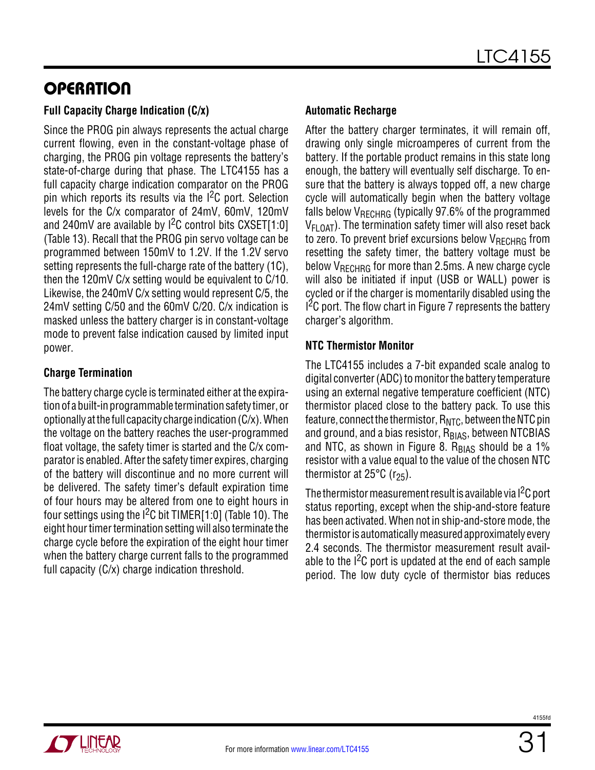## OPERATION

### Full Capacity Charge Indication (C/x)

Since the PROG pin always represents the actual charge current flowing, even in the constant-voltage phase of charging, the PROG pin voltage represents the battery's state-of-charge during that phase. The LTC4155 has a full capacity charge indication comparator on the PROG pin which reports its results via the $I^2C$ port. Selection levels for the C/x comparator of 24mV, 60mV, 120mV and 240mV are available by $I^2C$ control bits CXSET[1:0] (Table 13). Recall that the PROG pin servo voltage can be programmed between 150mV to 1.2V. If the 1.2V servo setting represents the full-charge rate of the battery (1C), then the 120mV C/x setting would be equivalent to C/10. Likewise, the 240mV C/x setting would represent C/5, the 24mV setting C/50 and the 60mV C/20. C/x indication is masked unless the battery charger is in constant-voltage mode to prevent false indication caused by limited input power.

### Charge Termination

The battery charge cycle is terminated either at the expiration of a built-in programmable termination safety timer, or optionally at the full capacity charge indication (C/x). When the voltage on the battery reaches the user-programmed float voltage, the safety timer is started and the C/x comparator is enabled. After the safety timer expires, charging of the battery will discontinue and no more current will be delivered. The safety timer's default expiration time of four hours may be altered from one to eight hours in four settings using the $I^2C$ bit TIMER[1:0] (Table 10). The eight hour timer termination setting will also terminate the charge cycle before the expiration of the eight hour timer when the battery charge current falls to the programmed full capacity (C/x) charge indication threshold.

### Automatic Recharge

After the battery charger terminates, it will remain off, drawing only single microamperes of current from the battery. If the portable product remains in this state long enough, the battery will eventually self discharge. To ensure that the battery is always topped off, a new charge cycle will automatically begin when the battery voltage falls below $V_{RECHRG}$ (typically 97.6% of the programmed $V_{FLOAT}$). The termination safety timer will also reset back to zero. To prevent brief excursions below $V_{RECHRG}$ from resetting the safety timer, the battery voltage must be below $V_{RECHRG}$ for more than 2.5ms. A new charge cycle will also be initiated if input (USB or WALL) power is cycled or if the charger is momentarily disabled using the $I^2C$ port. The flow chart in Figure 7 represents the battery charger's algorithm.

### NTC Thermistor Monitor

The LTC4155 includes a 7-bit expanded scale analog to digital converter (ADC) to monitor the battery temperature using an external negative temperature coefficient (NTC) thermistor placed close to the battery pack. To use this feature, connect the thermistor, $R_{NTC}$, between the NTC pin and ground, and a bias resistor, $R_{BIAS}$, between NTCBIAS and NTC, as shown in Figure 8. $R_{BIAS}$ should be a 1% resistor with a value equal to the value of the chosen NTC thermistor at 25°C ($r_{25}$).

The thermistor measurement result is available via $I^2C$ port status reporting, except when the ship-and-store feature has been activated. When not in ship-and-store mode, the thermistor is automatically measured approximately every 2.4 seconds. The thermistor measurement result available to the $I^2C$ port is updated at the end of each sample period. The low duty cycle of thermistor bias reduces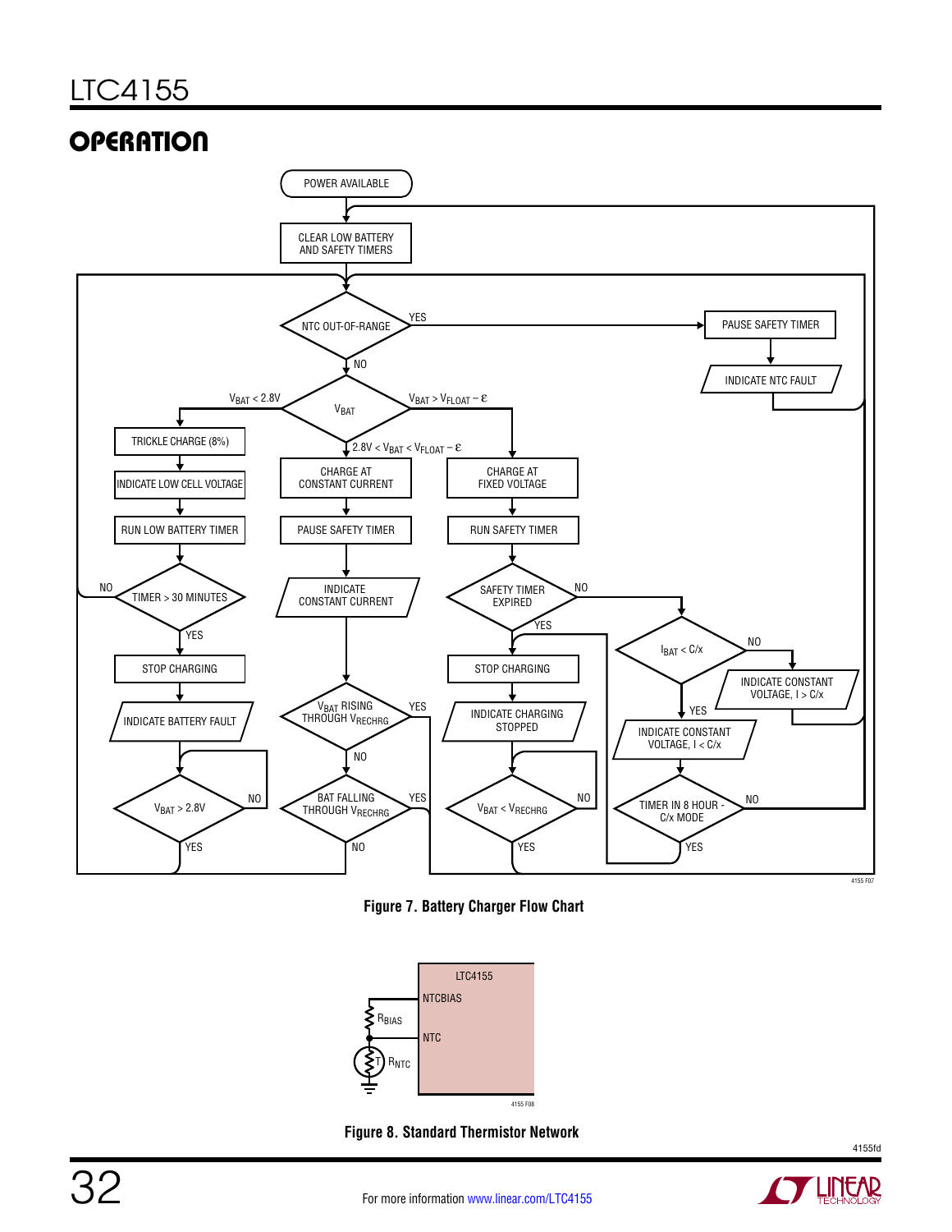## OPERATION

Figure 7. Battery Charger Flow Chart

Figure 8. Standard Thermistor Network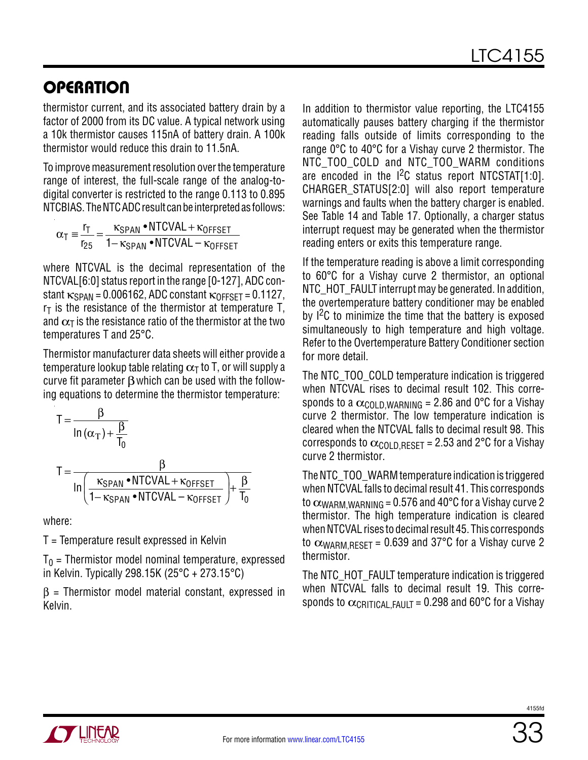## OPERATION

thermistor current, and its associated battery drain by a factor of 2000 from its DC value. A typical network using a 10k thermistor causes 115nA of battery drain. A 100k thermistor would reduce this drain to 11.5nA.

To improve measurement resolution over the temperature range of interest, the full-scale range of the analog-to-digital converter is restricted to the range 0.113 to 0.895 NTCBIAS. The NTC ADC result can be interpreted as follows:

$$\alpha_T \equiv \frac{r_T}{r_{25}} = \frac{\kappa_{SPAN} \cdot NTCVAL + \kappa_{OFFSET}}{1 - \kappa_{SPAN} \cdot NTCVAL - \kappa_{OFFSET}}$$

where NTCVAL is the decimal representation of the NTCVAL[6:0] status report in the range [0-127], ADC constant $\kappa_{SPAN} = 0.006162$, ADC constant $\kappa_{OFFSET} = 0.1127$, $r_T$ is the resistance of the thermistor at temperature T, and $\alpha_T$ is the resistance ratio of the thermistor at the two temperatures T and 25°C.

Thermistor manufacturer data sheets will either provide a temperature lookup table relating $\alpha_T$ to T, or will supply a curve fit parameter $\beta$ which can be used with the following equations to determine the thermistor temperature:

$$T = \frac{\beta}{\ln(\alpha_T) + \frac{\beta}{T_0}}$$

$$T = \frac{\beta}{\ln\left(\frac{\kappa_{SPAN} \cdot NTCVAL + \kappa_{OFFSET}}{1 - \kappa_{SPAN} \cdot NTCVAL - \kappa_{OFFSET}}\right) + \frac{\beta}{T_0}}$$

where:

T = Temperature result expressed in Kelvin

$T_0$ = Thermistor model nominal temperature, expressed in Kelvin. Typically 298.15K (25°C + 273.15°C)

$\beta$ = Thermistor model material constant, expressed in Kelvin.

In addition to thermistor value reporting, the LTC4155 automatically pauses battery charging if the thermistor reading falls outside of limits corresponding to the range 0°C to 40°C for a Vishay curve 2 thermistor. The NTC_TOO_COLD and NTC_TOO_WARM conditions are encoded in the I²C status report NTCSTAT[1:0]. CHARGER_STATUS[2:0] will also report temperature warnings and faults when the battery charger is enabled. See Table 14 and Table 17. Optionally, a charger status interrupt request may be generated when the thermistor reading enters or exits this temperature range.

If the temperature reading is above a limit corresponding to 60°C for a Vishay curve 2 thermistor, an optional NTC_HOT_FAULT interrupt may be generated. In addition, the overtemperature battery conditioner may be enabled by I²C to minimize the time that the battery is exposed simultaneously to high temperature and high voltage. Refer to the Overtemperature Battery Conditioner section for more detail.

The NTC_TOO_COLD temperature indication is triggered when NTCVAL rises to decimal result 102. This corresponds to a $\alpha_{COLD,WARNING} = 2.86$ and 0°C for a Vishay curve 2 thermistor. The low temperature indication is cleared when the NTCVAL falls to decimal result 98. This corresponds to $\alpha_{COLD,RESET} = 2.53$ and 2°C for a Vishay curve 2 thermistor.

The NTC_TOO_WARM temperature indication is triggered when NTCVAL falls to decimal result 41. This corresponds to $\alpha_{WARM,WARNING} = 0.576$ and 40°C for a Vishay curve 2 thermistor. The high temperature indication is cleared when NTCVAL rises to decimal result 45. This corresponds to $\alpha_{WARM,RESET} = 0.639$ and 37°C for a Vishay curve 2 thermistor.

The NTC_HOT_FAULT temperature indication is triggered when NTCVAL falls to decimal result 19. This corresponds to $\alpha_{CRITICAL,FAULT} = 0.298$ and 60°C for a Vishay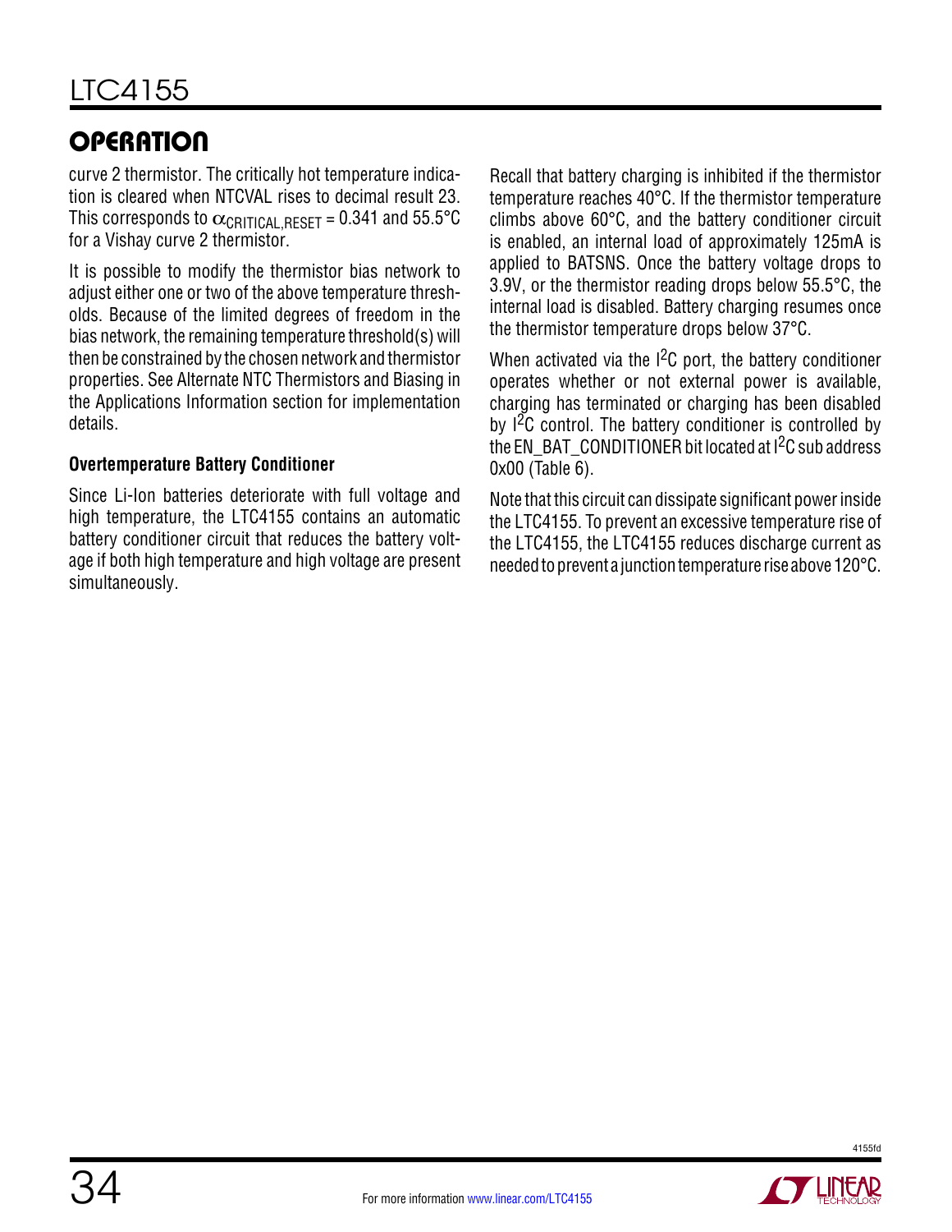## OPERATION

curve 2 thermistor. The critically hot temperature indication is cleared when NTCVAL rises to decimal result 23. This corresponds to $\alpha_{CRITICAL,RESET}$ = 0.341 and 55.5°C for a Vishay curve 2 thermistor.

It is possible to modify the thermistor bias network to adjust either one or two of the above temperature thresholds. Because of the limited degrees of freedom in the bias network, the remaining temperature threshold(s) will then be constrained by the chosen network and thermistor properties. See Alternate NTC Thermistors and Biasing in the Applications Information section for implementation details.

### Overtemperature Battery Conditioner

Since Li-Ion batteries deteriorate with full voltage and high temperature, the LTC4155 contains an automatic battery conditioner circuit that reduces the battery voltage if both high temperature and high voltage are present simultaneously.

Recall that battery charging is inhibited if the thermistor temperature reaches 40°C. If the thermistor temperature climbs above 60°C, and the battery conditioner circuit is enabled, an internal load of approximately 125mA is applied to BATSNS. Once the battery voltage drops to 3.9V, or the thermistor reading drops below 55.5°C, the internal load is disabled. Battery charging resumes once the thermistor temperature drops below 37°C.

When activated via the $I^2C$ port, the battery conditioner operates whether or not external power is available, charging has terminated or charging has been disabled by $I^2C$ control. The battery conditioner is controlled by the EN_BAT_CONDITIONER bit located at $I^2C$ sub address 0x00 (Table 6).

Note that this circuit can dissipate significant power inside the LTC4155. To prevent an excessive temperature rise of the LTC4155, the LTC4155 reduces discharge current as needed to prevent a junction temperature rise above 120°C.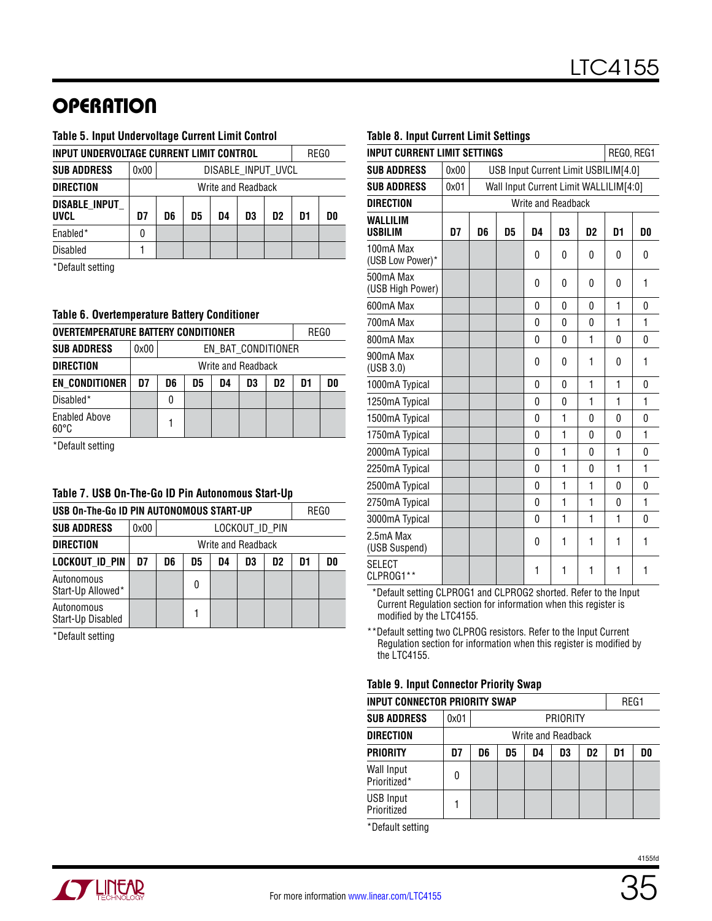## OPERATION

**Table 5. Input Undervoltage Current Limit Control**

| INPUT UNDERVOLTAGE CURRENT LIMIT CONTROL | | | | | | | | REG0 |
|---|---|---|---|---|---|---|---|---|
| SUB ADDRESS | 0x00 | DISABLE_INPUT_UVCL | | | | | | |
| DIRECTION | Write and Readback | | | | | | | |
| DISABLE_INPUT_UVCL | D7 | D6 | D5 | D4 | D3 | D2 | D1 | D0 |
| Enabled* | 0 | | | | | | | |
| Disabled | 1 | | | | | | | |

*Default setting

**Table 6. Overtemperature Battery Conditioner**

| OVERTEMPERATURE BATTERY CONDITIONER | | | | | | | | REG0 |
|---|---|---|---|---|---|---|---|---|
| SUB ADDRESS | 0x00 | EN_BAT_CONDITIONER | | | | | | |
| DIRECTION | Write and Readback | | | | | | | |
| EN_CONDITIONER | D7 | D6 | D5 | D4 | D3 | D2 | D1 | D0 |
| Disabled* | | 0 | | | | | | |
| Enabled Above 60°C | | 1 | | | | | | |

*Default setting

**Table 7. USB On-The-Go ID Pin Autonomous Start-Up**

| USB On-The-Go ID PIN AUTONOMOUS START-UP | | | | | | | | REG0 |
|---|---|---|---|---|---|---|---|---|
| SUB ADDRESS | 0x00 | LOCKOUT_ID_PIN | | | | | | |
| DIRECTION | Write and Readback | | | | | | | |
| LOCKOUT_ID_PIN | D7 | D6 | D5 | D4 | D3 | D2 | D1 | D0 |
| Autonomous Start-Up Allowed* | | | 0 | | | | | |
| Autonomous Start-Up Disabled | | | 1 | | | | | |

*Default setting

**Table 8. Input Current Limit Settings**

| INPUT CURRENT LIMIT SETTINGS | | | | | | | | REG0, REG1 |
|---|---|---|---|---|---|---|---|---|
| SUB ADDRESS | 0x00 | USB Input Current Limit USBILIM[4.0] | | | | | | |
| SUB ADDRESS | 0x01 | Wall Input Current Limit WALLILIM[4:0] | | | | | | |
| DIRECTION | Write and Readback | | | | | | | |
| WALLILIM USBILIM | D7 | D6 | D5 | D4 | D3 | D2 | D1 | D0 |
| 100mA Max (USB Low Power)* | | | | 0 | 0 | 0 | 0 | 0 |
| 500mA Max (USB High Power) | | | | 0 | 0 | 0 | 0 | 1 |
| 600mA Max | | | | 0 | 0 | 0 | 1 | 0 |
| 700mA Max | | | | 0 | 0 | 0 | 1 | 1 |
| 800mA Max | | | | 0 | 0 | 1 | 0 | 0 |
| 900mA Max (USB 3.0) | | | | 0 | 0 | 1 | 0 | 1 |
| 1000mA Typical | | | | 0 | 0 | 1 | 1 | 0 |
| 1250mA Typical | | | | 0 | 0 | 1 | 1 | 1 |
| 1500mA Typical | | | | 0 | 1 | 0 | 0 | 0 |
| 1750mA Typical | | | | 0 | 1 | 0 | 0 | 1 |
| 2000mA Typical | | | | 0 | 1 | 0 | 1 | 0 |
| 2250mA Typical | | | | 0 | 1 | 0 | 1 | 1 |
| 2500mA Typical | | | | 0 | 1 | 1 | 0 | 0 |
| 2750mA Typical | | | | 0 | 1 | 1 | 0 | 1 |
| 3000mA Typical | | | | 0 | 1 | 1 | 1 | 0 |
| 2.5mA Max (USB Suspend) | | | | 0 | 1 | 1 | 1 | 1 |
| SELECT CLPROG1** | | | | 1 | 1 | 1 | 1 | 1 |

*Default setting CLPROG1 and CLPROG2 shorted. Refer to the Input Current Regulation section for information when this register is modified by the LTC4155.

**Default setting two CLPROG resistors. Refer to the Input Current Regulation section for information when this register is modified by the LTC4155.

**Table 9. Input Connector Priority Swap**

| INPUT CONNECTOR PRIORITY SWAP | | | | | | | | REG1 |
|---|---|---|---|---|---|---|---|---|
| SUB ADDRESS | 0x01 | PRIORITY | | | | | | |
| DIRECTION | Write and Readback | | | | | | | |
| PRIORITY | D7 | D6 | D5 | D4 | D3 | D2 | D1 | D0 |
| Wall Input Prioritized* | 0 | | | | | | | |
| USB Input Prioritized | 1 | | | | | | | |

*Default setting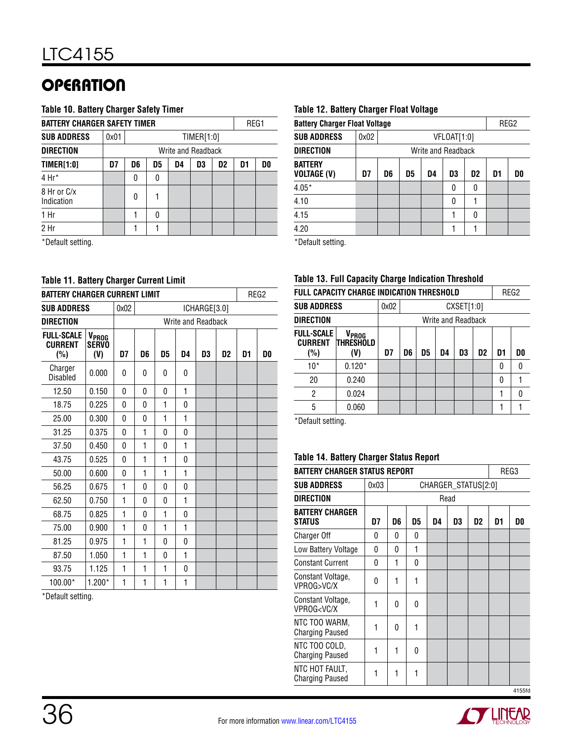## OPERATION

**Table 10. Battery Charger Safety Timer**

| BATTERY CHARGER SAFETY TIMER | | | | | | | | REG1 |
|---|---|---|---|---|---|---|---|---|
| **SUB ADDRESS** | 0x01 | TIMER[1:0] | | | | | | |
| **DIRECTION** | Write and Readback | | | | | | | |
| **TIMER[1:0]** | **D7** | **D6** | **D5** | **D4** | **D3** | **D2** | **D1** | **D0** |
| 4 Hr* | | 0 | 0 | | | | | |
| 8 Hr or C/x Indication | | 0 | 1 | | | | | |
| 1 Hr | | 1 | 0 | | | | | |
| 2 Hr | | 1 | 1 | | | | | |

*Default setting.

**Table 11. Battery Charger Current Limit**

| BATTERY CHARGER CURRENT LIMIT | | | | | | | | | REG2 |
|---|---|---|---|---|---|---|---|---|---|
| **SUB ADDRESS** | | 0x02 | ICHARGE[3.0] | | | | | | |
| **DIRECTION** | | Write and Readback | | | | | | | |
| **FULL-SCALE CURRENT (%)** | **$V_{PROG}$ SERVO (V)** | **D7** | **D6** | **D5** | **D4** | **D3** | **D2** | **D1** | **D0** |
| Charger Disabled | 0.000 | 0 | 0 | 0 | 0 | | | | |
| 12.50 | 0.150 | 0 | 0 | 0 | 1 | | | | |
| 18.75 | 0.225 | 0 | 0 | 1 | 0 | | | | |
| 25.00 | 0.300 | 0 | 0 | 1 | 1 | | | | |
| 31.25 | 0.375 | 0 | 1 | 0 | 0 | | | | |
| 37.50 | 0.450 | 0 | 1 | 0 | 1 | | | | |
| 43.75 | 0.525 | 0 | 1 | 1 | 0 | | | | |
| 50.00 | 0.600 | 0 | 1 | 1 | 1 | | | | |
| 56.25 | 0.675 | 1 | 0 | 0 | 0 | | | | |
| 62.50 | 0.750 | 1 | 0 | 0 | 1 | | | | |
| 68.75 | 0.825 | 1 | 0 | 1 | 0 | | | | |
| 75.00 | 0.900 | 1 | 0 | 1 | 1 | | | | |
| 81.25 | 0.975 | 1 | 1 | 0 | 0 | | | | |
| 87.50 | 1.050 | 1 | 1 | 0 | 1 | | | | |
| 93.75 | 1.125 | 1 | 1 | 1 | 0 | | | | |
| 100.00* | 1.200* | 1 | 1 | 1 | 1 | | | | |

*Default setting.

**Table 12. Battery Charger Float Voltage**

| Battery Charger Float Voltage | | | | | | | | REG2 |
|---|---|---|---|---|---|---|---|---|
| **SUB ADDRESS** | 0x02 | VFLOAT[1:0] | | | | | | |
| **DIRECTION** | Write and Readback | | | | | | | |
| **BATTERY VOLTAGE (V)** | **D7** | **D6** | **D5** | **D4** | **D3** | **D2** | **D1** | **D0** |
| 4.05* | | | | | 0 | 0 | | |
| 4.10 | | | | | 0 | 1 | | |
| 4.15 | | | | | 1 | 0 | | |
| 4.20 | | | | | 1 | 1 | | |

*Default setting.

**Table 13. Full Capacity Charge Indication Threshold**

| FULL CAPACITY CHARGE INDICATION THRESHOLD | | | | | | | | | REG2 |
|---|---|---|---|---|---|---|---|---|---|
| **SUB ADDRESS** | | 0x02 | CXSET[1:0] | | | | | | |
| **DIRECTION** | | Write and Readback | | | | | | | |
| **FULL-SCALE CURRENT (%)** | **$V_{PROG}$ THRESHOLD (V)** | **D7** | **D6** | **D5** | **D4** | **D3** | **D2** | **D1** | **D0** |
| 10* | 0.120* | | | | | | | 0 | 0 |
| 20 | 0.240 | | | | | | | 0 | 1 |
| 2 | 0.024 | | | | | | | 1 | 0 |
| 5 | 0.060 | | | | | | | 1 | 1 |

*Default setting.

**Table 14. Battery Charger Status Report**

| BATTERY CHARGER STATUS REPORT | | | | | | | | REG3 |
|---|---|---|---|---|---|---|---|---|
| **SUB ADDRESS** | 0x03 | CHARGER_STATUS[2:0] | | | | | | |
| **DIRECTION** | Read | | | | | | | |
| **BATTERY CHARGER STATUS** | **D7** | **D6** | **D5** | **D4** | **D3** | **D2** | **D1** | **D0** |
| Charger Off | 0 | 0 | 0 | | | | | |
| Low Battery Voltage | 0 | 0 | 1 | | | | | |
| Constant Current | 0 | 1 | 0 | | | | | |
| Constant Voltage, VPROG>VC/X | 0 | 1 | 1 | | | | | |
| Constant Voltage, VPROG<VC/X | 1 | 0 | 0 | | | | | |
| NTC TOO WARM, Charging Paused | 1 | 0 | 1 | | | | | |
| NTC TOO COLD, Charging Paused | 1 | 1 | 0 | | | | | |
| NTC HOT FAULT, Charging Paused | 1 | 1 | 1 | | | | | |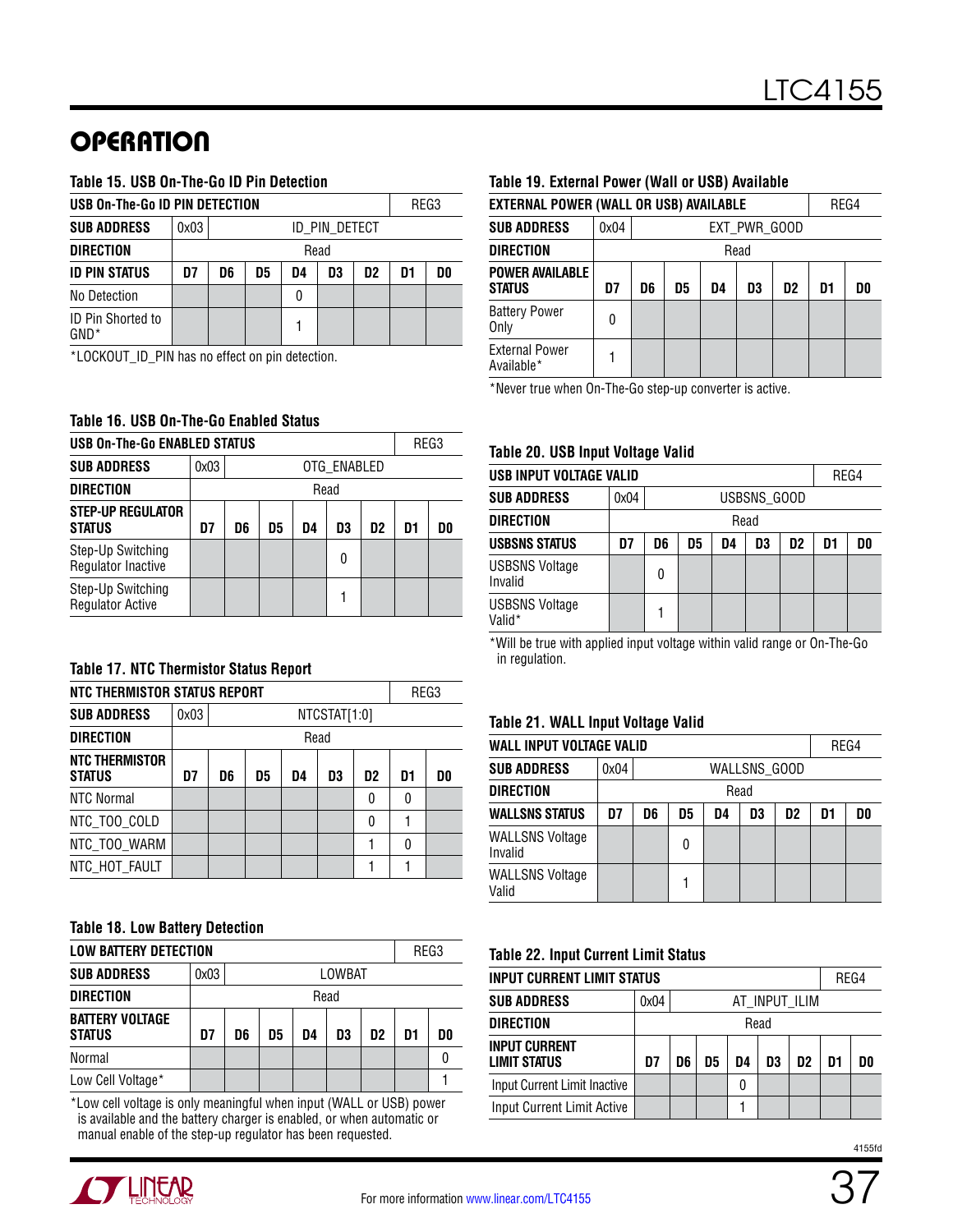## OPERATION

**Table 15. USB On-The-Go ID Pin Detection**

| USB On-The-Go ID PIN DETECTION | | | | | | | | REG3 |
|---|---|---|---|---|---|---|---|---|
| SUB ADDRESS | 0x03 | ID_PIN_DETECT | | | | | | |
| DIRECTION | Read | | | | | | | |
| ID PIN STATUS | D7 | D6 | D5 | D4 | D3 | D2 | D1 | D0 |
| No Detection | | | | 0 | | | | |
| ID Pin Shorted to GND* | | | | 1 | | | | |

*LOCKOUT_ID_PIN has no effect on pin detection.

**Table 16. USB On-The-Go Enabled Status**

| USB On-The-Go ENABLED STATUS | | | | | | | | REG3 |
|---|---|---|---|---|---|---|---|---|
| SUB ADDRESS | 0x03 | OTG_ENABLED | | | | | | |
| DIRECTION | Read | | | | | | | |
| STEP-UP REGULATOR STATUS | D7 | D6 | D5 | D4 | D3 | D2 | D1 | D0 |
| Step-Up Switching Regulator Inactive | | | | | 0 | | | |
| Step-Up Switching Regulator Active | | | | | 1 | | | |

**Table 17. NTC Thermistor Status Report**

| NTC THERMISTOR STATUS REPORT | | | | | | | | REG3 |
|---|---|---|---|---|---|---|---|---|
| SUB ADDRESS | 0x03 | NTCSTAT[1:0] | | | | | | |
| DIRECTION | Read | | | | | | | |
| NTC THERMISTOR STATUS | D7 | D6 | D5 | D4 | D3 | D2 | D1 | D0 |
| NTC Normal | | | | | | 0 | 0 | |
| NTC_TOO_COLD | | | | | | 0 | 1 | |
| NTC_TOO_WARM | | | | | | 1 | 0 | |
| NTC_HOT_FAULT | | | | | | 1 | 1 | |

**Table 18. Low Battery Detection**

| LOW BATTERY DETECTION | | | | | | | | REG3 |
|---|---|---|---|---|---|---|---|---|
| SUB ADDRESS | 0x03 | LOWBAT | | | | | | |
| DIRECTION | Read | | | | | | | |
| BATTERY VOLTAGE STATUS | D7 | D6 | D5 | D4 | D3 | D2 | D1 | D0 |
| Normal | | | | | | | | 0 |
| Low Cell Voltage* | | | | | | | | 1 |

*Low cell voltage is only meaningful when input (WALL or USB) power is available and the battery charger is enabled, or when automatic or manual enable of the step-up regulator has been requested.

**Table 19. External Power (Wall or USB) Available**

| EXTERNAL POWER (WALL OR USB) AVAILABLE | | | | | | | | REG4 |
|---|---|---|---|---|---|---|---|---|
| SUB ADDRESS | 0x04 | EXT_PWR_GOOD | | | | | | |
| DIRECTION | Read | | | | | | | |
| POWER AVAILABLE STATUS | D7 | D6 | D5 | D4 | D3 | D2 | D1 | D0 |
| Battery Power Only | 0 | | | | | | | |
| External Power Available* | 1 | | | | | | | |

*Never true when On-The-Go step-up converter is active.

**Table 20. USB Input Voltage Valid**

| USB INPUT VOLTAGE VALID | | | | | | | | REG4 |
|---|---|---|---|---|---|---|---|---|
| SUB ADDRESS | 0x04 | USBSNS_GOOD | | | | | | |
| DIRECTION | Read | | | | | | | |
| USBSNS STATUS | D7 | D6 | D5 | D4 | D3 | D2 | D1 | D0 |
| USBSNS Voltage Invalid | | 0 | | | | | | |
| USBSNS Voltage Valid* | | 1 | | | | | | |

*Will be true with applied input voltage within valid range or On-The-Go in regulation.

**Table 21. WALL Input Voltage Valid**

| WALL INPUT VOLTAGE VALID | | | | | | | | REG4 |
|---|---|---|---|---|---|---|---|---|
| SUB ADDRESS | 0x04 | WALLSNS_GOOD | | | | | | |
| DIRECTION | Read | | | | | | | |
| WALLSNS STATUS | D7 | D6 | D5 | D4 | D3 | D2 | D1 | D0 |
| WALLSNS Voltage Invalid | | | 0 | | | | | |
| WALLSNS Voltage Valid | | | 1 | | | | | |

**Table 22. Input Current Limit Status**

| INPUT CURRENT LIMIT STATUS | | | | | | | | REG4 |
|---|---|---|---|---|---|---|---|---|
| SUB ADDRESS | 0x04 | AT_INPUT_ILIM | | | | | | |
| DIRECTION | Read | | | | | | | |
| INPUT CURRENT LIMIT STATUS | D7 | D6 | D5 | D4 | D3 | D2 | D1 | D0 |
| Input Current Limit Inactive | | | | 0 | | | | |
| Input Current Limit Active | | | | 1 | | | | |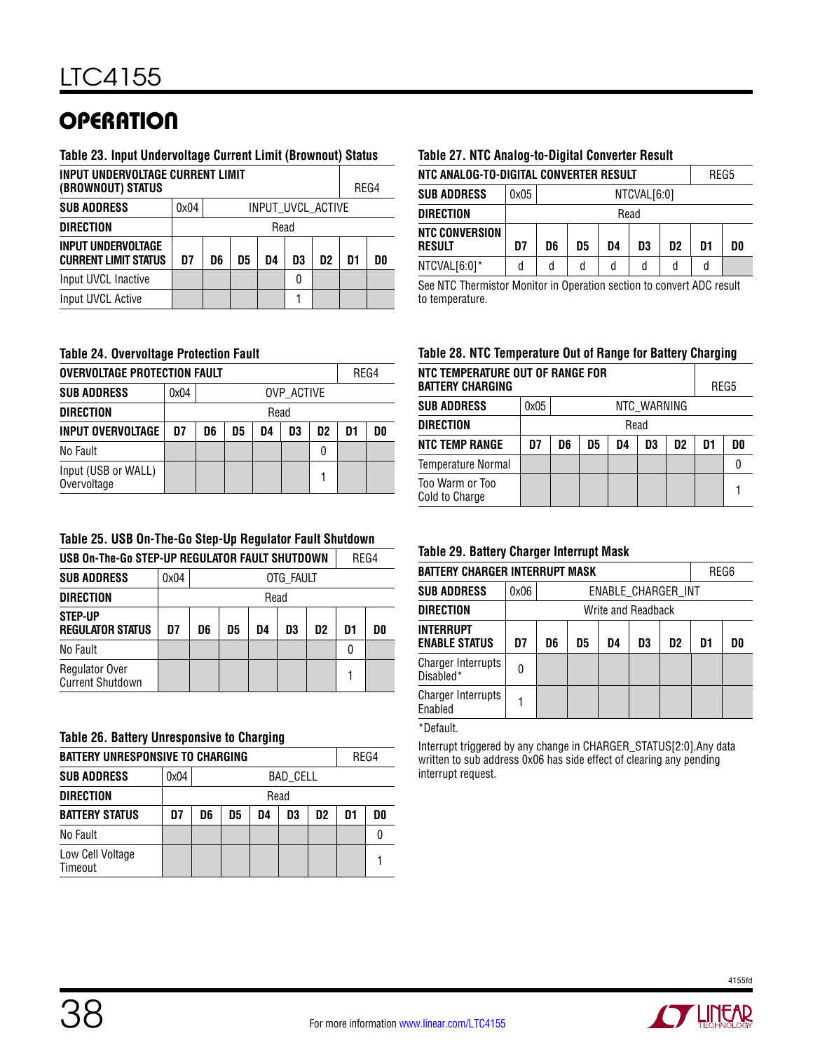## OPERATION

**Table 23. Input Undervoltage Current Limit (Brownout) Status**

| INPUT UNDERVOLTAGE CURRENT LIMIT (BROWNOUT) STATUS | | | | | | | | REG4 |
|---|---|---|---|---|---|---|---|---|
| SUB ADDRESS | 0x04 | INPUT_UVCL_ACTIVE | | | | | | |
| DIRECTION | Read | | | | | | | |
| INPUT UNDERVOLTAGE CURRENT LIMIT STATUS | D7 | D6 | D5 | D4 | D3 | D2 | D1 | D0 |
| Input UVCL Inactive | | | | | 0 | | | |
| Input UVCL Active | | | | | 1 | | | |

**Table 24. Overvoltage Protection Fault**

| OVERVOLTAGE PROTECTION FAULT | | | | | | | | REG4 |
|---|---|---|---|---|---|---|---|---|
| SUB ADDRESS | 0x04 | OVP_ACTIVE | | | | | | |
| DIRECTION | Read | | | | | | | |
| INPUT OVERVOLTAGE | D7 | D6 | D5 | D4 | D3 | D2 | D1 | D0 |
| No Fault | | | | | | 0 | | |
| Input (USB or WALL) Overvoltage | | | | | | 1 | | |

**Table 25. USB On-The-Go Step-Up Regulator Fault Shutdown**

| USB On-The-Go STEP-UP REGULATOR FAULT SHUTDOWN | | | | | | | | REG4 |
|---|---|---|---|---|---|---|---|---|
| SUB ADDRESS | 0x04 | OTG_FAULT | | | | | | |
| DIRECTION | Read | | | | | | | |
| STEP-UP REGULATOR STATUS | D7 | D6 | D5 | D4 | D3 | D2 | D1 | D0 |
| No Fault | | | | | | | 0 | |
| Regulator Over Current Shutdown | | | | | | | 1 | |

**Table 26. Battery Unresponsive to Charging**

| BATTERY UNRESPONSIVE TO CHARGING | | | | | | | | REG4 |
|---|---|---|---|---|---|---|---|---|
| SUB ADDRESS | 0x04 | BAD_CELL | | | | | | |
| DIRECTION | Read | | | | | | | |
| BATTERY STATUS | D7 | D6 | D5 | D4 | D3 | D2 | D1 | D0 |
| No Fault | | | | | | | | 0 |
| Low Cell Voltage Timeout | | | | | | | | 1 |

**Table 27. NTC Analog-to-Digital Converter Result**

| NTC ANALOG-TO-DIGITAL CONVERTER RESULT | | | | | | | | REG5 |
|---|---|---|---|---|---|---|---|---|
| SUB ADDRESS | 0x05 | NTCVAL[6:0] | | | | | | |
| DIRECTION | Read | | | | | | | |
| NTC CONVERSION RESULT | D7 | D6 | D5 | D4 | D3 | D2 | D1 | D0 |
| NTCVAL[6:0]* | d | d | d | d | d | d | d | |

See NTC Thermistor Monitor in Operation section to convert ADC result to temperature.

**Table 28. NTC Temperature Out of Range for Battery Charging**

| NTC TEMPERATURE OUT OF RANGE FOR BATTERY CHARGING | | | | | | | | REG5 |
|---|---|---|---|---|---|---|---|---|
| SUB ADDRESS | 0x05 | NTC_WARNING | | | | | | |
| DIRECTION | Read | | | | | | | |
| NTC TEMP RANGE | D7 | D6 | D5 | D4 | D3 | D2 | D1 | D0 |
| Temperature Normal | | | | | | | | 0 |
| Too Warm or Too Cold to Charge | | | | | | | | 1 |

**Table 29. Battery Charger Interrupt Mask**

| BATTERY CHARGER INTERRUPT MASK | | | | | | | | REG6 |
|---|---|---|---|---|---|---|---|---|
| SUB ADDRESS | 0x06 | ENABLE_CHARGER_INT | | | | | | |
| DIRECTION | Write and Readback | | | | | | | |
| INTERRUPT ENABLE STATUS | D7 | D6 | D5 | D4 | D3 | D2 | D1 | D0 |
| Charger Interrupts Disabled* | 0 | | | | | | | |
| Charger Interrupts Enabled | 1 | | | | | | | |

*Default.

Interrupt triggered by any change in CHARGER_STATUS[2:0].Any data written to sub address 0x06 has side effect of clearing any pending interrupt request.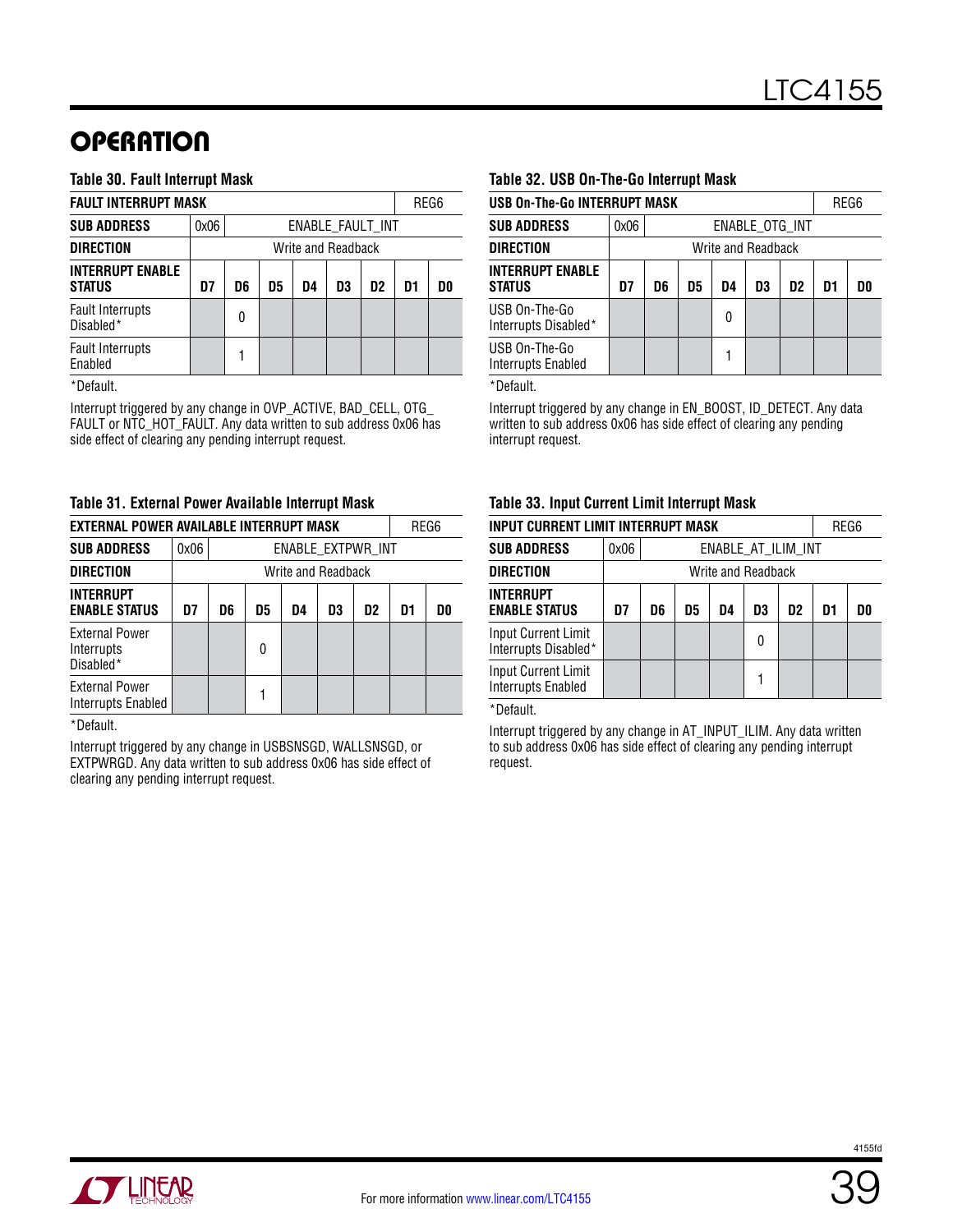## OPERATION

**Table 30. Fault Interrupt Mask**

| FAULT INTERRUPT MASK | | | | | | | | REG6 |
|---|---|---|---|---|---|---|---|---|
| **SUB ADDRESS** | 0x06 | ENABLE_FAULT_INT | | | | | | |
| **DIRECTION** | Write and Readback | | | | | | | |
| **INTERRUPT ENABLE STATUS** | **D7** | **D6** | **D5** | **D4** | **D3** | **D2** | **D1** | **D0** |
| Fault Interrupts Disabled* | | 0 | | | | | | |
| Fault Interrupts Enabled | | 1 | | | | | | |

*Default.

Interrupt triggered by any change in OVP_ACTIVE, BAD_CELL, OTG_FAULT or NTC_HOT_FAULT. Any data written to sub address 0x06 has side effect of clearing any pending interrupt request.

**Table 31. External Power Available Interrupt Mask**

| EXTERNAL POWER AVAILABLE INTERRUPT MASK | | | | | | | | REG6 |
|---|---|---|---|---|---|---|---|---|
| **SUB ADDRESS** | 0x06 | ENABLE_EXTPWR_INT | | | | | | |
| **DIRECTION** | Write and Readback | | | | | | | |
| **INTERRUPT ENABLE STATUS** | **D7** | **D6** | **D5** | **D4** | **D3** | **D2** | **D1** | **D0** |
| External Power Interrupts Disabled* | | | 0 | | | | | |
| External Power Interrupts Enabled | | | 1 | | | | | |

*Default.

Interrupt triggered by any change in USBSNSGD, WALLSNSGD, or EXTPWRGD. Any data written to sub address 0x06 has side effect of clearing any pending interrupt request.

**Table 32. USB On-The-Go Interrupt Mask**

| USB On-The-Go INTERRUPT MASK | | | | | | | | REG6 |
|---|---|---|---|---|---|---|---|---|
| **SUB ADDRESS** | 0x06 | ENABLE_OTG_INT | | | | | | |
| **DIRECTION** | Write and Readback | | | | | | | |
| **INTERRUPT ENABLE STATUS** | **D7** | **D6** | **D5** | **D4** | **D3** | **D2** | **D1** | **D0** |
| USB On-The-Go Interrupts Disabled* | | | | 0 | | | | |
| USB On-The-Go Interrupts Enabled | | | | 1 | | | | |

*Default.

Interrupt triggered by any change in EN_BOOST, ID_DETECT. Any data written to sub address 0x06 has side effect of clearing any pending interrupt request.

**Table 33. Input Current Limit Interrupt Mask**

| INPUT CURRENT LIMIT INTERRUPT MASK | | | | | | | | REG6 |
|---|---|---|---|---|---|---|---|---|
| **SUB ADDRESS** | 0x06 | ENABLE_AT_ILIM_INT | | | | | | |
| **DIRECTION** | Write and Readback | | | | | | | |
| **INTERRUPT ENABLE STATUS** | **D7** | **D6** | **D5** | **D4** | **D3** | **D2** | **D1** | **D0** |
| Input Current Limit Interrupts Disabled* | | | | | 0 | | | |
| Input Current Limit Interrupts Enabled | | | | | 1 | | | |

*Default.

Interrupt triggered by any change in AT_INPUT_ILIM. Any data written to sub address 0x06 has side effect of clearing any pending interrupt request.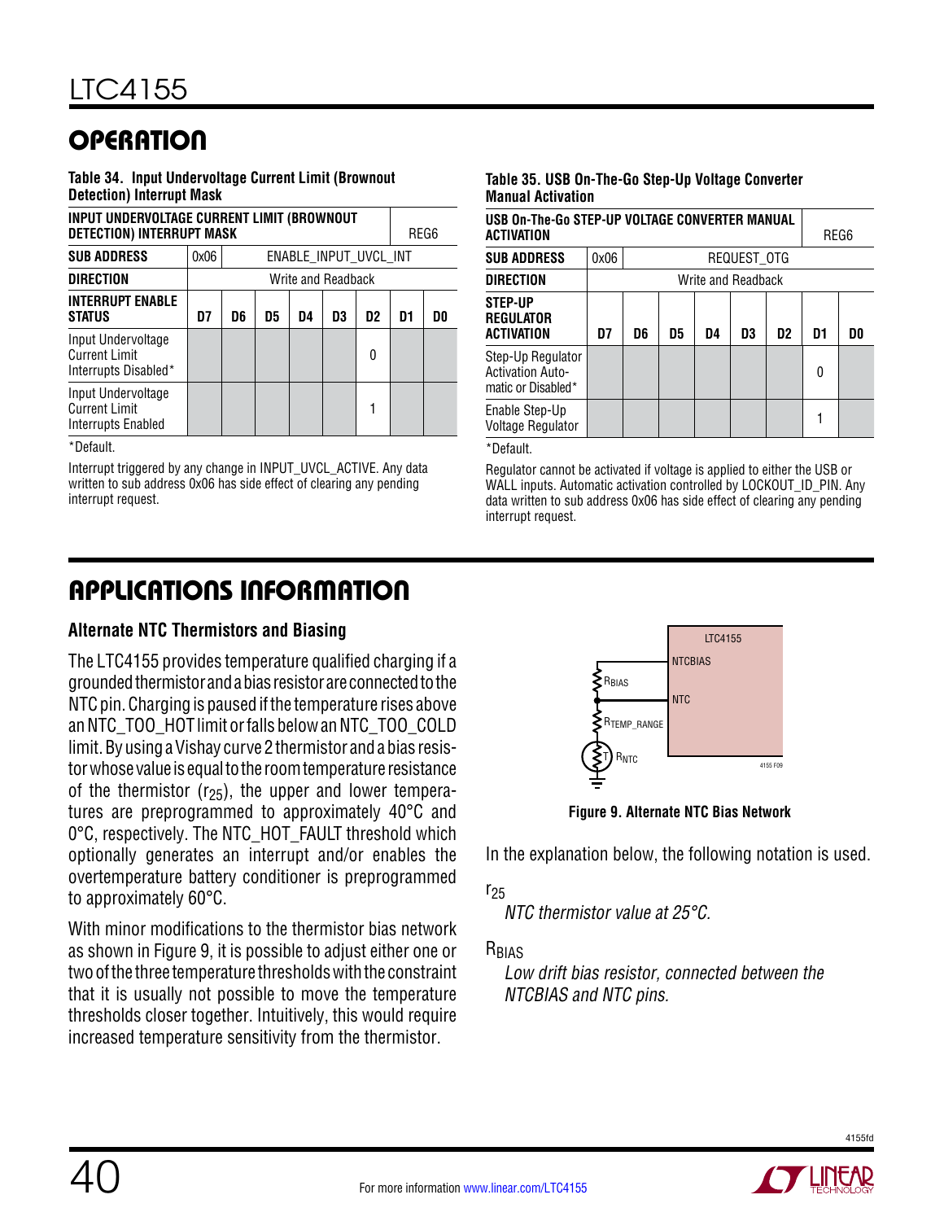## OPERATION

**Table 34. Input Undervoltage Current Limit (Brownout Detection) Interrupt Mask**

| INPUT UNDERVOLTAGE CURRENT LIMIT (BROWNOUT DETECTION) INTERRUPT MASK | | | | | | | | REG6 |
|---|---|---|---|---|---|---|---|---|
| **SUB ADDRESS** | 0x06 | ENABLE_INPUT_UVCL_INT | | | | | | |
| **DIRECTION** | Write and Readback | | | | | | | |
| **INTERRUPT ENABLE STATUS** | **D7** | **D6** | **D5** | **D4** | **D3** | **D2** | **D1** | **D0** |
| Input Undervoltage Current Limit Interrupts Disabled* | | | | | | 0 | | |
| Input Undervoltage Current Limit Interrupts Enabled | | | | | | 1 | | |

*Default.

Interrupt triggered by any change in INPUT_UVCL_ACTIVE. Any data written to sub address 0x06 has side effect of clearing any pending interrupt request.

**Table 35. USB On-The-Go Step-Up Voltage Converter Manual Activation**

| USB On-The-Go STEP-UP VOLTAGE CONVERTER MANUAL ACTIVATION | | | | | | | | REG6 |
|---|---|---|---|---|---|---|---|---|
| **SUB ADDRESS** | 0x06 | REQUEST_OTG | | | | | | |
| **DIRECTION** | Write and Readback | | | | | | | |
| **STEP-UP REGULATOR ACTIVATION** | **D7** | **D6** | **D5** | **D4** | **D3** | **D2** | **D1** | **D0** |
| Step-Up Regulator Activation Automatic or Disabled* | | | | | | | 0 | |
| Enable Step-Up Voltage Regulator | | | | | | | 1 | |

*Default.

Regulator cannot be activated if voltage is applied to either the USB or WALL inputs. Automatic activation controlled by LOCKOUT_ID_PIN. Any data written to sub address 0x06 has side effect of clearing any pending interrupt request.

## APPLICATIONS INFORMATION

### Alternate NTC Thermistors and Biasing

The LTC4155 provides temperature qualified charging if a grounded thermistor and a bias resistor are connected to the NTC pin. Charging is paused if the temperature rises above an NTC_TOO_HOT limit or falls below an NTC_TOO_COLD limit. By using a Vishay curve 2 thermistor and a bias resistor whose value is equal to the room temperature resistance of the thermistor ($r_{25}$), the upper and lower temperatures are preprogrammed to approximately 40°C and 0°C, respectively. The NTC_HOT_FAULT threshold which optionally generates an interrupt and/or enables the overtemperature battery conditioner is preprogrammed to approximately 60°C.

With minor modifications to the thermistor bias network as shown in Figure 9, it is possible to adjust either one or two of the three temperature thresholds with the constraint that it is usually not possible to move the temperature thresholds closer together. Intuitively, this would require increased temperature sensitivity from the thermistor.

**Figure 9. Alternate NTC Bias Network**

In the explanation below, the following notation is used.

$r_{25}$

*NTC thermistor value at 25°C.*

$R_{BIAS}$

*Low drift bias resistor, connected between the NTCBIAS and NTC pins.*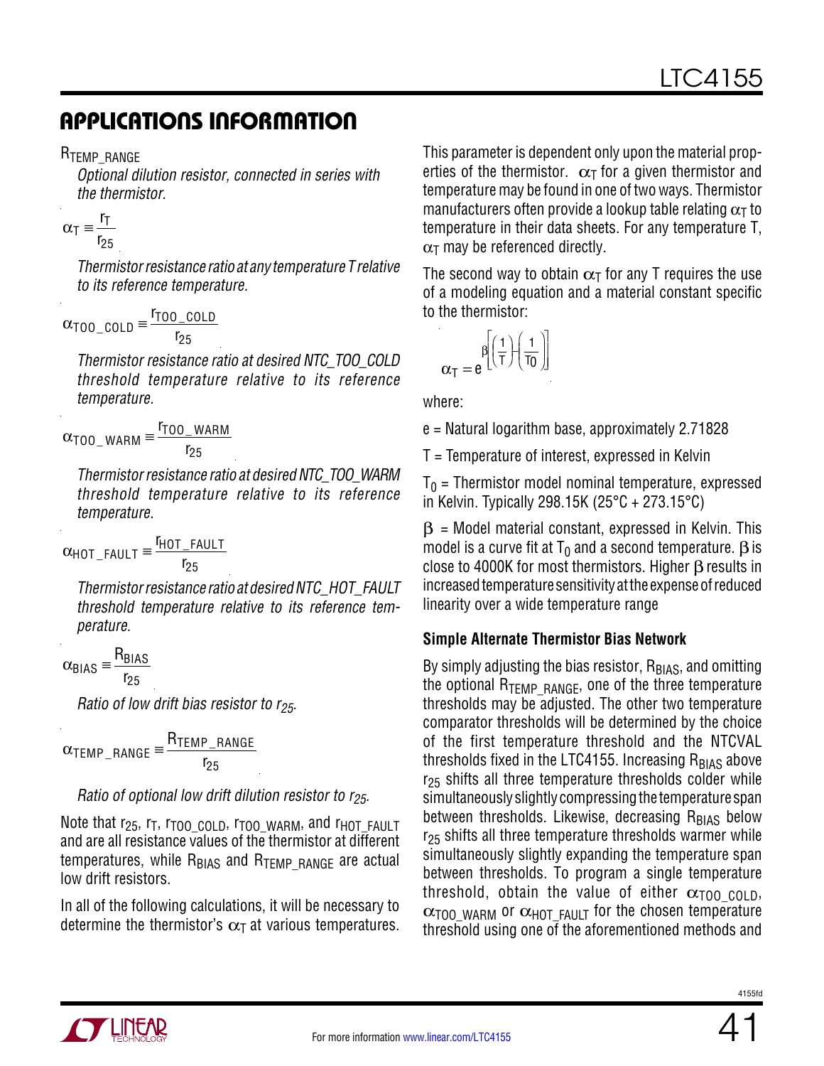## APPLICATIONS INFORMATION

$R_{TEMP\_RANGE}$

*Optional dilution resistor, connected in series with the thermistor.*

$$\alpha_T \equiv \frac{r_T}{r_{25}}$$

*Thermistor resistance ratio at any temperature T relative to its reference temperature.*

$$\alpha_{TOO\_COLD} \equiv \frac{r_{TOO\_COLD}}{r_{25}}$$

*Thermistor resistance ratio at desired NTC_TOO_COLD threshold temperature relative to its reference temperature.*

$$\alpha_{TOO\_WARM} \equiv \frac{r_{TOO\_WARM}}{r_{25}}$$

*Thermistor resistance ratio at desired NTC_TOO_WARM threshold temperature relative to its reference temperature.*

$$\alpha_{HOT\_FAULT} \equiv \frac{r_{HOT\_FAULT}}{r_{25}}$$

*Thermistor resistance ratio at desired NTC_HOT_FAULT threshold temperature relative to its reference temperature.*

$$\alpha_{BIAS} \equiv \frac{R_{BIAS}}{r_{25}}$$

*Ratio of low drift bias resistor to $r_{25}$.*

$$\alpha_{TEMP\_RANGE} \equiv \frac{R_{TEMP\_RANGE}}{r_{25}}$$

*Ratio of optional low drift dilution resistor to $r_{25}$.*

Note that $r_{25}$, $r_T$, $r_{TOO\_COLD}$, $r_{TOO\_WARM}$, and $r_{HOT\_FAULT}$ and are all resistance values of the thermistor at different temperatures, while $R_{BIAS}$ and $R_{TEMP\_RANGE}$ are actual low drift resistors.

In all of the following calculations, it will be necessary to determine the thermistor's $\alpha_T$ at various temperatures. This parameter is dependent only upon the material properties of the thermistor. $\alpha_T$ for a given thermistor and temperature may be found in one of two ways. Thermistor manufacturers often provide a lookup table relating $\alpha_T$ to temperature in their data sheets. For any temperature T, $\alpha_T$ may be referenced directly.

The second way to obtain $\alpha_T$ for any T requires the use of a modeling equation and a material constant specific to the thermistor:

$$\alpha_T = e^{\beta\left[\left(\frac{1}{T}\right)-\left(\frac{1}{T0}\right)\right]}$$

where:

e = Natural logarithm base, approximately 2.71828

T = Temperature of interest, expressed in Kelvin

$T_0$ = Thermistor model nominal temperature, expressed in Kelvin. Typically 298.15K (25°C + 273.15°C)

$\beta$ = Model material constant, expressed in Kelvin. This model is a curve fit at $T_0$ and a second temperature. $\beta$ is close to 4000K for most thermistors. Higher $\beta$ results in increased temperature sensitivity at the expense of reduced linearity over a wide temperature range

### Simple Alternate Thermistor Bias Network

By simply adjusting the bias resistor, $R_{BIAS}$, and omitting the optional $R_{TEMP\_RANGE}$, one of the three temperature thresholds may be adjusted. The other two temperature comparator thresholds will be determined by the choice of the first temperature threshold and the NTCVAL thresholds fixed in the LTC4155. Increasing $R_{BIAS}$ above $r_{25}$ shifts all three temperature thresholds colder while simultaneously slightly compressing the temperature span between thresholds. Likewise, decreasing $R_{BIAS}$ below $r_{25}$ shifts all three temperature thresholds warmer while simultaneously slightly expanding the temperature span between thresholds. To program a single temperature threshold, obtain the value of either $\alpha_{TOO\_COLD}$, $\alpha_{TOO\_WARM}$ or $\alpha_{HOT\_FAULT}$ for the chosen temperature threshold using one of the aforementioned methods and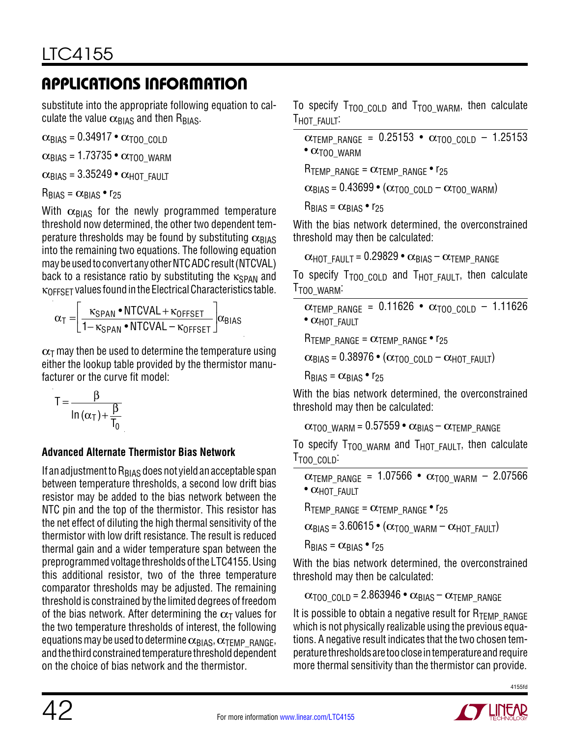## APPLICATIONS INFORMATION

substitute into the appropriate following equation to calculate the value $\alpha_{BIAS}$ and then $R_{BIAS}$.

$\alpha_{BIAS} = 0.34917 \bullet \alpha_{TOO\_COLD}$

$\alpha_{BIAS} = 1.73735 \bullet \alpha_{TOO\_WARM}$

$\alpha_{BIAS} = 3.35249 \bullet \alpha_{HOT\_FAULT}$

$R_{BIAS} = \alpha_{BIAS} \bullet r_{25}$

With $\alpha_{BIAS}$ for the newly programmed temperature threshold now determined, the other two dependent temperature thresholds may be found by substituting $\alpha_{BIAS}$ into the remaining two equations. The following equation may be used to convert any other NTC ADC result (NTCVAL) back to a resistance ratio by substituting the $\kappa_{SPAN}$ and $\kappa_{OFFSET}$ values found in the Electrical Characteristics table.

$$\alpha_T = \left[\frac{\kappa_{SPAN} \bullet NTCVAL + \kappa_{OFFSET}}{1 - \kappa_{SPAN} \bullet NTCVAL - \kappa_{OFFSET}}\right]\alpha_{BIAS}$$

$\alpha_T$ may then be used to determine the temperature using either the lookup table provided by the thermistor manufacturer or the curve fit model:

$$T = \frac{\beta}{\ln(\alpha_T) + \dfrac{\beta}{T_0}}$$

### Advanced Alternate Thermistor Bias Network

If an adjustment to $R_{BIAS}$ does not yield an acceptable span between temperature thresholds, a second low drift bias resistor may be added to the bias network between the NTC pin and the top of the thermistor. This resistor has the net effect of diluting the high thermal sensitivity of the thermistor with low drift resistance. The result is reduced thermal gain and a wider temperature span between the preprogrammed voltage thresholds of the LTC4155. Using this additional resistor, two of the three temperature comparator thresholds may be adjusted. The remaining threshold is constrained by the limited degrees of freedom of the bias network. After determining the $\alpha_T$ values for the two temperature thresholds of interest, the following equations may be used to determine $\alpha_{BIAS}$, $\alpha_{TEMP\_RANGE}$, and the third constrained temperature threshold dependent on the choice of bias network and the thermistor.

To specify $T_{TOO\_COLD}$ and $T_{TOO\_WARM}$, then calculate $T_{HOT\_FAULT}$:

$\alpha_{TEMP\_RANGE} = 0.25153 \bullet \alpha_{TOO\_COLD} - 1.25153 \bullet \alpha_{TOO\_WARM}$

$R_{TEMP\_RANGE} = \alpha_{TEMP\_RANGE} \bullet r_{25}$

$\alpha_{BIAS} = 0.43699 \bullet (\alpha_{TOO\_COLD} - \alpha_{TOO\_WARM})$

$R_{BIAS} = \alpha_{BIAS} \bullet r_{25}$

With the bias network determined, the overconstrained threshold may then be calculated:

$\alpha_{HOT\_FAULT} = 0.29829 \bullet \alpha_{BIAS} - \alpha_{TEMP\_RANGE}$

To specify $T_{TOO\_COLD}$ and $T_{HOT\_FAULT}$, then calculate $T_{TOO\_WARM}$:

$\alpha_{TEMP\_RANGE} = 0.11626 \bullet \alpha_{TOO\_COLD} - 1.11626 \bullet \alpha_{HOT\_FAULT}$

$R_{TEMP\_RANGE} = \alpha_{TEMP\_RANGE} \bullet r_{25}$

$\alpha_{BIAS} = 0.38976 \bullet (\alpha_{TOO\_COLD} - \alpha_{HOT\_FAULT})$

$R_{BIAS} = \alpha_{BIAS} \bullet r_{25}$

With the bias network determined, the overconstrained threshold may then be calculated:

$\alpha_{TOO\_WARM} = 0.57559 \bullet \alpha_{BIAS} - \alpha_{TEMP\_RANGE}$

To specify $T_{TOO\_WARM}$ and $T_{HOT\_FAULT}$, then calculate $T_{TOO\_COLD}$:

$\alpha_{TEMP\_RANGE} = 1.07566 \bullet \alpha_{TOO\_WARM} - 2.07566 \bullet \alpha_{HOT\_FAULT}$

$R_{TEMP\_RANGE} = \alpha_{TEMP\_RANGE} \bullet r_{25}$

$\alpha_{BIAS} = 3.60615 \bullet (\alpha_{TOO\_WARM} - \alpha_{HOT\_FAULT})$

$R_{BIAS} = \alpha_{BIAS} \bullet r_{25}$

With the bias network determined, the overconstrained threshold may then be calculated:

$\alpha_{TOO\_COLD} = 2.863946 \bullet \alpha_{BIAS} - \alpha_{TEMP\_RANGE}$

It is possible to obtain a negative result for $R_{TEMP\_RANGE}$ which is not physically realizable using the previous equations. A negative result indicates that the two chosen temperature thresholds are too close in temperature and require more thermal sensitivity than the thermistor can provide.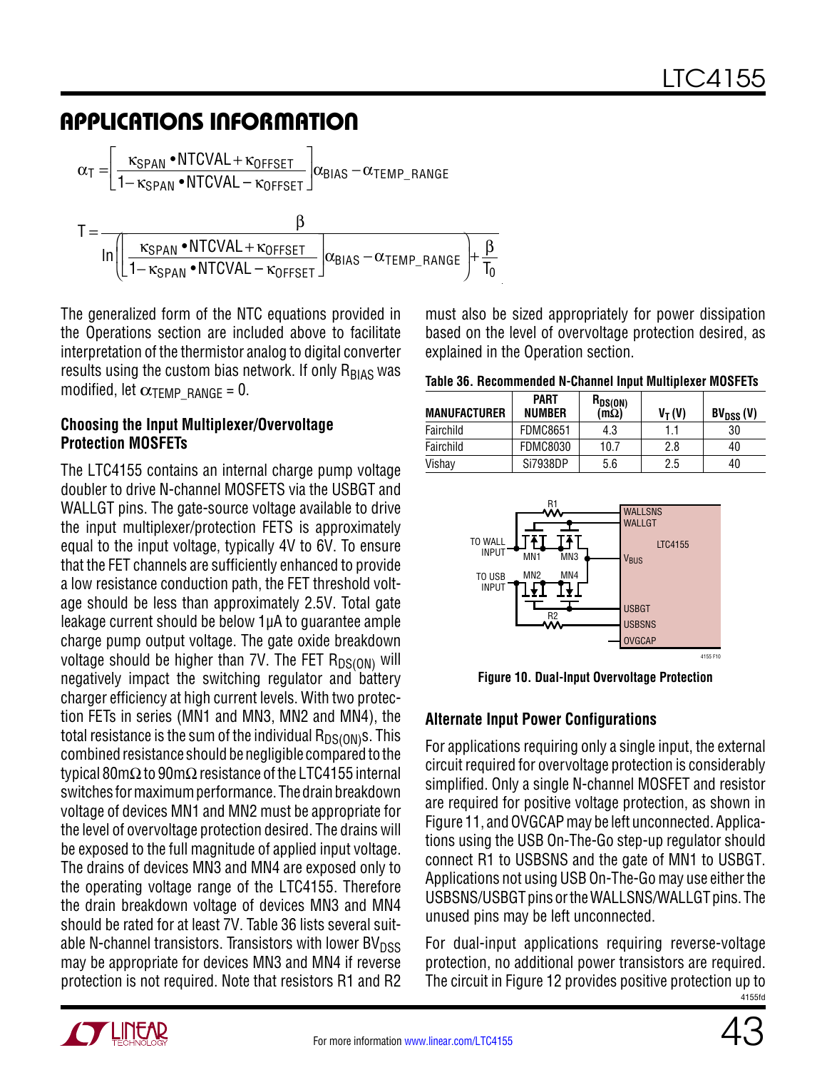## APPLICATIONS INFORMATION

$$\alpha_T = \left[\frac{\kappa_{SPAN} \bullet NTCVAL + \kappa_{OFFSET}}{1 - \kappa_{SPAN} \bullet NTCVAL - \kappa_{OFFSET}}\right]\alpha_{BIAS} - \alpha_{TEMP\_RANGE}$$

$$T = \frac{\beta}{\ln\left(\left[\frac{\kappa_{SPAN} \bullet NTCVAL + \kappa_{OFFSET}}{1 - \kappa_{SPAN} \bullet NTCVAL - \kappa_{OFFSET}}\right]\alpha_{BIAS} - \alpha_{TEMP\_RANGE}\right) + \frac{\beta}{T_0}}$$

The generalized form of the NTC equations provided in the Operations section are included above to facilitate interpretation of the thermistor analog to digital converter results using the custom bias network. If only $R_{BIAS}$ was modified, let $\alpha_{TEMP\_RANGE} = 0$.

### Choosing the Input Multiplexer/Overvoltage Protection MOSFETs

The LTC4155 contains an internal charge pump voltage doubler to drive N-channel MOSFETS via the USBGT and WALLGT pins. The gate-source voltage available to drive the input multiplexer/protection FETS is approximately equal to the input voltage, typically 4V to 6V. To ensure that the FET channels are sufficiently enhanced to provide a low resistance conduction path, the FET threshold voltage should be less than approximately 2.5V. Total gate leakage current should be below 1µA to guarantee ample charge pump output voltage. The gate oxide breakdown voltage should be higher than 7V. The FET $R_{DS(ON)}$ will negatively impact the switching regulator and battery charger efficiency at high current levels. With two protection FETs in series (MN1 and MN3, MN2 and MN4), the total resistance is the sum of the individual $R_{DS(ON)}$s. This combined resistance should be negligible compared to the typical 80mΩ to 90mΩ resistance of the LTC4155 internal switches for maximum performance. The drain breakdown voltage of devices MN1 and MN2 must be appropriate for the level of overvoltage protection desired. The drains will be exposed to the full magnitude of applied input voltage. The drains of devices MN3 and MN4 are exposed only to the operating voltage range of the LTC4155. Therefore the drain breakdown voltage of devices MN3 and MN4 should be rated for at least 7V. Table 36 lists several suitable N-channel transistors. Transistors with lower $BV_{DSS}$ may be appropriate for devices MN3 and MN4 if reverse protection is not required. Note that resistors R1 and R2 must also be sized appropriately for power dissipation based on the level of overvoltage protection desired, as explained in the Operation section.

**Table 36. Recommended N-Channel Input Multiplexer MOSFETs**

| MANUFACTURER | PART NUMBER | $R_{DS(ON)}$ (mΩ) | $V_T$ (V) | $BV_{DSS}$ (V) |
|---|---|---|---|---|
| Fairchild | FDMC8651 | 4.3 | 1.1 | 30 |
| Fairchild | FDMC8030 | 10.7 | 2.8 | 40 |
| Vishay | Si7938DP | 5.6 | 2.5 | 40 |

**Figure 10. Dual-Input Overvoltage Protection**

### Alternate Input Power Configurations

For applications requiring only a single input, the external circuit required for overvoltage protection is considerably simplified. Only a single N-channel MOSFET and resistor are required for positive voltage protection, as shown in Figure 11, and OVGCAP may be left unconnected. Applications using the USB On-The-Go step-up regulator should connect R1 to USBSNS and the gate of MN1 to USBGT. Applications not using USB On-The-Go may use either the USBSNS/USBGT pins or the WALLSNS/WALLGT pins. The unused pins may be left unconnected.

For dual-input applications requiring reverse-voltage protection, no additional power transistors are required. The circuit in Figure 12 provides positive protection up to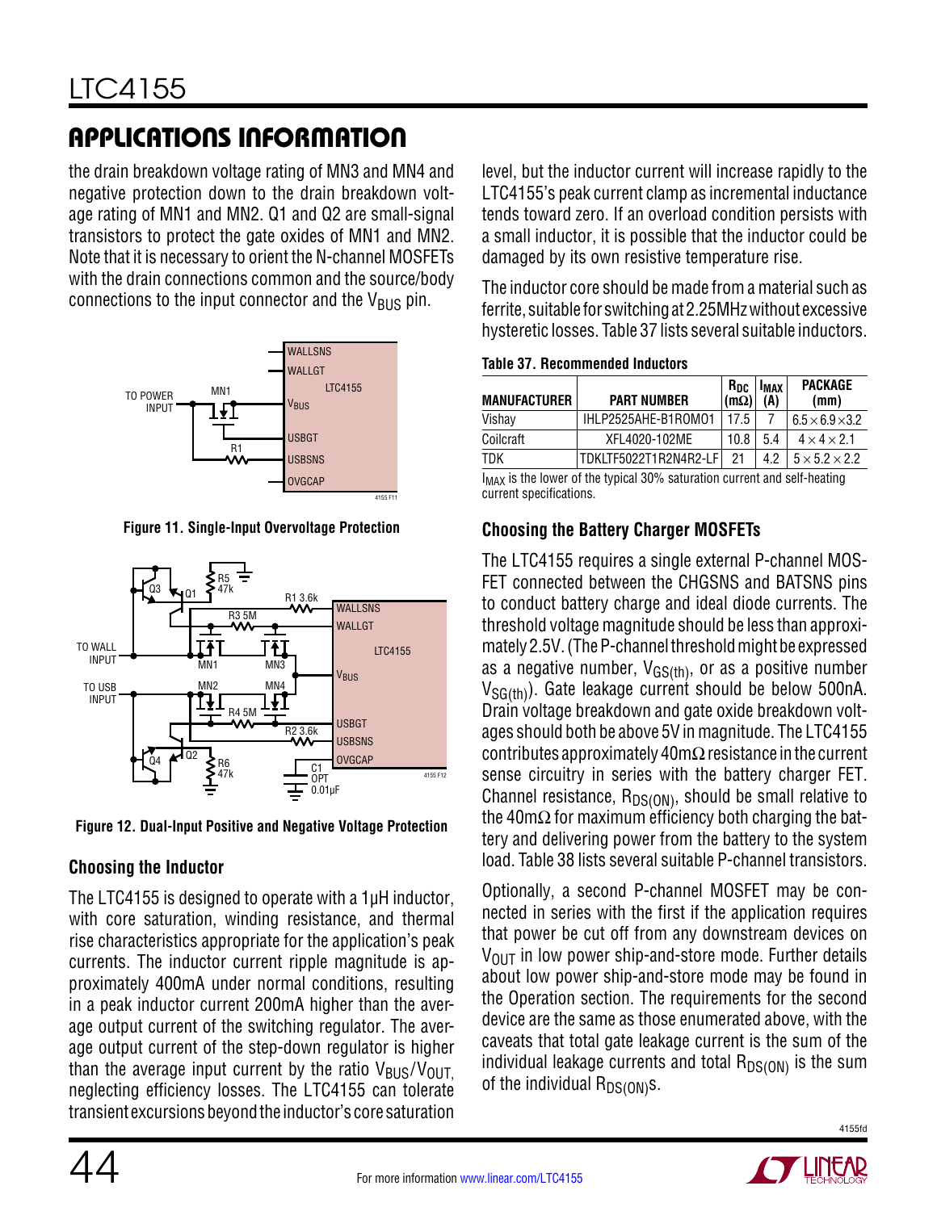## APPLICATIONS INFORMATION

the drain breakdown voltage rating of MN3 and MN4 and negative protection down to the drain breakdown voltage rating of MN1 and MN2. Q1 and Q2 are small-signal transistors to protect the gate oxides of MN1 and MN2. Note that it is necessary to orient the N-channel MOSFETs with the drain connections common and the source/body connections to the input connector and the $V_{BUS}$ pin.

**Figure 11. Single-Input Overvoltage Protection**

**Figure 12. Dual-Input Positive and Negative Voltage Protection**

### Choosing the Inductor

The LTC4155 is designed to operate with a 1µH inductor, with core saturation, winding resistance, and thermal rise characteristics appropriate for the application's peak currents. The inductor current ripple magnitude is approximately 400mA under normal conditions, resulting in a peak inductor current 200mA higher than the average output current of the switching regulator. The average output current of the step-down regulator is higher than the average input current by the ratio $V_{BUS}/V_{OUT}$, neglecting efficiency losses. The LTC4155 can tolerate transient excursions beyond the inductor's core saturation level, but the inductor current will increase rapidly to the LTC4155's peak current clamp as incremental inductance tends toward zero. If an overload condition persists with a small inductor, it is possible that the inductor could be damaged by its own resistive temperature rise.

The inductor core should be made from a material such as ferrite, suitable for switching at 2.25MHz without excessive hysteretic losses. Table 37 lists several suitable inductors.

**Table 37. Recommended Inductors**

| MANUFACTURER | PART NUMBER | $R_{DC}$ (mΩ) | $I_{MAX}$ (A) | PACKAGE (mm) |
|---|---|---|---|---|
| Vishay | IHLP2525AHE-B1R0M01 | 17.5 | 7 | 6.5 × 6.9 × 3.2 |
| Coilcraft | XFL4020-102ME | 10.8 | 5.4 | 4 × 4 × 2.1 |
| TDK | TDKLTF5022T1R2N4R2-LF | 21 | 4.2 | 5 × 5.2 × 2.2 |

$I_{MAX}$ is the lower of the typical 30% saturation current and self-heating current specifications.

### Choosing the Battery Charger MOSFETs

The LTC4155 requires a single external P-channel MOSFET connected between the CHGSNS and BATSNS pins to conduct battery charge and ideal diode currents. The threshold voltage magnitude should be less than approximately 2.5V. (The P-channel threshold might be expressed as a negative number, $V_{GS(th)}$, or as a positive number $V_{SG(th)}$). Gate leakage current should be below 500nA. Drain voltage breakdown and gate oxide breakdown voltages should both be above 5V in magnitude. The LTC4155 contributes approximately 40mΩ resistance in the current sense circuitry in series with the battery charger FET. Channel resistance, $R_{DS(ON)}$, should be small relative to the 40mΩ for maximum efficiency both charging the battery and delivering power from the battery to the system load. Table 38 lists several suitable P-channel transistors.

Optionally, a second P-channel MOSFET may be connected in series with the first if the application requires that power be cut off from any downstream devices on $V_{OUT}$ in low power ship-and-store mode. Further details about low power ship-and-store mode may be found in the Operation section. The requirements for the second device are the same as those enumerated above, with the caveats that total gate leakage current is the sum of the individual leakage currents and total $R_{DS(ON)}$ is the sum of the individual $R_{DS(ON)}$s.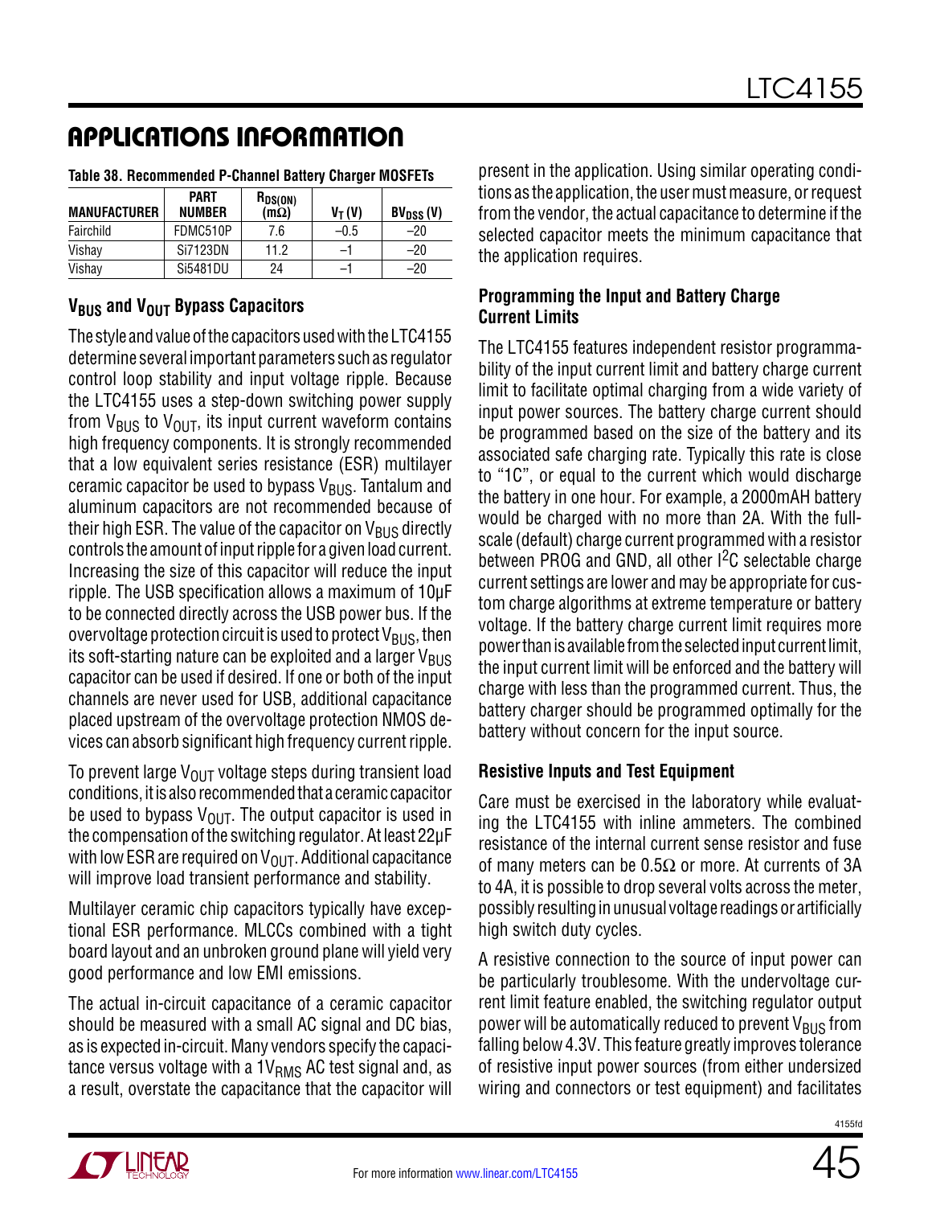## APPLICATIONS INFORMATION

**Table 38. Recommended P-Channel Battery Charger MOSFETs**

| MANUFACTURER | PART NUMBER | $R_{DS(ON)}$ (mΩ) | $V_T$ (V) | $BV_{DSS}$ (V) |
|---|---|---|---|---|
| Fairchild | FDMC510P | 7.6 | –0.5 | –20 |
| Vishay | Si7123DN | 11.2 | –1 | –20 |
| Vishay | Si5481DU | 24 | –1 | –20 |

### $V_{BUS}$ and $V_{OUT}$ Bypass Capacitors

The style and value of the capacitors used with the LTC4155 determine several important parameters such as regulator control loop stability and input voltage ripple. Because the LTC4155 uses a step-down switching power supply from $V_{BUS}$ to $V_{OUT}$, its input current waveform contains high frequency components. It is strongly recommended that a low equivalent series resistance (ESR) multilayer ceramic capacitor be used to bypass $V_{BUS}$. Tantalum and aluminum capacitors are not recommended because of their high ESR. The value of the capacitor on $V_{BUS}$ directly controls the amount of input ripple for a given load current. Increasing the size of this capacitor will reduce the input ripple. The USB specification allows a maximum of 10µF to be connected directly across the USB power bus. If the overvoltage protection circuit is used to protect $V_{BUS}$, then its soft-starting nature can be exploited and a larger $V_{BUS}$ capacitor can be used if desired. If one or both of the input channels are never used for USB, additional capacitance placed upstream of the overvoltage protection NMOS devices can absorb significant high frequency current ripple.

To prevent large $V_{OUT}$ voltage steps during transient load conditions, it is also recommended that a ceramic capacitor be used to bypass $V_{OUT}$. The output capacitor is used in the compensation of the switching regulator. At least 22µF with low ESR are required on $V_{OUT}$. Additional capacitance will improve load transient performance and stability.

Multilayer ceramic chip capacitors typically have exceptional ESR performance. MLCCs combined with a tight board layout and an unbroken ground plane will yield very good performance and low EMI emissions.

The actual in-circuit capacitance of a ceramic capacitor should be measured with a small AC signal and DC bias, as is expected in-circuit. Many vendors specify the capacitance versus voltage with a $1V_{RMS}$ AC test signal and, as a result, overstate the capacitance that the capacitor will present in the application. Using similar operating conditions as the application, the user must measure, or request from the vendor, the actual capacitance to determine if the selected capacitor meets the minimum capacitance that the application requires.

### Programming the Input and Battery Charge Current Limits

The LTC4155 features independent resistor programmability of the input current limit and battery charge current limit to facilitate optimal charging from a wide variety of input power sources. The battery charge current should be programmed based on the size of the battery and its associated safe charging rate. Typically this rate is close to "1C", or equal to the current which would discharge the battery in one hour. For example, a 2000mAH battery would be charged with no more than 2A. With the full-scale (default) charge current programmed with a resistor between PROG and GND, all other $I^2C$ selectable charge current settings are lower and may be appropriate for custom charge algorithms at extreme temperature or battery voltage. If the battery charge current limit requires more power than is available from the selected input current limit, the input current limit will be enforced and the battery will charge with less than the programmed current. Thus, the battery charger should be programmed optimally for the battery without concern for the input source.

### Resistive Inputs and Test Equipment

Care must be exercised in the laboratory while evaluating the LTC4155 with inline ammeters. The combined resistance of the internal current sense resistor and fuse of many meters can be 0.5Ω or more. At currents of 3A to 4A, it is possible to drop several volts across the meter, possibly resulting in unusual voltage readings or artificially high switch duty cycles.

A resistive connection to the source of input power can be particularly troublesome. With the undervoltage current limit feature enabled, the switching regulator output power will be automatically reduced to prevent $V_{BUS}$ from falling below 4.3V. This feature greatly improves tolerance of resistive input power sources (from either undersized wiring and connectors or test equipment) and facilitates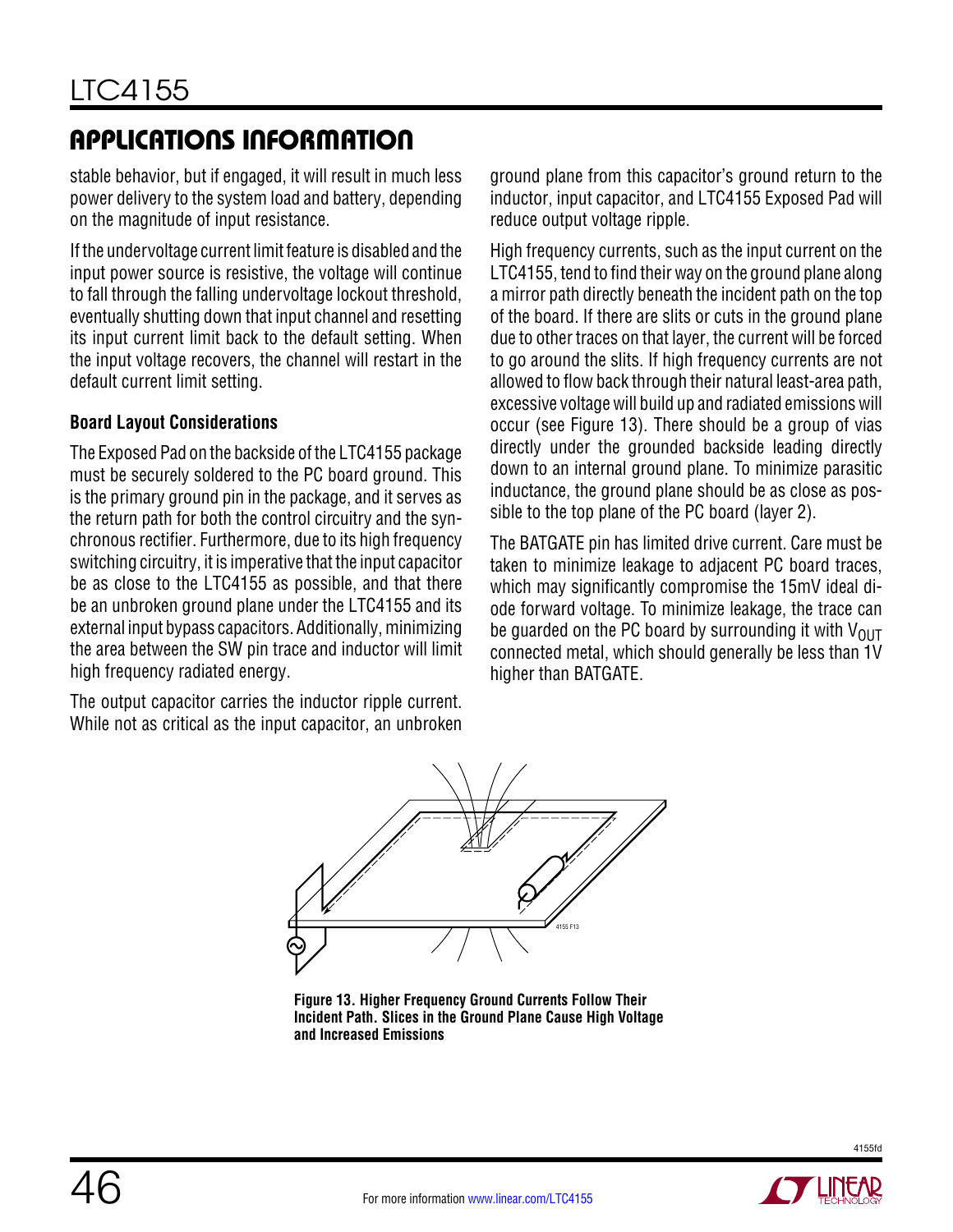## APPLICATIONS INFORMATION

stable behavior, but if engaged, it will result in much less power delivery to the system load and battery, depending on the magnitude of input resistance.

If the undervoltage current limit feature is disabled and the input power source is resistive, the voltage will continue to fall through the falling undervoltage lockout threshold, eventually shutting down that input channel and resetting its input current limit back to the default setting. When the input voltage recovers, the channel will restart in the default current limit setting.

**Board Layout Considerations**

The Exposed Pad on the backside of the LTC4155 package must be securely soldered to the PC board ground. This is the primary ground pin in the package, and it serves as the return path for both the control circuitry and the synchronous rectifier. Furthermore, due to its high frequency switching circuitry, it is imperative that the input capacitor be as close to the LTC4155 as possible, and that there be an unbroken ground plane under the LTC4155 and its external input bypass capacitors. Additionally, minimizing the area between the SW pin trace and inductor will limit high frequency radiated energy.

The output capacitor carries the inductor ripple current. While not as critical as the input capacitor, an unbroken ground plane from this capacitor's ground return to the inductor, input capacitor, and LTC4155 Exposed Pad will reduce output voltage ripple.

High frequency currents, such as the input current on the LTC4155, tend to find their way on the ground plane along a mirror path directly beneath the incident path on the top of the board. If there are slits or cuts in the ground plane due to other traces on that layer, the current will be forced to go around the slits. If high frequency currents are not allowed to flow back through their natural least-area path, excessive voltage will build up and radiated emissions will occur (see Figure 13). There should be a group of vias directly under the grounded backside leading directly down to an internal ground plane. To minimize parasitic inductance, the ground plane should be as close as possible to the top plane of the PC board (layer 2).

The BATGATE pin has limited drive current. Care must be taken to minimize leakage to adjacent PC board traces, which may significantly compromise the 15mV ideal diode forward voltage. To minimize leakage, the trace can be guarded on the PC board by surrounding it with $V_{OUT}$ connected metal, which should generally be less than 1V higher than BATGATE.

**Figure 13. Higher Frequency Ground Currents Follow Their Incident Path. Slices in the Ground Plane Cause High Voltage and Increased Emissions**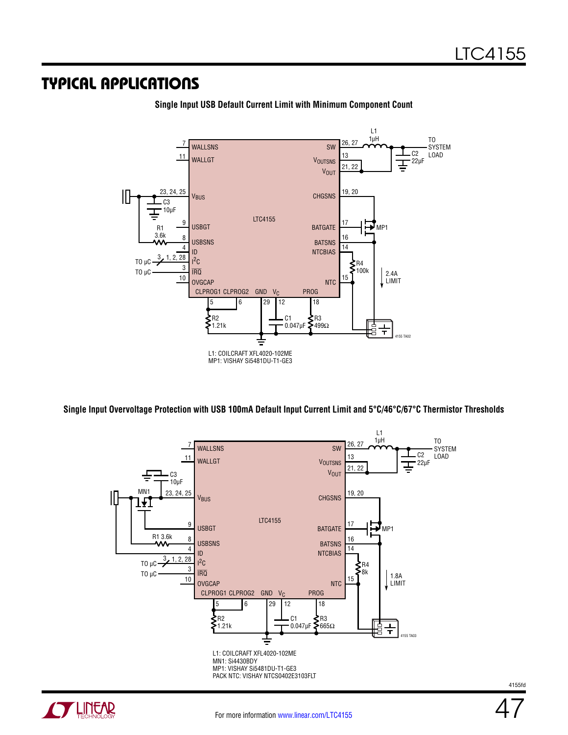## TYPICAL APPLICATIONS

**Single Input USB Default Current Limit with Minimum Component Count**

L1: COILCRAFT XFL4020-102ME
MP1: VISHAY Si5481DU-T1-GE3

**Single Input Overvoltage Protection with USB 100mA Default Input Current Limit and 5°C/46°C/67°C Thermistor Thresholds**

L1: COILCRAFT XFL4020-102ME
MN1: Si4430BDY
MP1: VISHAY Si5481DU-T1-GE3
PACK NTC: VISHAY NTCS0402E3103FLT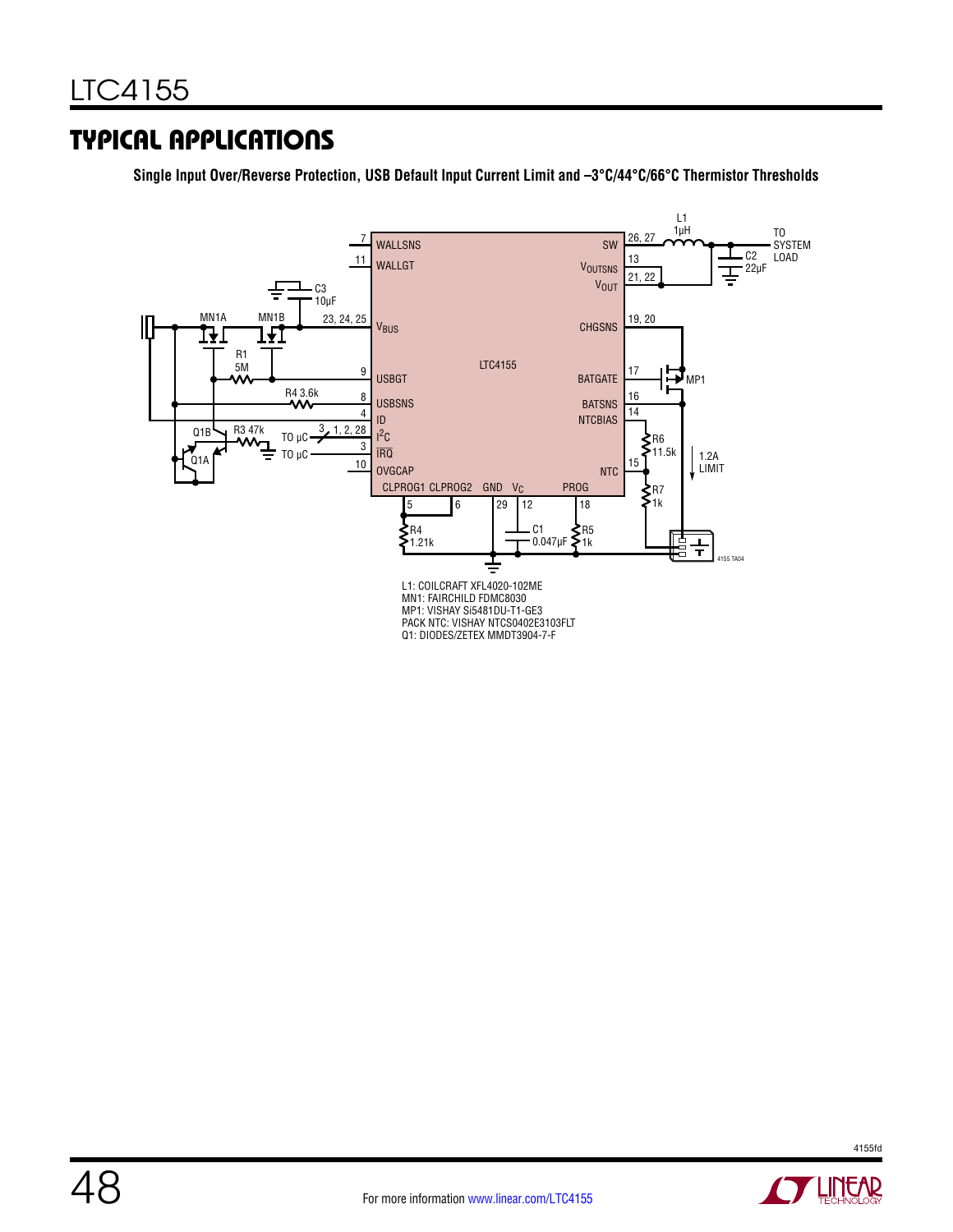## TYPICAL APPLICATIONS

**Single Input Over/Reverse Protection, USB Default Input Current Limit and –3°C/44°C/66°C Thermistor Thresholds**

L1: COILCRAFT XFL4020-102ME
MN1: FAIRCHILD FDMC8030
MP1: VISHAY Si5481DU-T1-GE3
PACK NTC: VISHAY NTCS0402E3103FLT
Q1: DIODES/ZETEX MMDT3904-7-F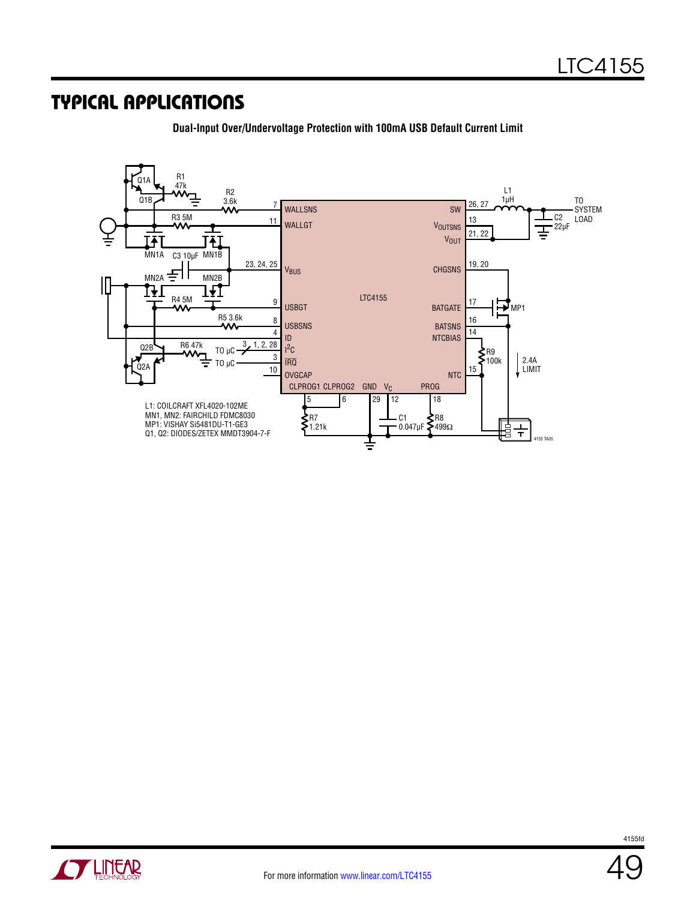## TYPICAL APPLICATIONS

**Dual-Input Over/Undervoltage Protection with 100mA USB Default Current Limit**

L1: COILCRAFT XFL4020-102ME
MN1, MN2: FAIRCHILD FDMC8030
MP1: VISHAY Si5481DU-T1-GE3
Q1, Q2: DIODES/ZETEX MMDT3904-7-F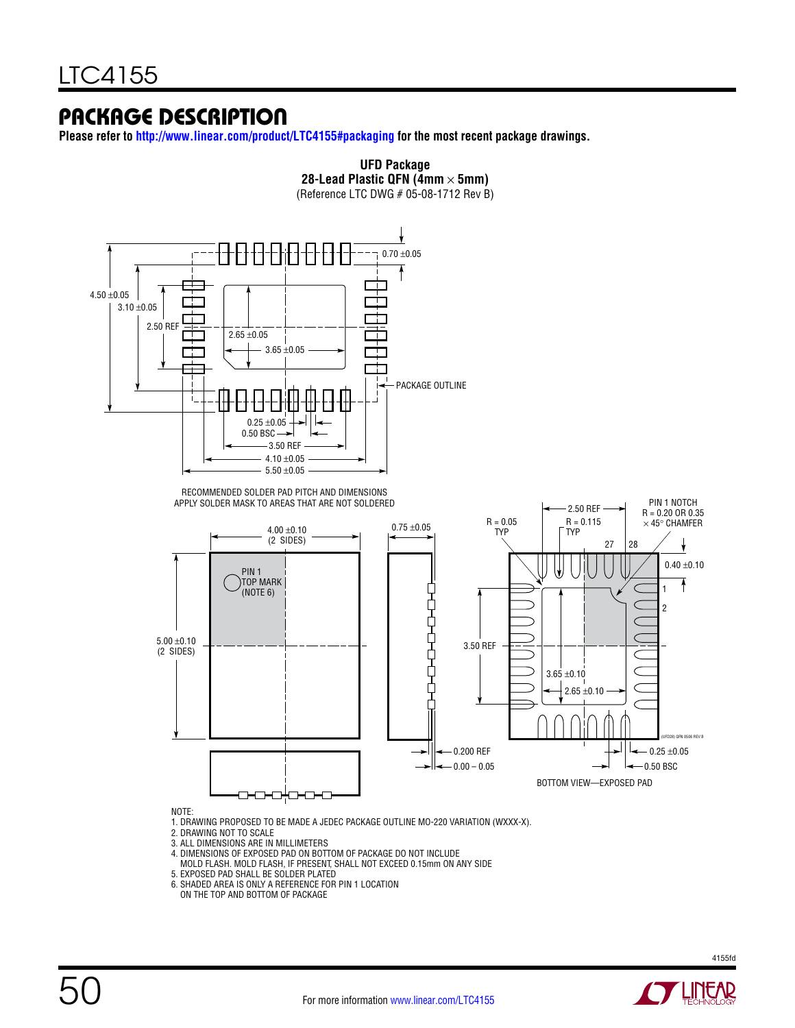# PACKAGE DESCRIPTION

**Please refer to http://www.linear.com/product/LTC4155#packaging for the most recent package drawings.**

**UFD Package**
**28-Lead Plastic QFN (4mm × 5mm)**
(Reference LTC DWG # 05-08-1712 Rev B)

0.70 ±0.05
4.50 ±0.05
3.10 ±0.05
2.50 REF
2.65 ±0.05
3.65 ±0.05
PACKAGE OUTLINE
0.25 ±0.05
0.50 BSC
3.50 REF
4.10 ±0.05
5.50 ±0.05

RECOMMENDED SOLDER PAD PITCH AND DIMENSIONS
APPLY SOLDER MASK TO AREAS THAT ARE NOT SOLDERED

4.00 ±0.10 (2 SIDES)
5.00 ±0.10 (2 SIDES)
PIN 1 TOP MARK (NOTE 6)
0.75 ±0.05
0.200 REF
0.00 – 0.05

R = 0.05 TYP
R = 0.115 TYP
2.50 REF
PIN 1 NOTCH R = 0.20 OR 0.35 × 45° CHAMFER
27 28
0.40 ±0.10
1
2
3.50 REF
3.65 ±0.10
2.65 ±0.10
(UFD28) QFN 0506 REV B
0.25 ±0.05
0.50 BSC

BOTTOM VIEW—EXPOSED PAD

NOTE:
1. DRAWING PROPOSED TO BE MADE A JEDEC PACKAGE OUTLINE MO-220 VARIATION (WXXX-X).
2. DRAWING NOT TO SCALE
3. ALL DIMENSIONS ARE IN MILLIMETERS
4. DIMENSIONS OF EXPOSED PAD ON BOTTOM OF PACKAGE DO NOT INCLUDE MOLD FLASH. MOLD FLASH, IF PRESENT, SHALL NOT EXCEED 0.15mm ON ANY SIDE
5. EXPOSED PAD SHALL BE SOLDER PLATED
6. SHADED AREA IS ONLY A REFERENCE FOR PIN 1 LOCATION ON THE TOP AND BOTTOM OF PACKAGE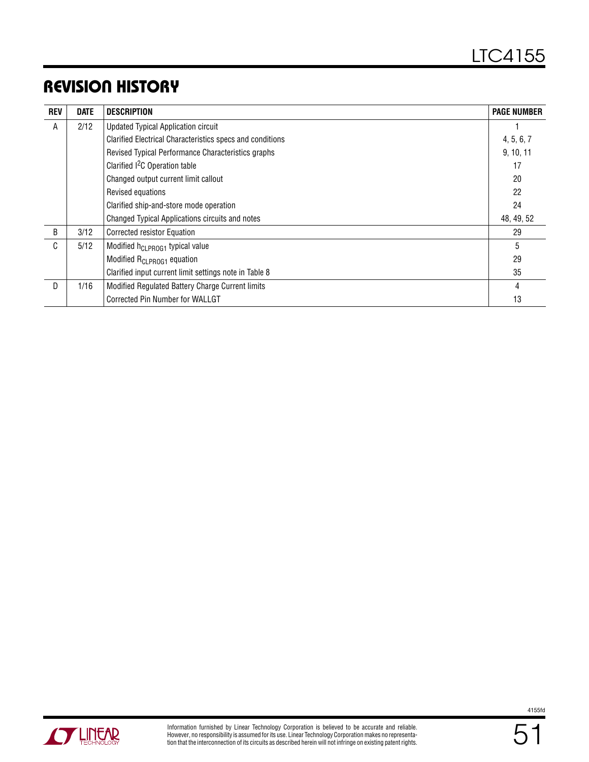## REVISION HISTORY

| REV | DATE | DESCRIPTION | PAGE NUMBER |
|---|---|---|---|
| A | 2/12 | Updated Typical Application circuit | 1 |
| | | Clarified Electrical Characteristics specs and conditions | 4, 5, 6, 7 |
| | | Revised Typical Performance Characteristics graphs | 9, 10, 11 |
| | | Clarified $I^2C$ Operation table | 17 |
| | | Changed output current limit callout | 20 |
| | | Revised equations | 22 |
| | | Clarified ship-and-store mode operation | 24 |
| | | Changed Typical Applications circuits and notes | 48, 49, 52 |
| B | 3/12 | Corrected resistor Equation | 29 |
| C | 5/12 | Modified $h_{CLPROG1}$ typical value | 5 |
| | | Modified $R_{CLPROG1}$ equation | 29 |
| | | Clarified input current limit settings note in Table 8 | 35 |
| D | 1/16 | Modified Regulated Battery Charge Current limits | 4 |
| | | Corrected Pin Number for WALLGT | 13 |

Information furnished by Linear Technology Corporation is believed to be accurate and reliable. However, no responsibility is assumed for its use. Linear Technology Corporation makes no representation that the interconnection of its circuits as described herein will not infringe on existing patent rights.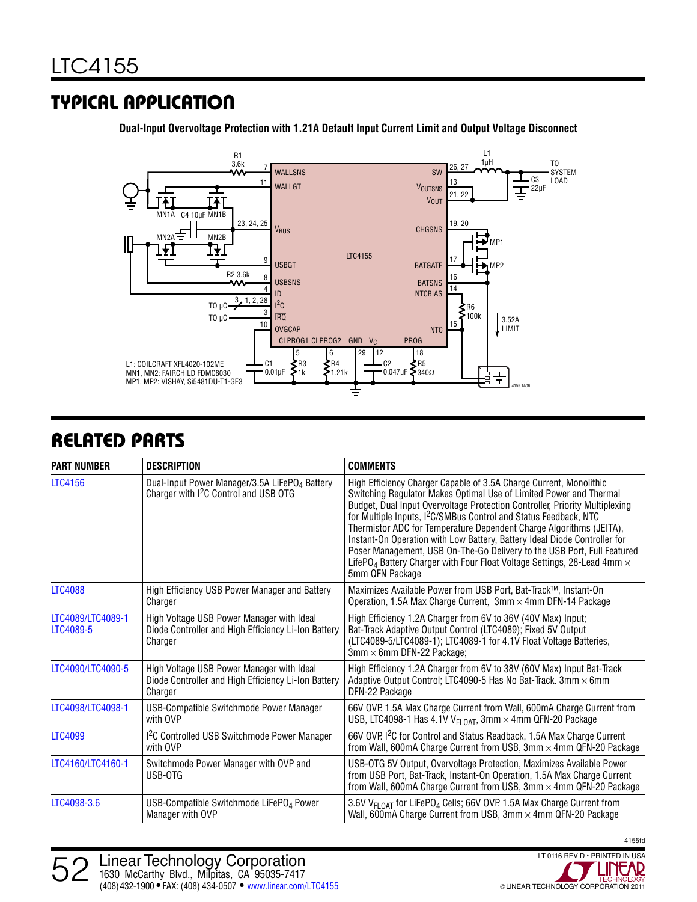## TYPICAL APPLICATION

**Dual-Input Overvoltage Protection with 1.21A Default Input Current Limit and Output Voltage Disconnect**

R1 3.6k
7 WALLSNS
11 WALLGT
MN1A C4 10µF MN1B
23, 24, 25 $V_{BUS}$
MN2A MN2B
9 USBGT
R2 3.6k
8 USBSNS
4 ID
TO µC 3 1, 2, 28 $I^2C$
TO µC 3 $\overline{IRQ}$
10 OVGCAP
CLPROG1 CLPROG2 GND $V_C$ PROG
5 6 29 12 18
C1 0.01µF R3 1k R4 1.21k C2 0.047µF R5 340Ω
LTC4155
SW 26, 27
$V_{OUTSNS}$ 13
$V_{OUT}$ 21, 22
L1 1µH
TO SYSTEM LOAD
C3 22µF
CHGSNS 19, 20
MP1
BATGATE 17
MP2
BATSNS 16
NTCBIAS 14
R6 100k
NTC 15
3.52A LIMIT

L1: COILCRAFT XFL4020-102ME
MN1, MN2: FAIRCHILD FDMC8030
MP1, MP2: VISHAY, Si5481DU-T1-GE3

4155 TA06

## RELATED PARTS

| PART NUMBER | DESCRIPTION | COMMENTS |
|---|---|---|
| LTC4156 | Dual-Input Power Manager/3.5A $LiFePO_4$ Battery Charger with $I^2C$ Control and USB OTG | High Efficiency Charger Capable of 3.5A Charge Current, Monolithic Switching Regulator Makes Optimal Use of Limited Power and Thermal Budget, Dual Input Overvoltage Protection Controller, Priority Multiplexing for Multiple Inputs, $I^2C$/SMBus Control and Status Feedback, NTC Thermistor ADC for Temperature Dependent Charge Algorithms (JEITA), Instant-On Operation with Low Battery, Battery Ideal Diode Controller for Poser Management, USB On-The-Go Delivery to the USB Port, Full Featured $LifePO_4$ Battery Charger with Four Float Voltage Settings, 28-Lead 4mm × 5mm QFN Package |
| LTC4088 | High Efficiency USB Power Manager and Battery Charger | Maximizes Available Power from USB Port, Bat-Track™, Instant-On Operation, 1.5A Max Charge Current, 3mm × 4mm DFN-14 Package |
| LTC4089/LTC4089-1 LTC4089-5 | High Voltage USB Power Manager with Ideal Diode Controller and High Efficiency Li-Ion Battery Charger | High Efficiency 1.2A Charger from 6V to 36V (40V Max) Input; Bat-Track Adaptive Output Control (LTC4089); Fixed 5V Output (LTC4089-5/LTC4089-1); LTC4089-1 for 4.1V Float Voltage Batteries, 3mm × 6mm DFN-22 Package; |
| LTC4090/LTC4090-5 | High Voltage USB Power Manager with Ideal Diode Controller and High Efficiency Li-Ion Battery Charger | High Efficiency 1.2A Charger from 6V to 38V (60V Max) Input Bat-Track Adaptive Output Control; LTC4090-5 Has No Bat-Track. 3mm × 6mm DFN-22 Package |
| LTC4098/LTC4098-1 | USB-Compatible Switchmode Power Manager with OVP | 66V OVP. 1.5A Max Charge Current from Wall, 600mA Charge Current from USB, LTC4098-1 Has 4.1V $V_{FLOAT}$, 3mm × 4mm QFN-20 Package |
| LTC4099 | $I^2C$ Controlled USB Switchmode Power Manager with OVP | 66V OVP. $I^2C$ for Control and Status Readback, 1.5A Max Charge Current from Wall, 600mA Charge Current from USB, 3mm × 4mm QFN-20 Package |
| LTC4160/LTC4160-1 | Switchmode Power Manager with OVP and USB-OTG | USB-OTG 5V Output, Overvoltage Protection, Maximizes Available Power from USB Port, Bat-Track, Instant-On Operation, 1.5A Max Charge Current from Wall, 600mA Charge Current from USB, 3mm × 4mm QFN-20 Package |
| LTC4098-3.6 | USB-Compatible Switchmode $LiFePO_4$ Power Manager with OVP | 3.6V $V_{FLOAT}$ for $LiFePO_4$ Cells; 66V OVP. 1.5A Max Charge Current from Wall, 600mA Charge Current from USB, 3mm × 4mm QFN-20 Package |

Linear Technology Corporation
1630 McCarthy Blvd., Milpitas, CA 95035-7417
(408) 432-1900 • FAX: (408) 434-0507 • www.linear.com/LTC4155

4155fd
LT 0116 REV D • PRINTED IN USA
© LINEAR TECHNOLOGY CORPORATION 2011